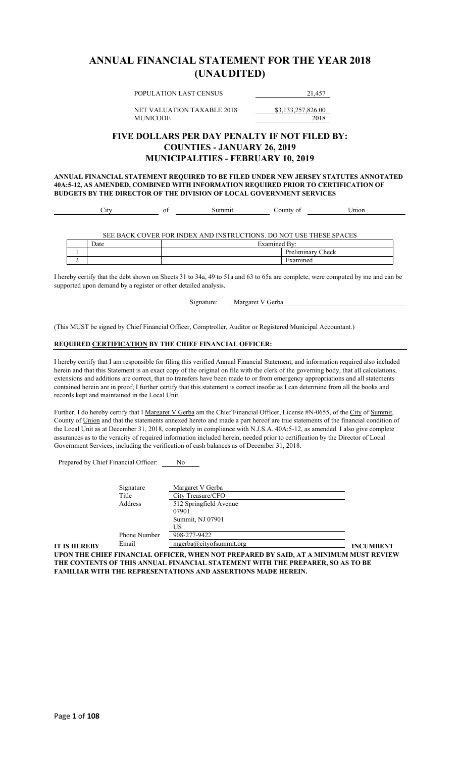# ANNUAL FINANCIAL STATEMENT FOR THE YEAR 2018 (UNAUDITED)

| | |
|---|---|
| POPULATION LAST CENSUS | 21,457 |
| NET VALUATION TAXABLE 2018 | $3,133,257,826.00 |
| MUNICODE | 2018 |

## FIVE DOLLARS PER DAY PENALTY IF NOT FILED BY: COUNTIES - JANUARY 26, 2019 MUNICIPALITIES - FEBRUARY 10, 2019

**ANNUAL FINANCIAL STATEMENT REQUIRED TO BE FILED UNDER NEW JERSEY STATUTES ANNOTATED 40A:5-12, AS AMENDED, COMBINED WITH INFORMATION REQUIRED PRIOR TO CERTIFICATION OF BUDGETS BY THE DIRECTOR OF THE DIVISION OF LOCAL GOVERNMENT SERVICES**

City of Summit County of Union

SEE BACK COVER FOR INDEX AND INSTRUCTIONS. DO NOT USE THESE SPACES

| | Date | Examined By: |
|---|---|---|
| 1 | | Preliminary Check |
| 2 | | Examined |

I hereby certify that the debt shown on Sheets 31 to 34a, 49 to 51a and 63 to 65a are complete, were computed by me and can be supported upon demand by a register or other detailed analysis.

Signature: Margaret V Gerba

(This MUST be signed by Chief Financial Officer, Comptroller, Auditor or Registered Municipal Accountant.)

**REQUIRED CERTIFICATION BY THE CHIEF FINANCIAL OFFICER:**

I hereby certify that I am responsible for filing this verified Annual Financial Statement, and information required also included herein and that this Statement is an exact copy of the original on file with the clerk of the governing body, that all calculations, extensions and additions are correct, that no transfers have been made to or from emergency appropriations and all statements contained herein are in proof; I further certify that this statement is correct insofar as I can determine from all the books and records kept and maintained in the Local Unit.

Further, I do hereby certify that I Margaret V Gerba am the Chief Financial Officer, License #N-0655, of the City of Summit, County of Union and that the statements annexed hereto and made a part hereof are true statements of the financial condition of the Local Unit as at December 31, 2018, completely in compliance with N.J.S.A. 40A:5-12, as amended. I also give complete assurances as to the veracity of required information included herein, needed prior to certification by the Director of Local Government Services, including the verification of cash balances as of December 31, 2018.

Prepared by Chief Financial Officer: No

| | |
|---|---|
| Signature | Margaret V Gerba |
| Title | City Treasure/CFO |
| Address | 512 Springfield Avenue<br>07901<br>Summit, NJ 07901<br>US |
| Phone Number | 908-277-9422 |
| Email | mgerba@cityofsummit.org |

**IT IS HEREBY INCUMBENT UPON THE CHIEF FINANCIAL OFFICER, WHEN NOT PREPARED BY SAID, AT A MINIMUM MUST REVIEW THE CONTENTS OF THIS ANNUAL FINANCIAL STATEMENT WITH THE PREPARER, SO AS TO BE FAMILIAR WITH THE REPRESENTATIONS AND ASSERTIONS MADE HEREIN.**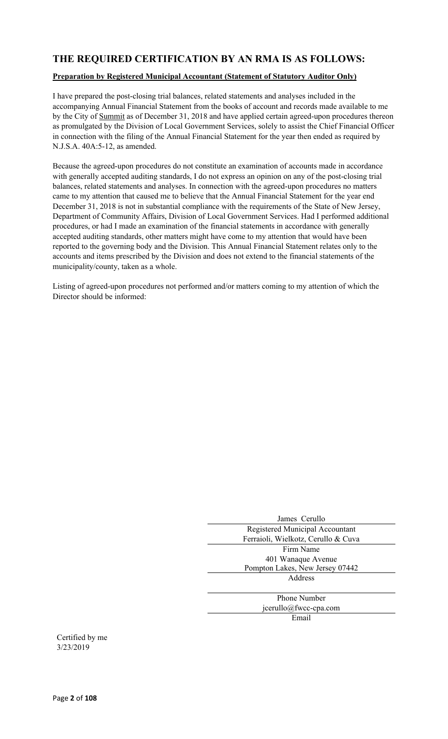## THE REQUIRED CERTIFICATION BY AN RMA IS AS FOLLOWS:

**Preparation by Registered Municipal Accountant (Statement of Statutory Auditor Only)**

I have prepared the post-closing trial balances, related statements and analyses included in the accompanying Annual Financial Statement from the books of account and records made available to me by the City of Summit as of December 31, 2018 and have applied certain agreed-upon procedures thereon as promulgated by the Division of Local Government Services, solely to assist the Chief Financial Officer in connection with the filing of the Annual Financial Statement for the year then ended as required by N.J.S.A. 40A:5-12, as amended.

Because the agreed-upon procedures do not constitute an examination of accounts made in accordance with generally accepted auditing standards, I do not express an opinion on any of the post-closing trial balances, related statements and analyses. In connection with the agreed-upon procedures no matters came to my attention that caused me to believe that the Annual Financial Statement for the year end December 31, 2018 is not in substantial compliance with the requirements of the State of New Jersey, Department of Community Affairs, Division of Local Government Services. Had I performed additional procedures, or had I made an examination of the financial statements in accordance with generally accepted auditing standards, other matters might have come to my attention that would have been reported to the governing body and the Division. This Annual Financial Statement relates only to the accounts and items prescribed by the Division and does not extend to the financial statements of the municipality/county, taken as a whole.

Listing of agreed-upon procedures not performed and/or matters coming to my attention of which the Director should be informed:

James Cerullo
Registered Municipal Accountant

Ferraioli, Wielkotz, Cerullo & Cuva
Firm Name

401 Wanaque Avenue
Pompton Lakes, New Jersey 07442
Address

Phone Number

jcerullo@fwcc-cpa.com
Email

Certified by me
3/23/2019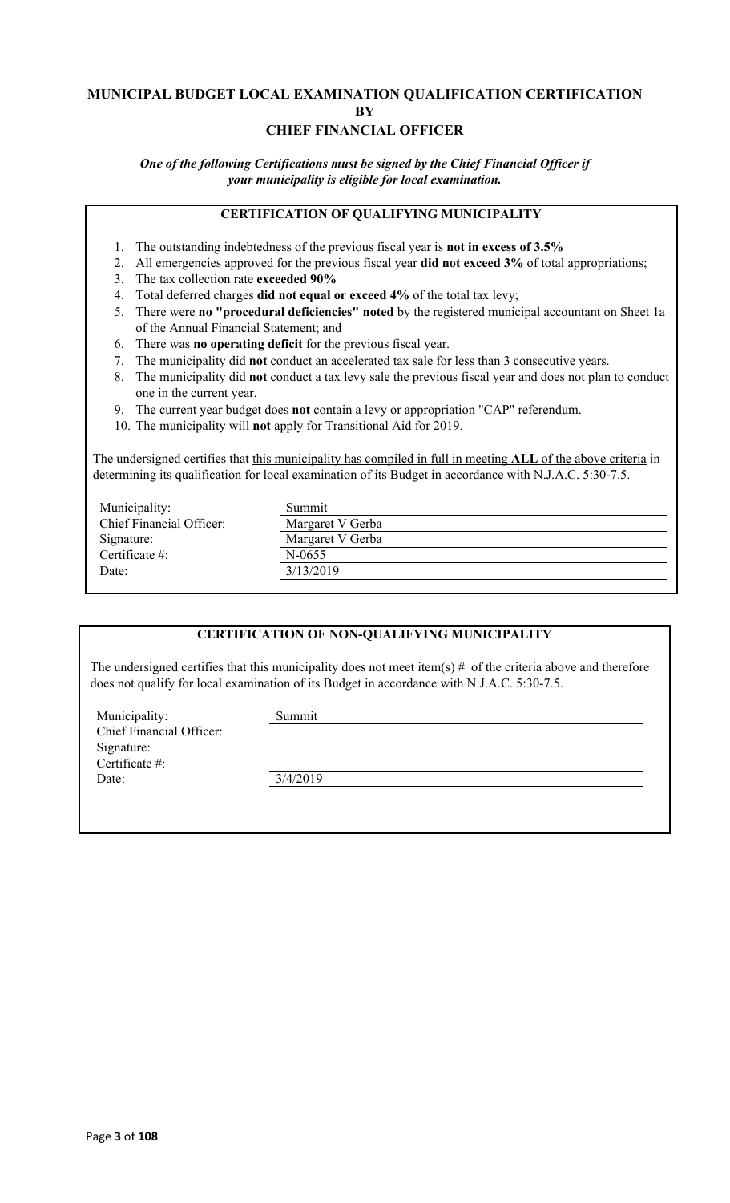# MUNICIPAL BUDGET LOCAL EXAMINATION QUALIFICATION CERTIFICATION BY CHIEF FINANCIAL OFFICER

***One of the following Certifications must be signed by the Chief Financial Officer if your municipality is eligible for local examination.***

## CERTIFICATION OF QUALIFYING MUNICIPALITY

1. The outstanding indebtedness of the previous fiscal year is **not in excess of 3.5%**
2. All emergencies approved for the previous fiscal year **did not exceed 3%** of total appropriations;
3. The tax collection rate **exceeded 90%**
4. Total deferred charges **did not equal or exceed 4%** of the total tax levy;
5. There were **no "procedural deficiencies" noted** by the registered municipal accountant on Sheet 1a of the Annual Financial Statement; and
6. There was **no operating deficit** for the previous fiscal year.
7. The municipality did **not** conduct an accelerated tax sale for less than 3 consecutive years.
8. The municipality did **not** conduct a tax levy sale the previous fiscal year and does not plan to conduct one in the current year.
9. The current year budget does **not** contain a levy or appropriation "CAP" referendum.
10. The municipality will **not** apply for Transitional Aid for 2019.

The undersigned certifies that this municipality has compiled in full in meeting **ALL** of the above criteria in determining its qualification for local examination of its Budget in accordance with N.J.A.C. 5:30-7.5.

| | |
|---|---|
| Municipality: | Summit |
| Chief Financial Officer: | Margaret V Gerba |
| Signature: | Margaret V Gerba |
| Certificate #: | N-0655 |
| Date: | 3/13/2019 |

## CERTIFICATION OF NON-QUALIFYING MUNICIPALITY

The undersigned certifies that this municipality does not meet item(s) # of the criteria above and therefore does not qualify for local examination of its Budget in accordance with N.J.A.C. 5:30-7.5.

| | |
|---|---|
| Municipality: | Summit |
| Chief Financial Officer: | |
| Signature: | |
| Certificate #: | |
| Date: | 3/4/2019 |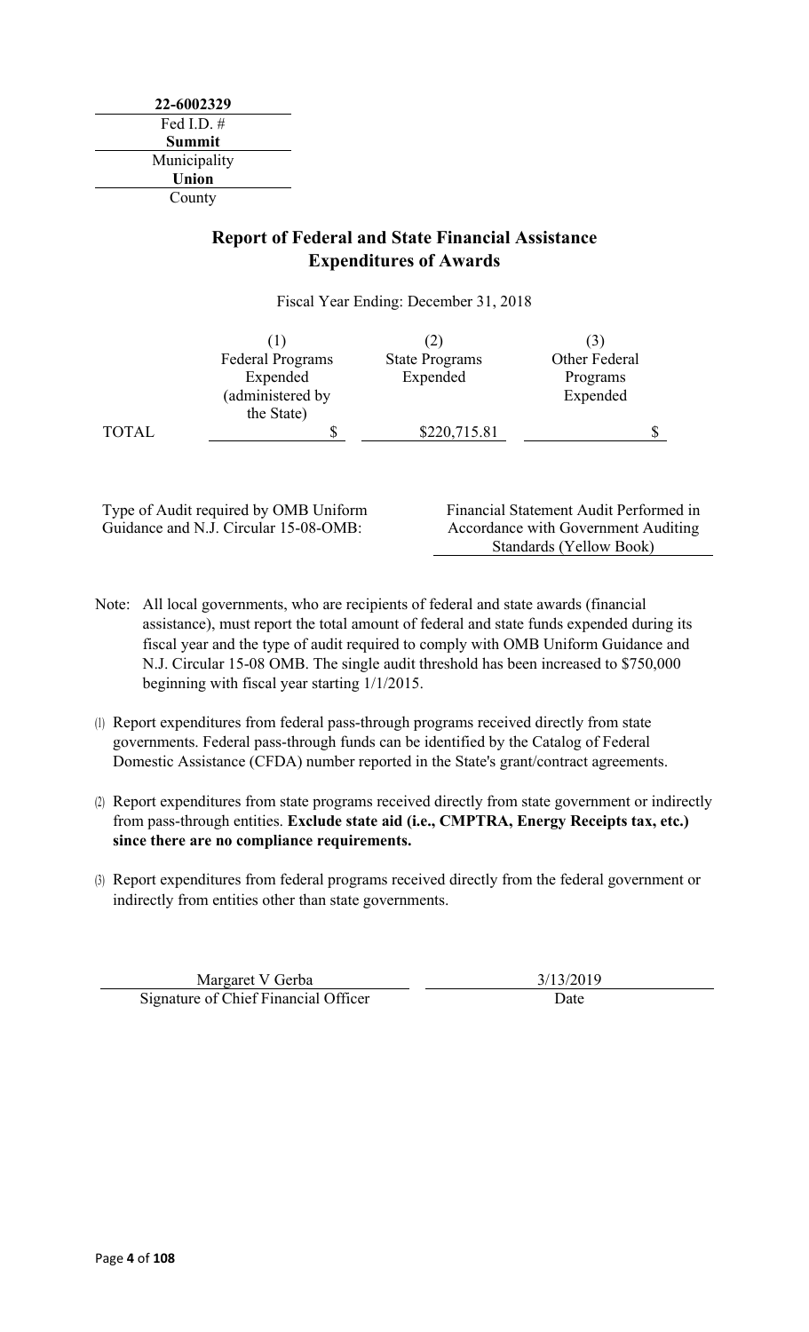**22-6002329**
Fed I.D. #
**Summit**
Municipality
**Union**
County

## Report of Federal and State Financial Assistance Expenditures of Awards

Fiscal Year Ending: December 31, 2018

| | (1) Federal Programs Expended (administered by the State) | (2) State Programs Expended | (3) Other Federal Programs Expended |
|---|---|---|---|
| TOTAL | $ | $220,715.81 | $ |

Type of Audit required by OMB Uniform Guidance and N.J. Circular 15-08-OMB: Financial Statement Audit Performed in Accordance with Government Auditing Standards (Yellow Book)

Note: All local governments, who are recipients of federal and state awards (financial assistance), must report the total amount of federal and state funds expended during its fiscal year and the type of audit required to comply with OMB Uniform Guidance and N.J. Circular 15-08 OMB. The single audit threshold has been increased to $750,000 beginning with fiscal year starting 1/1/2015.

(1) Report expenditures from federal pass-through programs received directly from state governments. Federal pass-through funds can be identified by the Catalog of Federal Domestic Assistance (CFDA) number reported in the State's grant/contract agreements.

(2) Report expenditures from state programs received directly from state government or indirectly from pass-through entities. **Exclude state aid (i.e., CMPTRA, Energy Receipts tax, etc.) since there are no compliance requirements.**

(3) Report expenditures from federal programs received directly from the federal government or indirectly from entities other than state governments.

Margaret V Gerba
Signature of Chief Financial Officer

3/13/2019
Date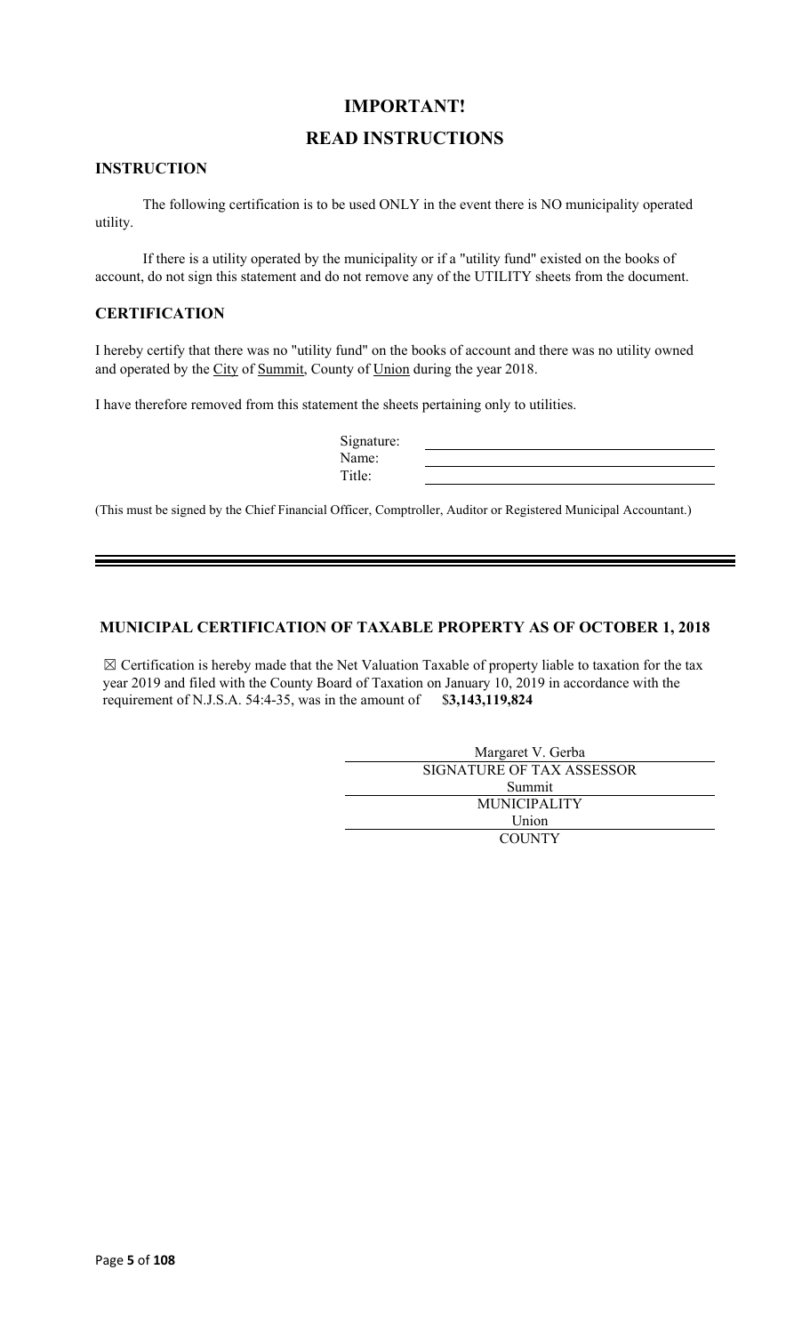# IMPORTANT!

# READ INSTRUCTIONS

## INSTRUCTION

The following certification is to be used ONLY in the event there is NO municipality operated utility.

If there is a utility operated by the municipality or if a "utility fund" existed on the books of account, do not sign this statement and do not remove any of the UTILITY sheets from the document.

## CERTIFICATION

I hereby certify that there was no "utility fund" on the books of account and there was no utility owned and operated by the City of Summit, County of Union during the year 2018.

I have therefore removed from this statement the sheets pertaining only to utilities.

Signature: ______________________

Name: ______________________

Title: ______________________

(This must be signed by the Chief Financial Officer, Comptroller, Auditor or Registered Municipal Accountant.)

---

## MUNICIPAL CERTIFICATION OF TAXABLE PROPERTY AS OF OCTOBER 1, 2018

☒ Certification is hereby made that the Net Valuation Taxable of property liable to taxation for the tax year 2019 and filed with the County Board of Taxation on January 10, 2019 in accordance with the requirement of N.J.S.A. 54:4-35, was in the amount of $**3,143,119,824**

Margaret V. Gerba
SIGNATURE OF TAX ASSESSOR

Summit
MUNICIPALITY

Union
COUNTY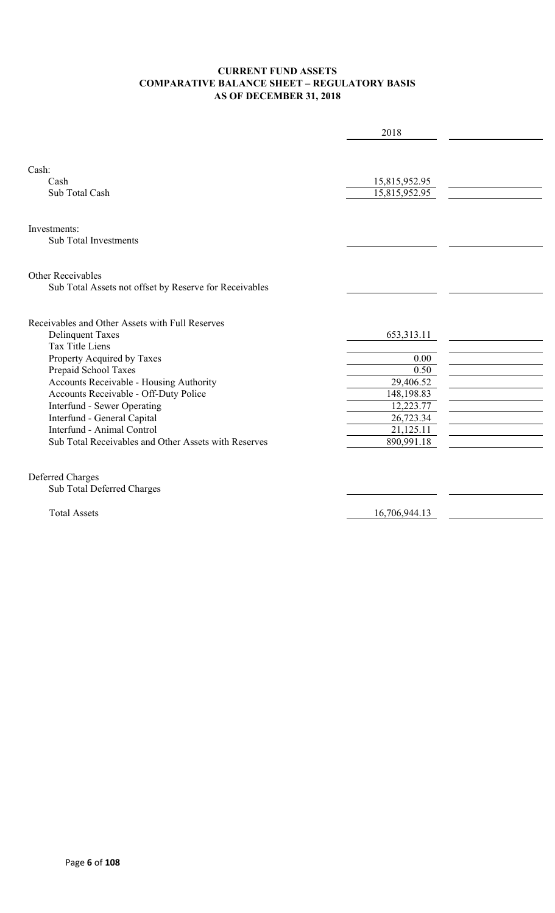**CURRENT FUND ASSETS**
**COMPARATIVE BALANCE SHEET – REGULATORY BASIS**
**AS OF DECEMBER 31, 2018**

| | 2018 | |
|---|---|---|
| Cash: | | |
| Cash | 15,815,952.95 | |
| Sub Total Cash | 15,815,952.95 | |
| Investments: | | |
| Sub Total Investments | | |
| Other Receivables | | |
| Sub Total Assets not offset by Reserve for Receivables | | |
| Receivables and Other Assets with Full Reserves | | |
| Delinquent Taxes | 653,313.11 | |
| Tax Title Liens | | |
| Property Acquired by Taxes | 0.00 | |
| Prepaid School Taxes | 0.50 | |
| Accounts Receivable - Housing Authority | 29,406.52 | |
| Accounts Receivable - Off-Duty Police | 148,198.83 | |
| Interfund - Sewer Operating | 12,223.77 | |
| Interfund - General Capital | 26,723.34 | |
| Interfund - Animal Control | 21,125.11 | |
| Sub Total Receivables and Other Assets with Reserves | 890,991.18 | |
| Deferred Charges | | |
| Sub Total Deferred Charges | | |
| Total Assets | 16,706,944.13 | |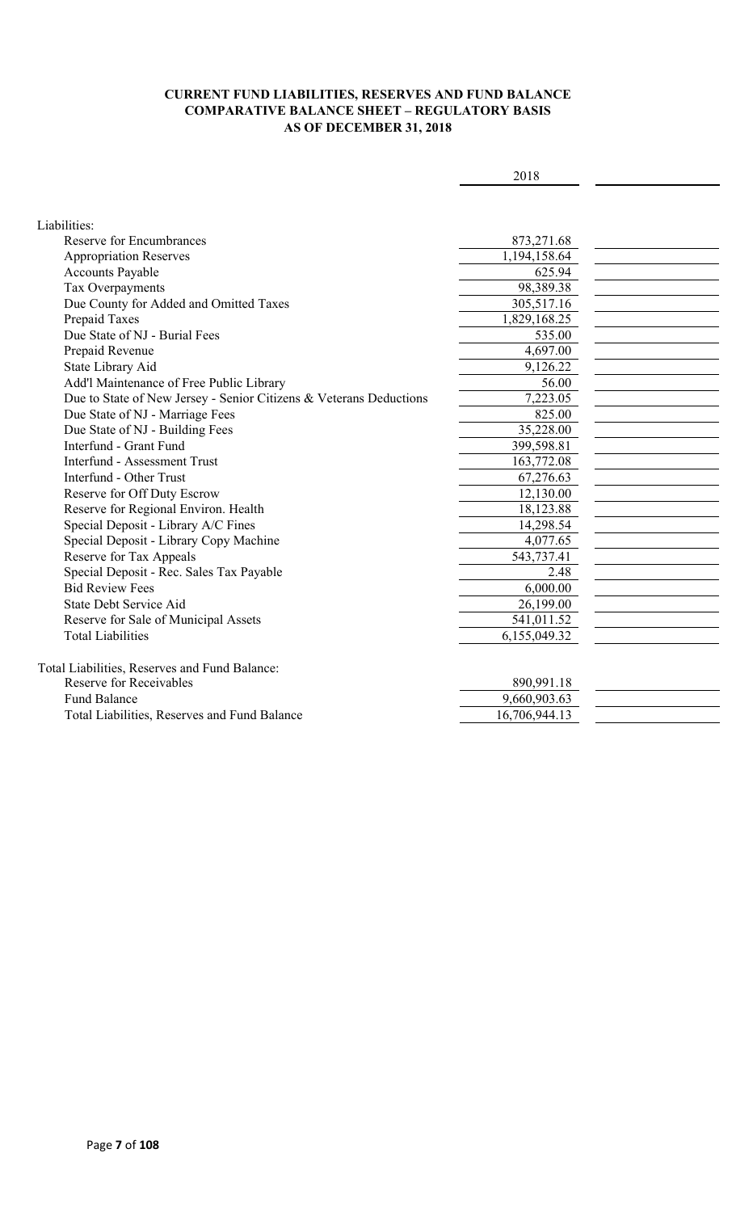**CURRENT FUND LIABILITIES, RESERVES AND FUND BALANCE**
**COMPARATIVE BALANCE SHEET – REGULATORY BASIS**
**AS OF DECEMBER 31, 2018**

| | 2018 | |
|---|---|---|
| Liabilities: | | |
| Reserve for Encumbrances | 873,271.68 | |
| Appropriation Reserves | 1,194,158.64 | |
| Accounts Payable | 625.94 | |
| Tax Overpayments | 98,389.38 | |
| Due County for Added and Omitted Taxes | 305,517.16 | |
| Prepaid Taxes | 1,829,168.25 | |
| Due State of NJ - Burial Fees | 535.00 | |
| Prepaid Revenue | 4,697.00 | |
| State Library Aid | 9,126.22 | |
| Add'l Maintenance of Free Public Library | 56.00 | |
| Due to State of New Jersey - Senior Citizens & Veterans Deductions | 7,223.05 | |
| Due State of NJ - Marriage Fees | 825.00 | |
| Due State of NJ - Building Fees | 35,228.00 | |
| Interfund - Grant Fund | 399,598.81 | |
| Interfund - Assessment Trust | 163,772.08 | |
| Interfund - Other Trust | 67,276.63 | |
| Reserve for Off Duty Escrow | 12,130.00 | |
| Reserve for Regional Environ. Health | 18,123.88 | |
| Special Deposit - Library A/C Fines | 14,298.54 | |
| Special Deposit - Library Copy Machine | 4,077.65 | |
| Reserve for Tax Appeals | 543,737.41 | |
| Special Deposit - Rec. Sales Tax Payable | 2.48 | |
| Bid Review Fees | 6,000.00 | |
| State Debt Service Aid | 26,199.00 | |
| Reserve for Sale of Municipal Assets | 541,011.52 | |
| Total Liabilities | 6,155,049.32 | |
| | | |
| Total Liabilities, Reserves and Fund Balance: | | |
| Reserve for Receivables | 890,991.18 | |
| Fund Balance | 9,660,903.63 | |
| Total Liabilities, Reserves and Fund Balance | 16,706,944.13 | |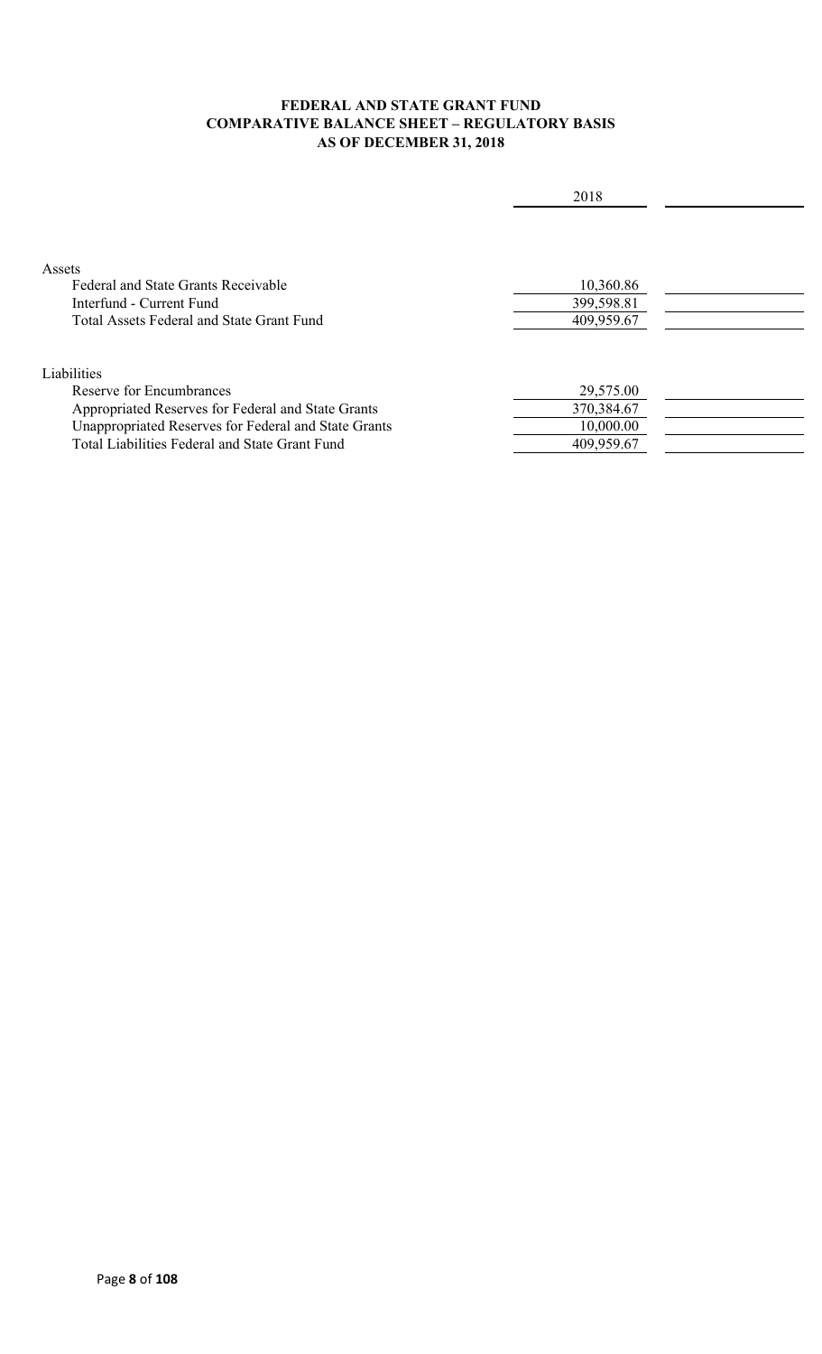**FEDERAL AND STATE GRANT FUND**
**COMPARATIVE BALANCE SHEET – REGULATORY BASIS**
**AS OF DECEMBER 31, 2018**

| | 2018 | |
|---|---|---|
| Assets | | |
| Federal and State Grants Receivable | 10,360.86 | |
| Interfund - Current Fund | 399,598.81 | |
| Total Assets Federal and State Grant Fund | 409,959.67 | |
| | | |
| Liabilities | | |
| Reserve for Encumbrances | 29,575.00 | |
| Appropriated Reserves for Federal and State Grants | 370,384.67 | |
| Unappropriated Reserves for Federal and State Grants | 10,000.00 | |
| Total Liabilities Federal and State Grant Fund | 409,959.67 | |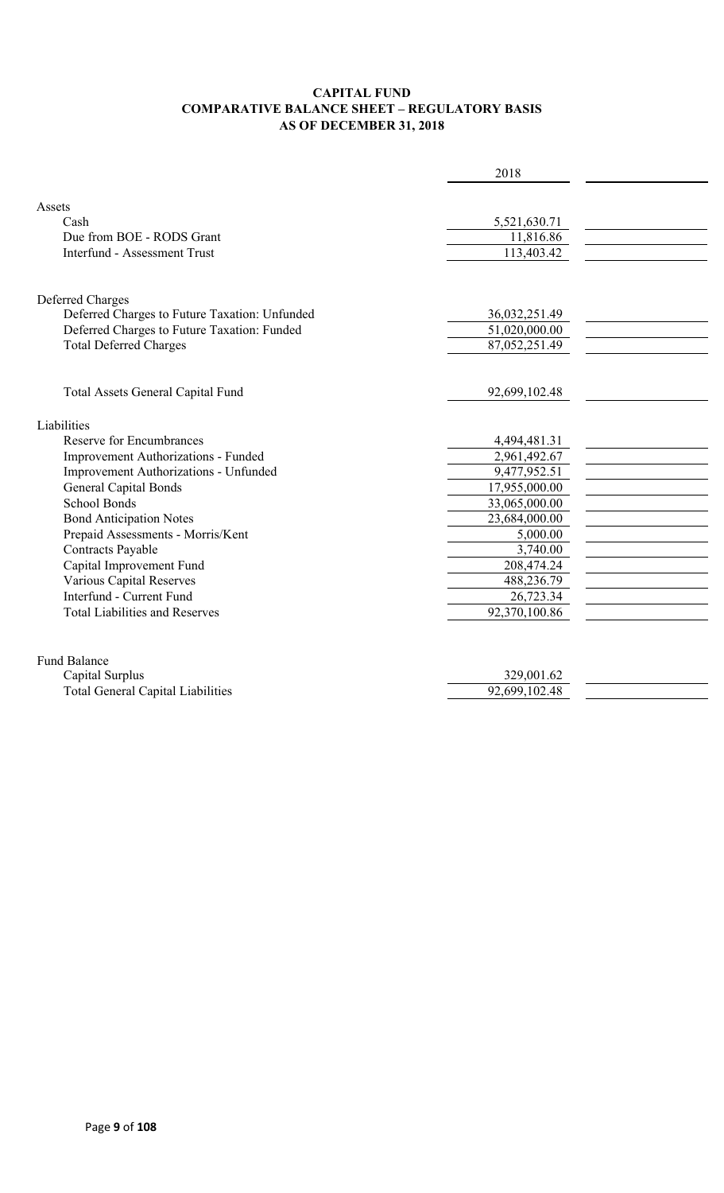**CAPITAL FUND**
**COMPARATIVE BALANCE SHEET – REGULATORY BASIS**
**AS OF DECEMBER 31, 2018**

| | 2018 | |
|---|---|---|
| Assets | | |
| Cash | 5,521,630.71 | |
| Due from BOE - RODS Grant | 11,816.86 | |
| Interfund - Assessment Trust | 113,403.42 | |
| | | |
| Deferred Charges | | |
| Deferred Charges to Future Taxation: Unfunded | 36,032,251.49 | |
| Deferred Charges to Future Taxation: Funded | 51,020,000.00 | |
| Total Deferred Charges | 87,052,251.49 | |
| | | |
| Total Assets General Capital Fund | 92,699,102.48 | |
| | | |
| Liabilities | | |
| Reserve for Encumbrances | 4,494,481.31 | |
| Improvement Authorizations - Funded | 2,961,492.67 | |
| Improvement Authorizations - Unfunded | 9,477,952.51 | |
| General Capital Bonds | 17,955,000.00 | |
| School Bonds | 33,065,000.00 | |
| Bond Anticipation Notes | 23,684,000.00 | |
| Prepaid Assessments - Morris/Kent | 5,000.00 | |
| Contracts Payable | 3,740.00 | |
| Capital Improvement Fund | 208,474.24 | |
| Various Capital Reserves | 488,236.79 | |
| Interfund - Current Fund | 26,723.34 | |
| Total Liabilities and Reserves | 92,370,100.86 | |
| | | |
| Fund Balance | | |
| Capital Surplus | 329,001.62 | |
| Total General Capital Liabilities | 92,699,102.48 | |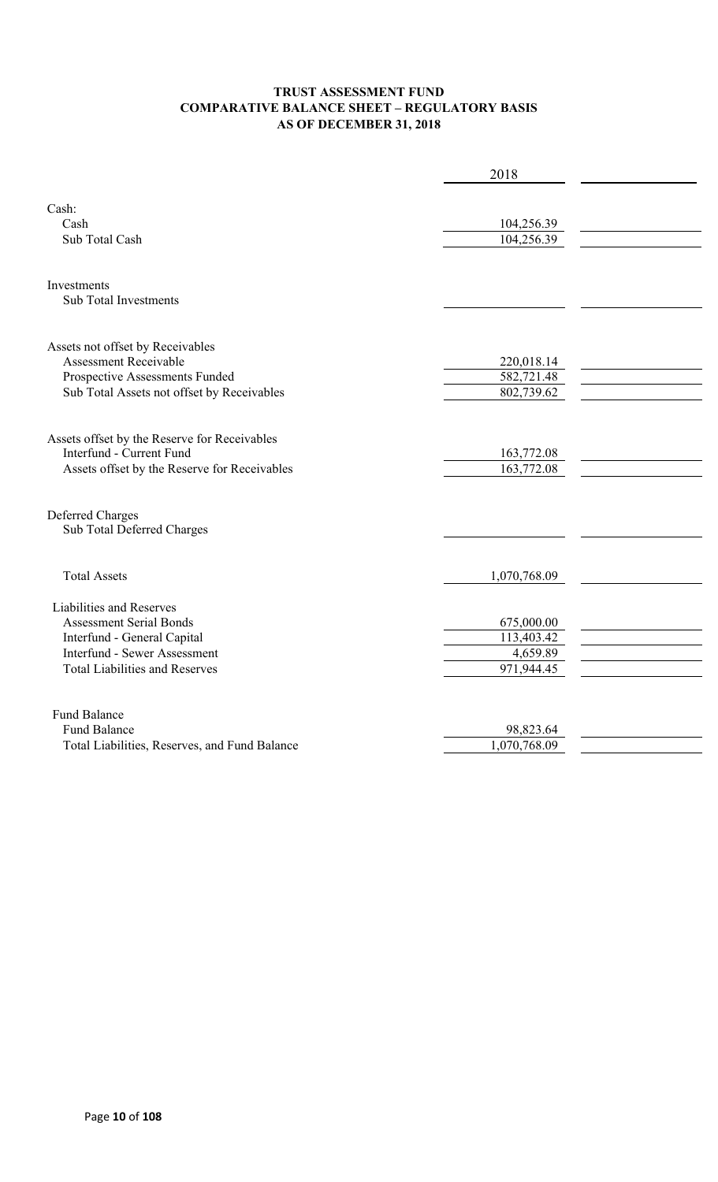**TRUST ASSESSMENT FUND**
**COMPARATIVE BALANCE SHEET – REGULATORY BASIS**
**AS OF DECEMBER 31, 2018**

| | 2018 | |
|---|---|---|
| Cash: | | |
| Cash | 104,256.39 | |
| Sub Total Cash | 104,256.39 | |
| Investments | | |
| Sub Total Investments | | |
| Assets not offset by Receivables | | |
| Assessment Receivable | 220,018.14 | |
| Prospective Assessments Funded | 582,721.48 | |
| Sub Total Assets not offset by Receivables | 802,739.62 | |
| Assets offset by the Reserve for Receivables | | |
| Interfund - Current Fund | 163,772.08 | |
| Assets offset by the Reserve for Receivables | 163,772.08 | |
| Deferred Charges | | |
| Sub Total Deferred Charges | | |
| Total Assets | 1,070,768.09 | |
| Liabilities and Reserves | | |
| Assessment Serial Bonds | 675,000.00 | |
| Interfund - General Capital | 113,403.42 | |
| Interfund - Sewer Assessment | 4,659.89 | |
| Total Liabilities and Reserves | 971,944.45 | |
| Fund Balance | | |
| Fund Balance | 98,823.64 | |
| Total Liabilities, Reserves, and Fund Balance | 1,070,768.09 | |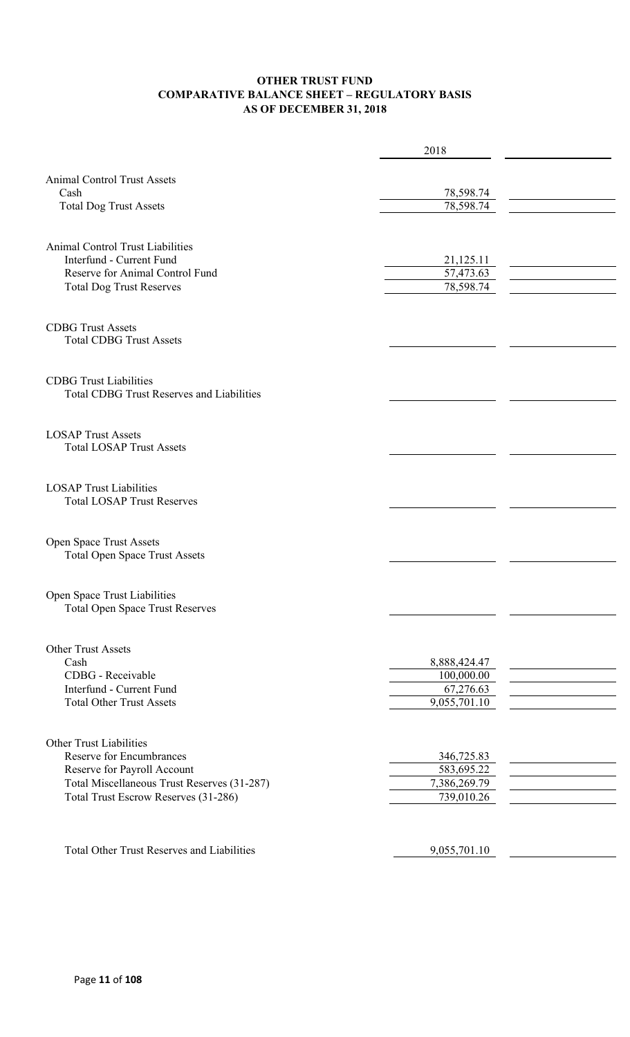**OTHER TRUST FUND**
**COMPARATIVE BALANCE SHEET – REGULATORY BASIS**
**AS OF DECEMBER 31, 2018**

| | 2018 | |
|---|---|---|
| Animal Control Trust Assets | | |
| Cash | 78,598.74 | |
| Total Dog Trust Assets | 78,598.74 | |
| | | |
| Animal Control Trust Liabilities | | |
| Interfund - Current Fund | 21,125.11 | |
| Reserve for Animal Control Fund | 57,473.63 | |
| Total Dog Trust Reserves | 78,598.74 | |
| | | |
| CDBG Trust Assets | | |
| Total CDBG Trust Assets | | |
| | | |
| CDBG Trust Liabilities | | |
| Total CDBG Trust Reserves and Liabilities | | |
| | | |
| LOSAP Trust Assets | | |
| Total LOSAP Trust Assets | | |
| | | |
| LOSAP Trust Liabilities | | |
| Total LOSAP Trust Reserves | | |
| | | |
| Open Space Trust Assets | | |
| Total Open Space Trust Assets | | |
| | | |
| Open Space Trust Liabilities | | |
| Total Open Space Trust Reserves | | |
| | | |
| Other Trust Assets | | |
| Cash | 8,888,424.47 | |
| CDBG - Receivable | 100,000.00 | |
| Interfund - Current Fund | 67,276.63 | |
| Total Other Trust Assets | 9,055,701.10 | |
| | | |
| Other Trust Liabilities | | |
| Reserve for Encumbrances | 346,725.83 | |
| Reserve for Payroll Account | 583,695.22 | |
| Total Miscellaneous Trust Reserves (31-287) | 7,386,269.79 | |
| Total Trust Escrow Reserves (31-286) | 739,010.26 | |
| | | |
| Total Other Trust Reserves and Liabilities | 9,055,701.10 | |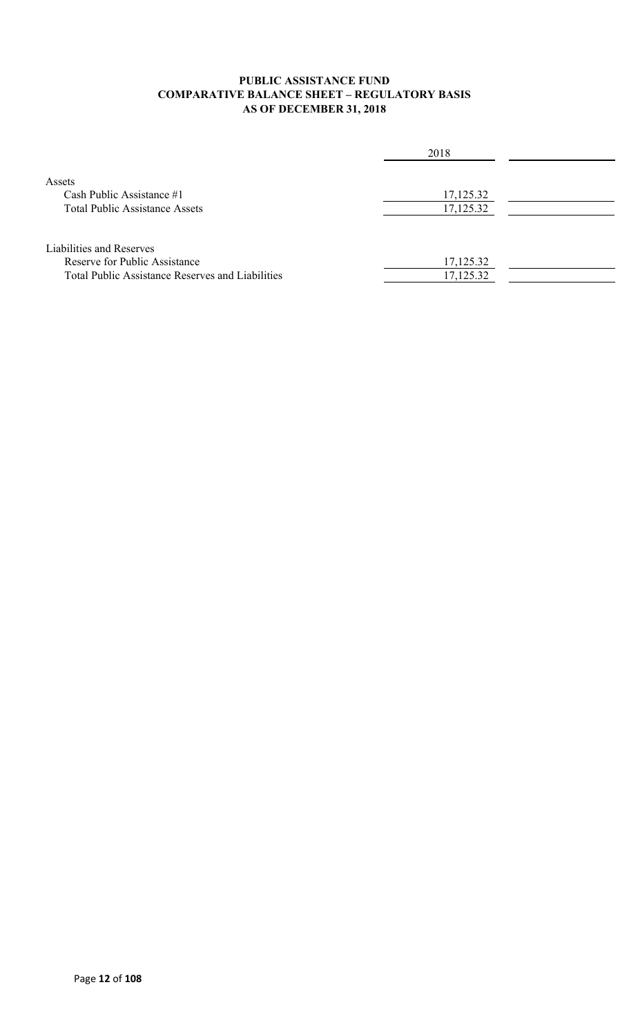**PUBLIC ASSISTANCE FUND**
**COMPARATIVE BALANCE SHEET – REGULATORY BASIS**
**AS OF DECEMBER 31, 2018**

| | 2018 | |
|---|---|---|
| Assets | | |
| Cash Public Assistance #1 | 17,125.32 | |
| Total Public Assistance Assets | 17,125.32 | |
| | | |
| Liabilities and Reserves | | |
| Reserve for Public Assistance | 17,125.32 | |
| Total Public Assistance Reserves and Liabilities | 17,125.32 | |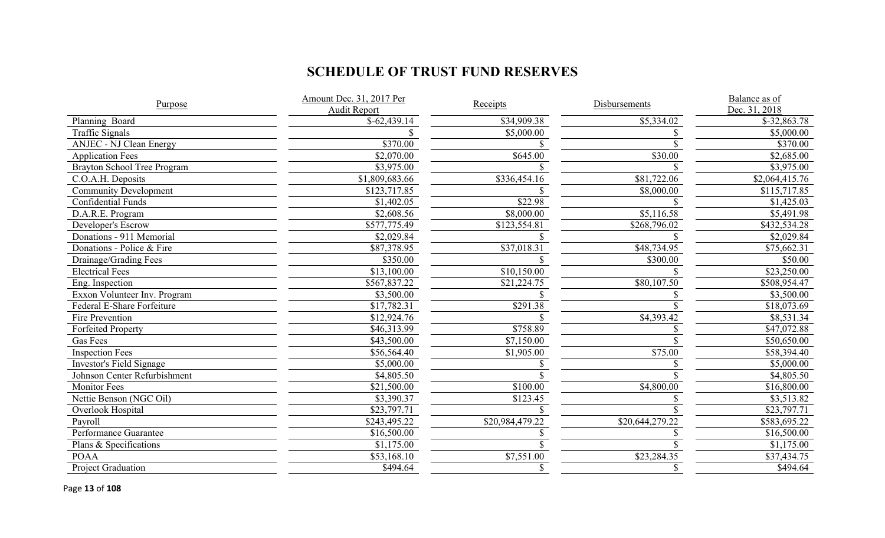## SCHEDULE OF TRUST FUND RESERVES

| Purpose | Amount Dec. 31, 2017 Per Audit Report | Receipts | Disbursements | Balance as of Dec. 31, 2018 |
|---|---|---|---|---|
| Planning Board | $-62,439.14 | $34,909.38 | $5,334.02 | $-32,863.78 |
| Traffic Signals | $ | $5,000.00 | $ | $5,000.00 |
| ANJEC - NJ Clean Energy | $370.00 | $ | $ | $370.00 |
| Application Fees | $2,070.00 | $645.00 | $30.00 | $2,685.00 |
| Brayton School Tree Program | $3,975.00 | $ | $ | $3,975.00 |
| C.O.A.H. Deposits | $1,809,683.66 | $336,454.16 | $81,722.06 | $2,064,415.76 |
| Community Development | $123,717.85 | $ | $8,000.00 | $115,717.85 |
| Confidential Funds | $1,402.05 | $22.98 | $ | $1,425.03 |
| D.A.R.E. Program | $2,608.56 | $8,000.00 | $5,116.58 | $5,491.98 |
| Developer's Escrow | $577,775.49 | $123,554.81 | $268,796.02 | $432,534.28 |
| Donations - 911 Memorial | $2,029.84 | $ | $ | $2,029.84 |
| Donations - Police & Fire | $87,378.95 | $37,018.31 | $48,734.95 | $75,662.31 |
| Drainage/Grading Fees | $350.00 | $ | $300.00 | $50.00 |
| Electrical Fees | $13,100.00 | $10,150.00 | $ | $23,250.00 |
| Eng. Inspection | $567,837.22 | $21,224.75 | $80,107.50 | $508,954.47 |
| Exxon Volunteer Inv. Program | $3,500.00 | $ | $ | $3,500.00 |
| Federal E-Share Forfeiture | $17,782.31 | $291.38 | $ | $18,073.69 |
| Fire Prevention | $12,924.76 | $ | $4,393.42 | $8,531.34 |
| Forfeited Property | $46,313.99 | $758.89 | $ | $47,072.88 |
| Gas Fees | $43,500.00 | $7,150.00 | $ | $50,650.00 |
| Inspection Fees | $56,564.40 | $1,905.00 | $75.00 | $58,394.40 |
| Investor's Field Signage | $5,000.00 | $ | $ | $5,000.00 |
| Johnson Center Refurbishment | $4,805.50 | $ | $ | $4,805.50 |
| Monitor Fees | $21,500.00 | $100.00 | $4,800.00 | $16,800.00 |
| Nettie Benson (NGC Oil) | $3,390.37 | $123.45 | $ | $3,513.82 |
| Overlook Hospital | $23,797.71 | $ | $ | $23,797.71 |
| Payroll | $243,495.22 | $20,984,479.22 | $20,644,279.22 | $583,695.22 |
| Performance Guarantee | $16,500.00 | $ | $ | $16,500.00 |
| Plans & Specifications | $1,175.00 | $ | $ | $1,175.00 |
| POAA | $53,168.10 | $7,551.00 | $23,284.35 | $37,434.75 |
| Project Graduation | $494.64 | $ | $ | $494.64 |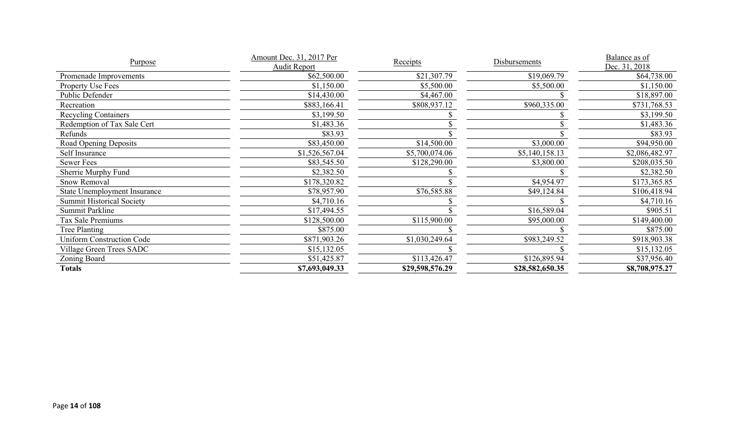| Purpose | Amount Dec. 31, 2017 Per Audit Report | Receipts | Disbursements | Balance as of Dec. 31, 2018 |
|---|---|---|---|---|
| Promenade Improvements | $62,500.00 | $21,307.79 | $19,069.79 | $64,738.00 |
| Property Use Fees | $1,150.00 | $5,500.00 | $5,500.00 | $1,150.00 |
| Public Defender | $14,430.00 | $4,467.00 | $ | $18,897.00 |
| Recreation | $883,166.41 | $808,937.12 | $960,335.00 | $731,768.53 |
| Recycling Containers | $3,199.50 | $ | $ | $3,199.50 |
| Redemption of Tax Sale Cert | $1,483.36 | $ | $ | $1,483.36 |
| Refunds | $83.93 | $ | $ | $83.93 |
| Road Opening Deposits | $83,450.00 | $14,500.00 | $3,000.00 | $94,950.00 |
| Self Insurance | $1,526,567.04 | $5,700,074.06 | $5,140,158.13 | $2,086,482.97 |
| Sewer Fees | $83,545.50 | $128,290.00 | $3,800.00 | $208,035.50 |
| Sherrie Murphy Fund | $2,382.50 | $ | $ | $2,382.50 |
| Snow Removal | $178,320.82 | $ | $4,954.97 | $173,365.85 |
| State Unemployment Insurance | $78,957.90 | $76,585.88 | $49,124.84 | $106,418.94 |
| Summit Historical Society | $4,710.16 | $ | $ | $4,710.16 |
| Summit Parkline | $17,494.55 | $ | $16,589.04 | $905.51 |
| Tax Sale Premiums | $128,500.00 | $115,900.00 | $95,000.00 | $149,400.00 |
| Tree Planting | $875.00 | $ | $ | $875.00 |
| Uniform Construction Code | $871,903.26 | $1,030,249.64 | $983,249.52 | $918,903.38 |
| Village Green Trees SADC | $15,132.05 | $ | $ | $15,132.05 |
| Zoning Board | $51,425.87 | $113,426.47 | $126,895.94 | $37,956.40 |
| **Totals** | **$7,693,049.33** | **$29,598,576.29** | **$28,582,650.35** | **$8,708,975.27** |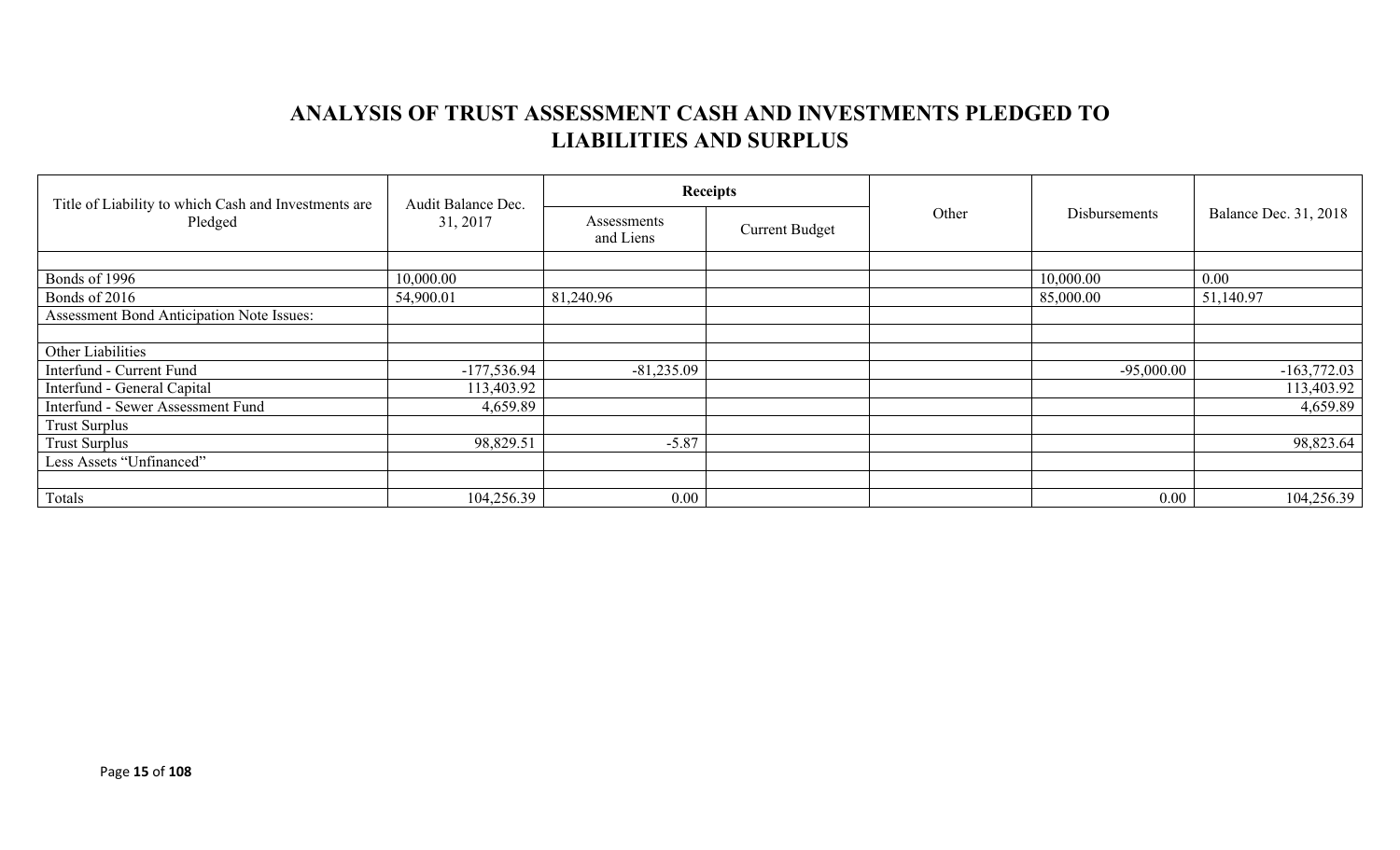# ANALYSIS OF TRUST ASSESSMENT CASH AND INVESTMENTS PLEDGED TO LIABILITIES AND SURPLUS

| Title of Liability to which Cash and Investments are Pledged | Audit Balance Dec. 31, 2017 | Receipts | | Other | Disbursements | Balance Dec. 31, 2018 |
|---|---|---|---|---|---|---|
| | | Assessments and Liens | Current Budget | | | |
| | | | | | | |
| Bonds of 1996 | 10,000.00 | | | | 10,000.00 | 0.00 |
| Bonds of 2016 | 54,900.01 | 81,240.96 | | | 85,000.00 | 51,140.97 |
| Assessment Bond Anticipation Note Issues: | | | | | | |
| | | | | | | |
| Other Liabilities | | | | | | |
| Interfund - Current Fund | -177,536.94 | -81,235.09 | | | -95,000.00 | -163,772.03 |
| Interfund - General Capital | 113,403.92 | | | | | 113,403.92 |
| Interfund - Sewer Assessment Fund | 4,659.89 | | | | | 4,659.89 |
| Trust Surplus | | | | | | |
| Trust Surplus | 98,829.51 | -5.87 | | | | 98,823.64 |
| Less Assets "Unfinanced" | | | | | | |
| | | | | | | |
| Totals | 104,256.39 | 0.00 | | | 0.00 | 104,256.39 |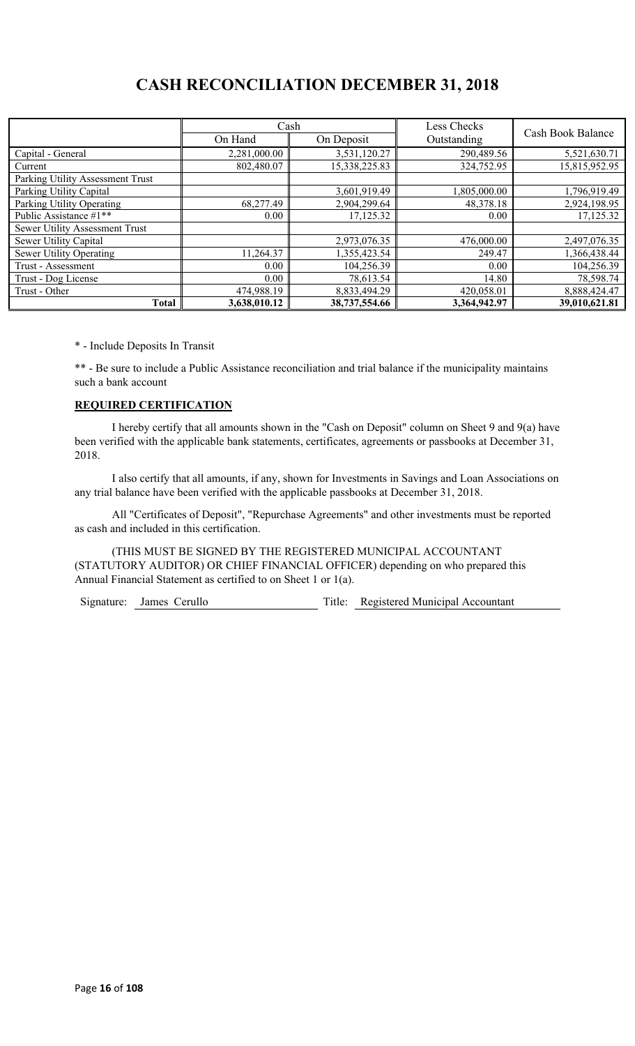# CASH RECONCILIATION DECEMBER 31, 2018

| | Cash | | Less Checks Outstanding | Cash Book Balance |
|---|---|---|---|---|
| | On Hand | On Deposit | | |
| Capital - General | 2,281,000.00 | 3,531,120.27 | 290,489.56 | 5,521,630.71 |
| Current | 802,480.07 | 15,338,225.83 | 324,752.95 | 15,815,952.95 |
| Parking Utility Assessment Trust | | | | |
| Parking Utility Capital | | 3,601,919.49 | 1,805,000.00 | 1,796,919.49 |
| Parking Utility Operating | 68,277.49 | 2,904,299.64 | 48,378.18 | 2,924,198.95 |
| Public Assistance #1** | 0.00 | 17,125.32 | 0.00 | 17,125.32 |
| Sewer Utility Assessment Trust | | | | |
| Sewer Utility Capital | | 2,973,076.35 | 476,000.00 | 2,497,076.35 |
| Sewer Utility Operating | 11,264.37 | 1,355,423.54 | 249.47 | 1,366,438.44 |
| Trust - Assessment | 0.00 | 104,256.39 | 0.00 | 104,256.39 |
| Trust - Dog License | 0.00 | 78,613.54 | 14.80 | 78,598.74 |
| Trust - Other | 474,988.19 | 8,833,494.29 | 420,058.01 | 8,888,424.47 |
| **Total** | **3,638,010.12** | **38,737,554.66** | **3,364,942.97** | **39,010,621.81** |

* - Include Deposits In Transit

** - Be sure to include a Public Assistance reconciliation and trial balance if the municipality maintains such a bank account

**REQUIRED CERTIFICATION**

I hereby certify that all amounts shown in the "Cash on Deposit" column on Sheet 9 and 9(a) have been verified with the applicable bank statements, certificates, agreements or passbooks at December 31, 2018.

I also certify that all amounts, if any, shown for Investments in Savings and Loan Associations on any trial balance have been verified with the applicable passbooks at December 31, 2018.

All "Certificates of Deposit", "Repurchase Agreements" and other investments must be reported as cash and included in this certification.

(THIS MUST BE SIGNED BY THE REGISTERED MUNICIPAL ACCOUNTANT (STATUTORY AUDITOR) OR CHIEF FINANCIAL OFFICER) depending on who prepared this Annual Financial Statement as certified to on Sheet 1 or 1(a).

Signature: James Cerullo Title: Registered Municipal Accountant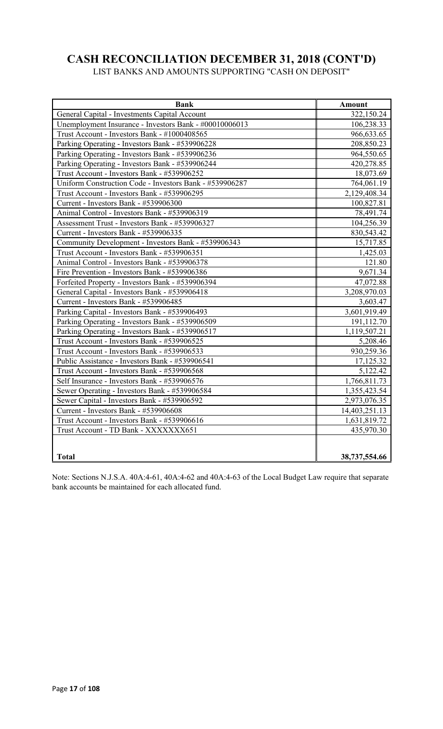# CASH RECONCILIATION DECEMBER 31, 2018 (CONT'D)

LIST BANKS AND AMOUNTS SUPPORTING "CASH ON DEPOSIT"

| Bank | Amount |
|---|---|
| General Capital - Investments Capital Account | 322,150.24 |
| Unemployment Insurance - Investors Bank - #00010006013 | 106,238.33 |
| Trust Account - Investors Bank - #1000408565 | 966,633.65 |
| Parking Operating - Investors Bank - #539906228 | 208,850.23 |
| Parking Operating - Investors Bank - #539906236 | 964,550.65 |
| Parking Operating - Investors Bank - #539906244 | 420,278.85 |
| Trust Account - Investors Bank - #539906252 | 18,073.69 |
| Uniform Construction Code - Investors Bank - #539906287 | 764,061.19 |
| Trust Account - Investors Bank - #539906295 | 2,129,408.34 |
| Current - Investors Bank - #539906300 | 100,827.81 |
| Animal Control - Investors Bank - #539906319 | 78,491.74 |
| Assessment Trust - Investors Bank - #539906327 | 104,256.39 |
| Current - Investors Bank - #539906335 | 830,543.42 |
| Community Development - Investors Bank - #539906343 | 15,717.85 |
| Trust Account - Investors Bank - #539906351 | 1,425.03 |
| Animal Control - Investors Bank - #539906378 | 121.80 |
| Fire Prevention - Investors Bank - #539906386 | 9,671.34 |
| Forfeited Property - Investors Bank - #539906394 | 47,072.88 |
| General Capital - Investors Bank - #539906418 | 3,208,970.03 |
| Current - Investors Bank - #539906485 | 3,603.47 |
| Parking Capital - Investors Bank - #539906493 | 3,601,919.49 |
| Parking Operating - Investors Bank - #539906509 | 191,112.70 |
| Parking Operating - Investors Bank - #539906517 | 1,119,507.21 |
| Trust Account - Investors Bank - #539906525 | 5,208.46 |
| Trust Account - Investors Bank - #539906533 | 930,259.36 |
| Public Assistance - Investors Bank - #539906541 | 17,125.32 |
| Trust Account - Investors Bank - #539906568 | 5,122.42 |
| Self Insurance - Investors Bank - #539906576 | 1,766,811.73 |
| Sewer Operating - Investors Bank - #539906584 | 1,355,423.54 |
| Sewer Capital - Investors Bank - #539906592 | 2,973,076.35 |
| Current - Investors Bank - #539906608 | 14,403,251.13 |
| Trust Account - Investors Bank - #539906616 | 1,631,819.72 |
| Trust Account - TD Bank - XXXXXXX651 | 435,970.30 |
| | |
| **Total** | **38,737,554.66** |

Note: Sections N.J.S.A. 40A:4-61, 40A:4-62 and 40A:4-63 of the Local Budget Law require that separate bank accounts be maintained for each allocated fund.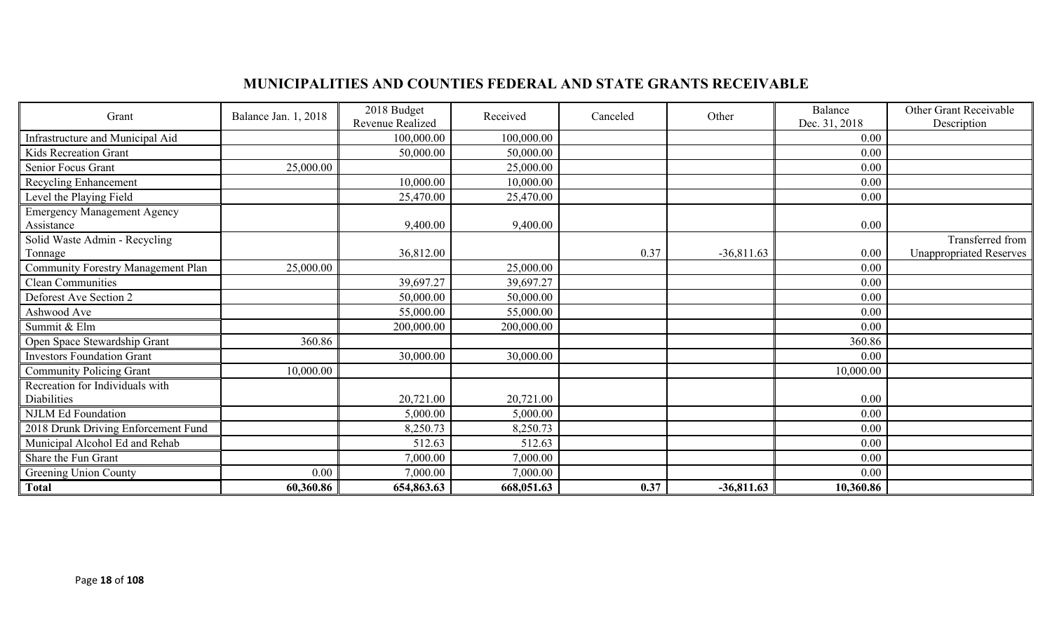## MUNICIPALITIES AND COUNTIES FEDERAL AND STATE GRANTS RECEIVABLE

| Grant | Balance Jan. 1, 2018 | 2018 Budget Revenue Realized | Received | Canceled | Other | Balance Dec. 31, 2018 | Other Grant Receivable Description |
|---|---|---|---|---|---|---|---|
| Infrastructure and Municipal Aid | | 100,000.00 | 100,000.00 | | | 0.00 | |
| Kids Recreation Grant | | 50,000.00 | 50,000.00 | | | 0.00 | |
| Senior Focus Grant | 25,000.00 | | 25,000.00 | | | 0.00 | |
| Recycling Enhancement | | 10,000.00 | 10,000.00 | | | 0.00 | |
| Level the Playing Field | | 25,470.00 | 25,470.00 | | | 0.00 | |
| Emergency Management Agency Assistance | | 9,400.00 | 9,400.00 | | | 0.00 | |
| Solid Waste Admin - Recycling Tonnage | | 36,812.00 | | 0.37 | -36,811.63 | 0.00 | Transferred from Unappropriated Reserves |
| Community Forestry Management Plan | 25,000.00 | | 25,000.00 | | | 0.00 | |
| Clean Communities | | 39,697.27 | 39,697.27 | | | 0.00 | |
| Deforest Ave Section 2 | | 50,000.00 | 50,000.00 | | | 0.00 | |
| Ashwood Ave | | 55,000.00 | 55,000.00 | | | 0.00 | |
| Summit & Elm | | 200,000.00 | 200,000.00 | | | 0.00 | |
| Open Space Stewardship Grant | 360.86 | | | | | 360.86 | |
| Investors Foundation Grant | | 30,000.00 | 30,000.00 | | | 0.00 | |
| Community Policing Grant | 10,000.00 | | | | | 10,000.00 | |
| Recreation for Individuals with Diabilities | | 20,721.00 | 20,721.00 | | | 0.00 | |
| NJLM Ed Foundation | | 5,000.00 | 5,000.00 | | | 0.00 | |
| 2018 Drunk Driving Enforcement Fund | | 8,250.73 | 8,250.73 | | | 0.00 | |
| Municipal Alcohol Ed and Rehab | | 512.63 | 512.63 | | | 0.00 | |
| Share the Fun Grant | | 7,000.00 | 7,000.00 | | | 0.00 | |
| Greening Union County | 0.00 | 7,000.00 | 7,000.00 | | | 0.00 | |
| **Total** | **60,360.86** | **654,863.63** | **668,051.63** | **0.37** | **-36,811.63** | **10,360.86** | |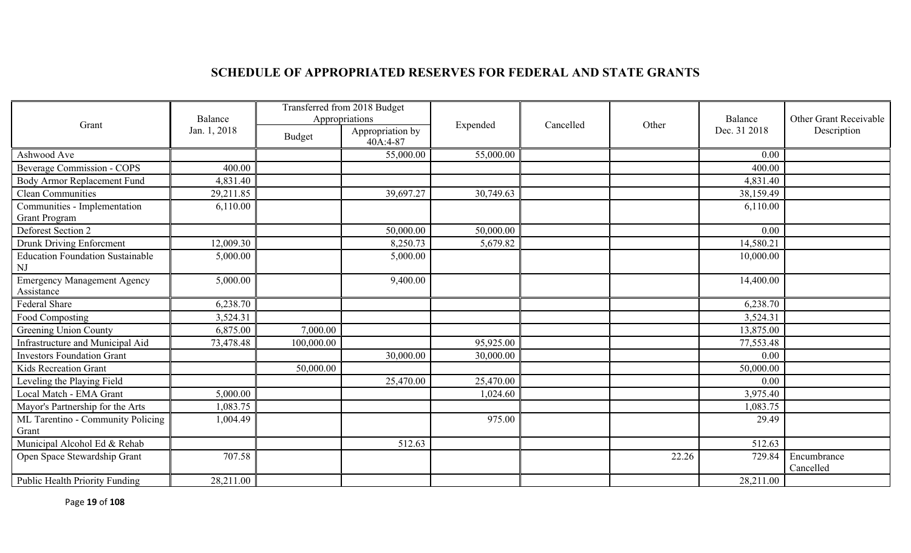# SCHEDULE OF APPROPRIATED RESERVES FOR FEDERAL AND STATE GRANTS

| Grant | Balance Jan. 1, 2018 | Transferred from 2018 Budget Appropriations | | Expended | Cancelled | Other | Balance Dec. 31 2018 | Other Grant Receivable Description |
|---|---|---|---|---|---|---|---|---|
| | | Budget | Appropriation by 40A:4-87 | | | | | |
| Ashwood Ave | | | 55,000.00 | 55,000.00 | | | 0.00 | |
| Beverage Commission - COPS | 400.00 | | | | | | 400.00 | |
| Body Armor Replacement Fund | 4,831.40 | | | | | | 4,831.40 | |
| Clean Communities | 29,211.85 | | 39,697.27 | 30,749.63 | | | 38,159.49 | |
| Communities - Implementation Grant Program | 6,110.00 | | | | | | 6,110.00 | |
| Deforest Section 2 | | | 50,000.00 | 50,000.00 | | | 0.00 | |
| Drunk Driving Enforcment | 12,009.30 | | 8,250.73 | 5,679.82 | | | 14,580.21 | |
| Education Foundation Sustainable NJ | 5,000.00 | | 5,000.00 | | | | 10,000.00 | |
| Emergency Management Agency Assistance | 5,000.00 | | 9,400.00 | | | | 14,400.00 | |
| Federal Share | 6,238.70 | | | | | | 6,238.70 | |
| Food Composting | 3,524.31 | | | | | | 3,524.31 | |
| Greening Union County | 6,875.00 | 7,000.00 | | | | | 13,875.00 | |
| Infrastructure and Municipal Aid | 73,478.48 | 100,000.00 | | 95,925.00 | | | 77,553.48 | |
| Investors Foundation Grant | | | 30,000.00 | 30,000.00 | | | 0.00 | |
| Kids Recreation Grant | | 50,000.00 | | | | | 50,000.00 | |
| Leveling the Playing Field | | | 25,470.00 | 25,470.00 | | | 0.00 | |
| Local Match - EMA Grant | 5,000.00 | | | 1,024.60 | | | 3,975.40 | |
| Mayor's Partnership for the Arts | 1,083.75 | | | | | | 1,083.75 | |
| ML Tarentino - Community Policing Grant | 1,004.49 | | | 975.00 | | | 29.49 | |
| Municipal Alcohol Ed & Rehab | | | 512.63 | | | | 512.63 | |
| Open Space Stewardship Grant | 707.58 | | | | | 22.26 | 729.84 | Encumbrance Cancelled |
| Public Health Priority Funding | 28,211.00 | | | | | | 28,211.00 | |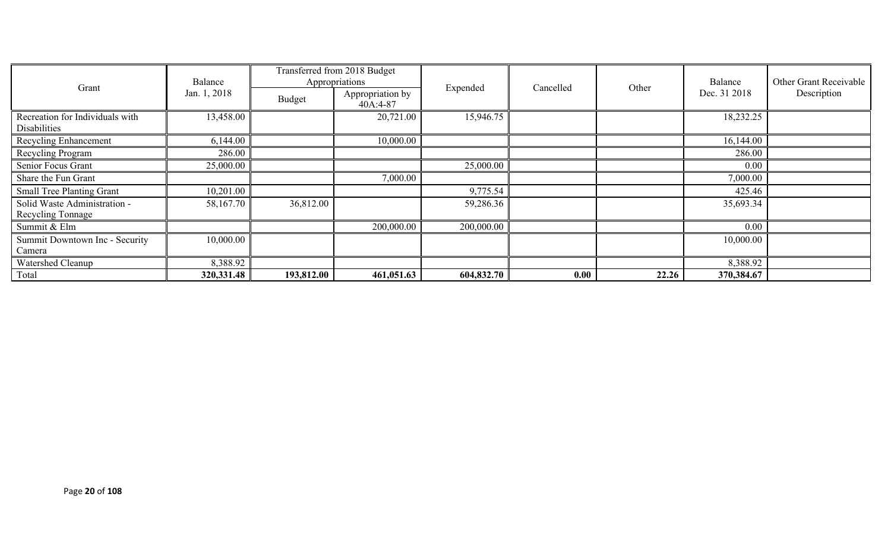| Grant | Balance Jan. 1, 2018 | Transferred from 2018 Budget Appropriations | | Expended | Cancelled | Other | Balance Dec. 31 2018 | Other Grant Receivable Description |
|---|---|---|---|---|---|---|---|---|
| | | Budget | Appropriation by 40A:4-87 | | | | | |
| Recreation for Individuals with Disabilities | 13,458.00 | | 20,721.00 | 15,946.75 | | | 18,232.25 | |
| Recycling Enhancement | 6,144.00 | | 10,000.00 | | | | 16,144.00 | |
| Recycling Program | 286.00 | | | | | | 286.00 | |
| Senior Focus Grant | 25,000.00 | | | 25,000.00 | | | 0.00 | |
| Share the Fun Grant | | | 7,000.00 | | | | 7,000.00 | |
| Small Tree Planting Grant | 10,201.00 | | | 9,775.54 | | | 425.46 | |
| Solid Waste Administration - Recycling Tonnage | 58,167.70 | 36,812.00 | | 59,286.36 | | | 35,693.34 | |
| Summit & Elm | | | 200,000.00 | 200,000.00 | | | 0.00 | |
| Summit Downtown Inc - Security Camera | 10,000.00 | | | | | | 10,000.00 | |
| Watershed Cleanup | 8,388.92 | | | | | | 8,388.92 | |
| Total | **320,331.48** | **193,812.00** | **461,051.63** | **604,832.70** | **0.00** | **22.26** | **370,384.67** | |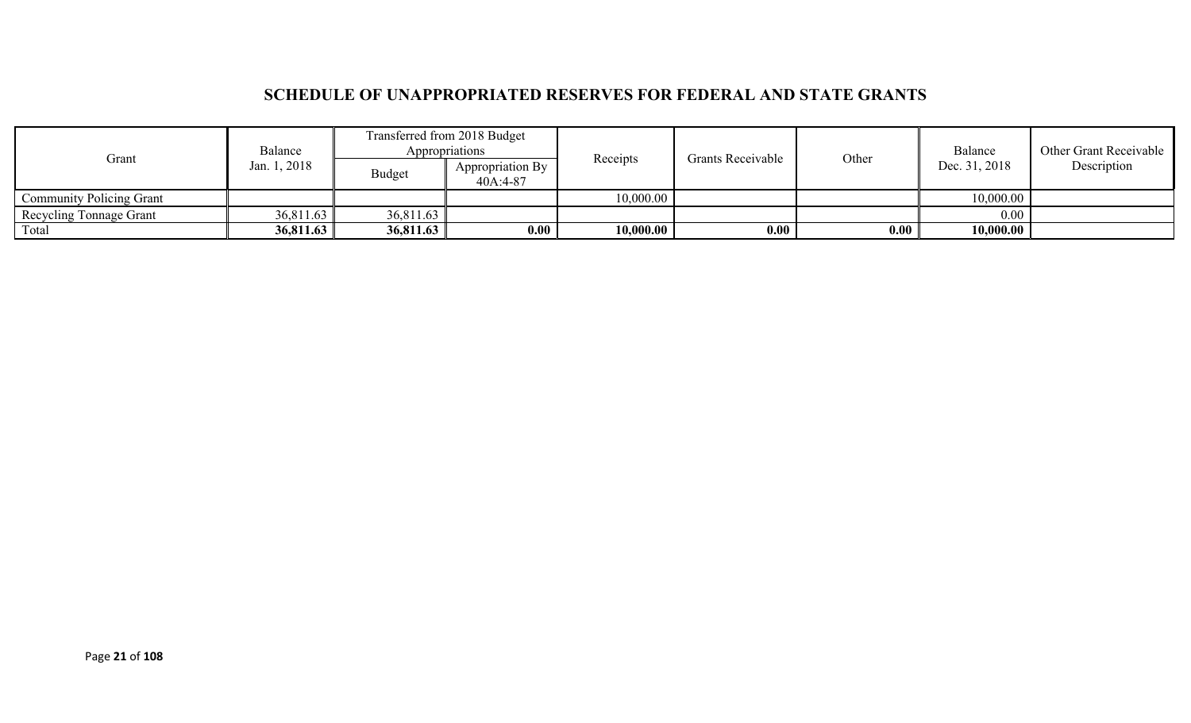## SCHEDULE OF UNAPPROPRIATED RESERVES FOR FEDERAL AND STATE GRANTS

| Grant | Balance Jan. 1, 2018 | Transferred from 2018 Budget Appropriations | | Receipts | Grants Receivable | Other | Balance Dec. 31, 2018 | Other Grant Receivable Description |
|---|---|---|---|---|---|---|---|---|
| | | Budget | Appropriation By 40A:4-87 | | | | | |
| Community Policing Grant | | | | 10,000.00 | | | 10,000.00 | |
| Recycling Tonnage Grant | 36,811.63 | 36,811.63 | | | | | 0.00 | |
| Total | **36,811.63** | **36,811.63** | **0.00** | **10,000.00** | **0.00** | **0.00** | **10,000.00** | |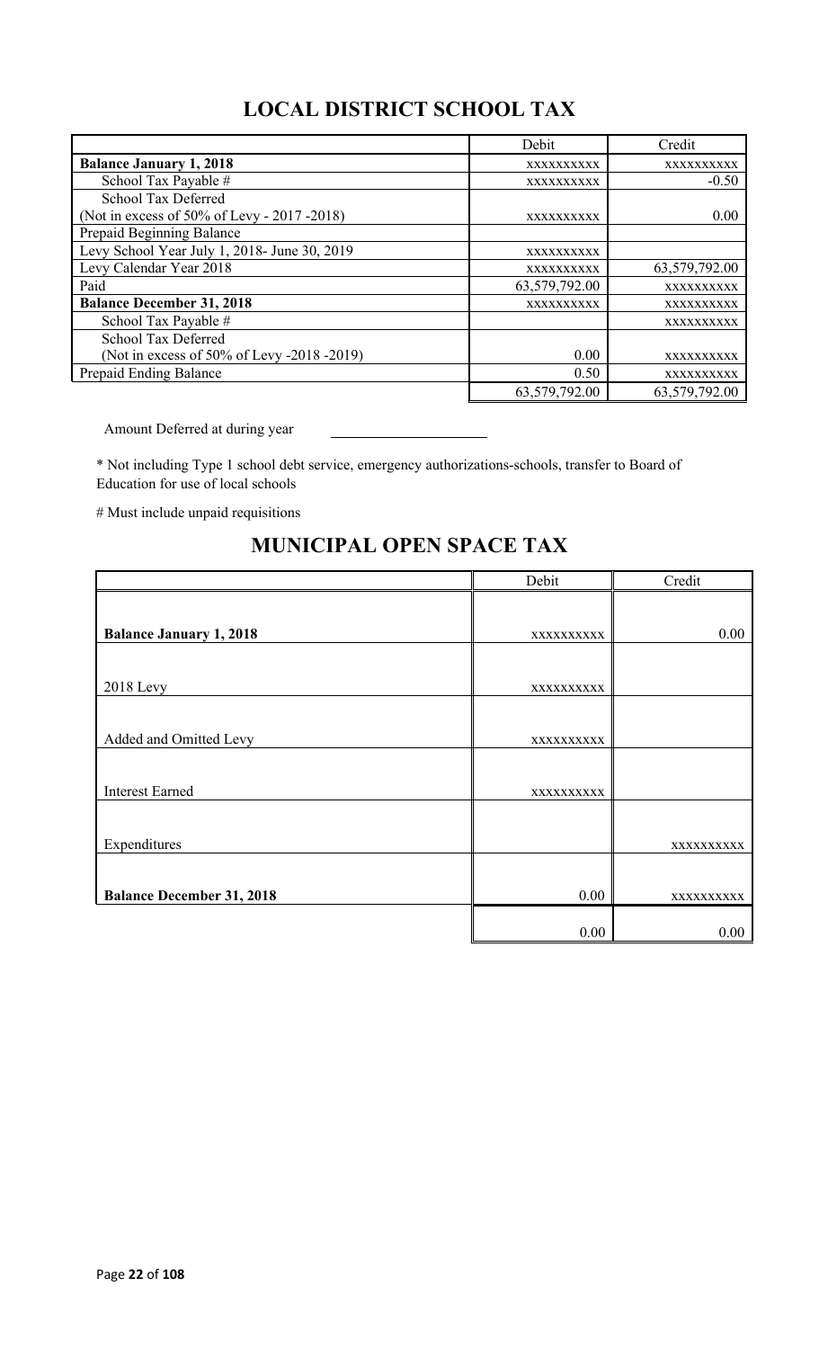## LOCAL DISTRICT SCHOOL TAX

| | Debit | Credit |
|---|---|---|
| **Balance January 1, 2018** | XXXXXXXXXX | XXXXXXXXXX |
| School Tax Payable # | XXXXXXXXXX | -0.50 |
| School Tax Deferred (Not in excess of 50% of Levy - 2017 -2018) | XXXXXXXXXX | 0.00 |
| Prepaid Beginning Balance | | |
| Levy School Year July 1, 2018- June 30, 2019 | XXXXXXXXXX | |
| Levy Calendar Year 2018 | XXXXXXXXXX | 63,579,792.00 |
| Paid | 63,579,792.00 | XXXXXXXXXX |
| **Balance December 31, 2018** | XXXXXXXXXX | XXXXXXXXXX |
| School Tax Payable # | | XXXXXXXXXX |
| School Tax Deferred (Not in excess of 50% of Levy -2018 -2019) | 0.00 | XXXXXXXXXX |
| Prepaid Ending Balance | 0.50 | XXXXXXXXXX |
| | 63,579,792.00 | 63,579,792.00 |

Amount Deferred at during year \_\_\_\_\_\_\_\_\_\_\_\_\_\_\_\_\_\_\_\_

* Not including Type 1 school debt service, emergency authorizations-schools, transfer to Board of Education for use of local schools

# Must include unpaid requisitions

## MUNICIPAL OPEN SPACE TAX

| | Debit | Credit |
|---|---|---|
| **Balance January 1, 2018** | XXXXXXXXXX | 0.00 |
| 2018 Levy | XXXXXXXXXX | |
| Added and Omitted Levy | XXXXXXXXXX | |
| Interest Earned | XXXXXXXXXX | |
| Expenditures | | XXXXXXXXXX |
| **Balance December 31, 2018** | 0.00 | XXXXXXXXXX |
| | 0.00 | 0.00 |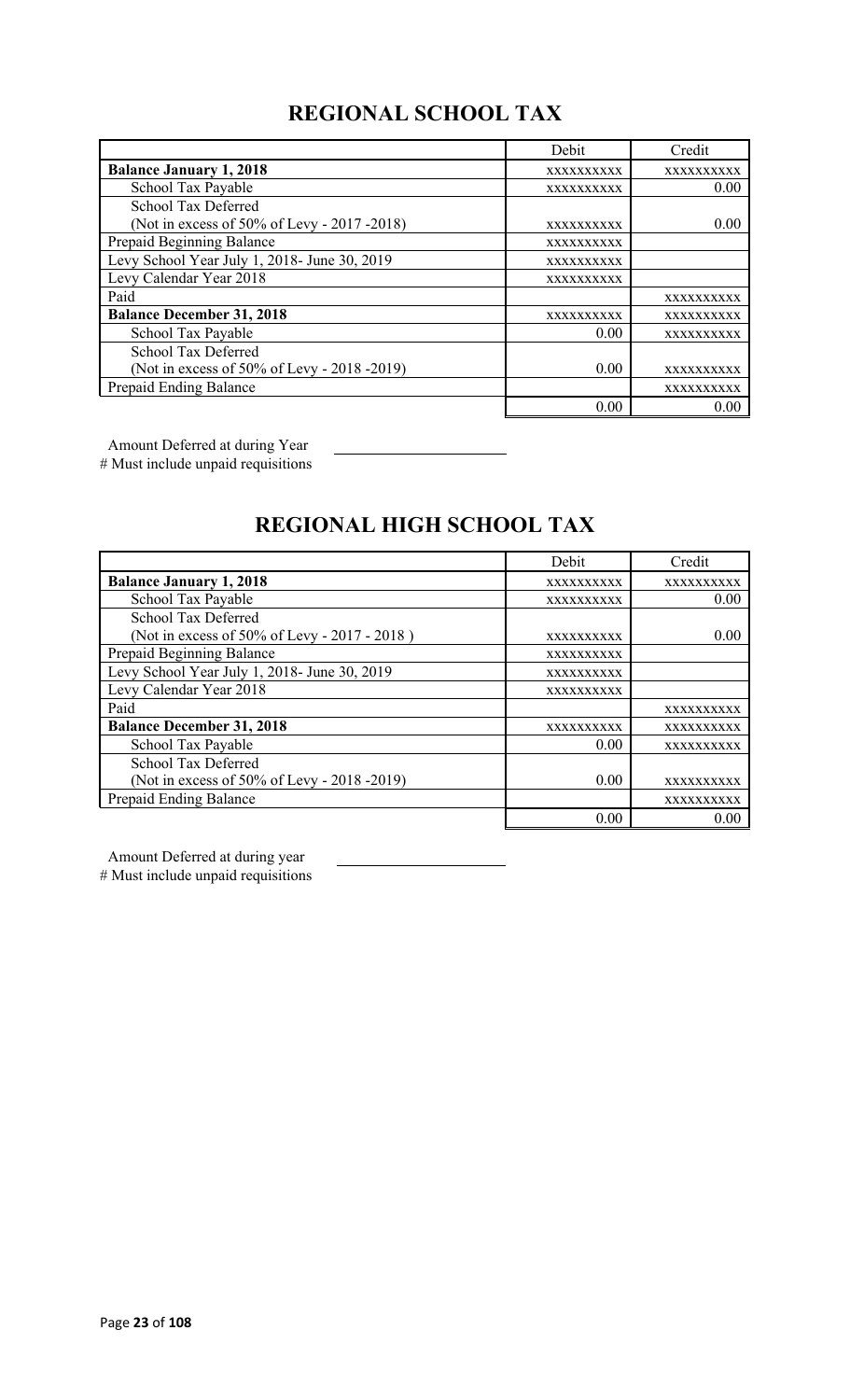## REGIONAL SCHOOL TAX

| | Debit | Credit |
|---|---|---|
| **Balance January 1, 2018** | xxxxxxxxxx | xxxxxxxxxx |
| School Tax Payable | xxxxxxxxxx | 0.00 |
| School Tax Deferred (Not in excess of 50% of Levy - 2017 -2018) | xxxxxxxxxx | 0.00 |
| Prepaid Beginning Balance | xxxxxxxxxx | |
| Levy School Year July 1, 2018- June 30, 2019 | xxxxxxxxxx | |
| Levy Calendar Year 2018 | xxxxxxxxxx | |
| Paid | | xxxxxxxxxx |
| **Balance December 31, 2018** | xxxxxxxxxx | xxxxxxxxxx |
| School Tax Payable | 0.00 | xxxxxxxxxx |
| School Tax Deferred (Not in excess of 50% of Levy - 2018 -2019) | 0.00 | xxxxxxxxxx |
| Prepaid Ending Balance | | xxxxxxxxxx |
| | 0.00 | 0.00 |

Amount Deferred at during Year ______________________

# Must include unpaid requisitions

## REGIONAL HIGH SCHOOL TAX

| | Debit | Credit |
|---|---|---|
| **Balance January 1, 2018** | xxxxxxxxxx | xxxxxxxxxx |
| School Tax Payable | xxxxxxxxxx | 0.00 |
| School Tax Deferred (Not in excess of 50% of Levy - 2017 - 2018 ) | xxxxxxxxxx | 0.00 |
| Prepaid Beginning Balance | xxxxxxxxxx | |
| Levy School Year July 1, 2018- June 30, 2019 | xxxxxxxxxx | |
| Levy Calendar Year 2018 | xxxxxxxxxx | |
| Paid | | xxxxxxxxxx |
| **Balance December 31, 2018** | xxxxxxxxxx | xxxxxxxxxx |
| School Tax Payable | 0.00 | xxxxxxxxxx |
| School Tax Deferred (Not in excess of 50% of Levy - 2018 -2019) | 0.00 | xxxxxxxxxx |
| Prepaid Ending Balance | | xxxxxxxxxx |
| | 0.00 | 0.00 |

Amount Deferred at during year ______________________

# Must include unpaid requisitions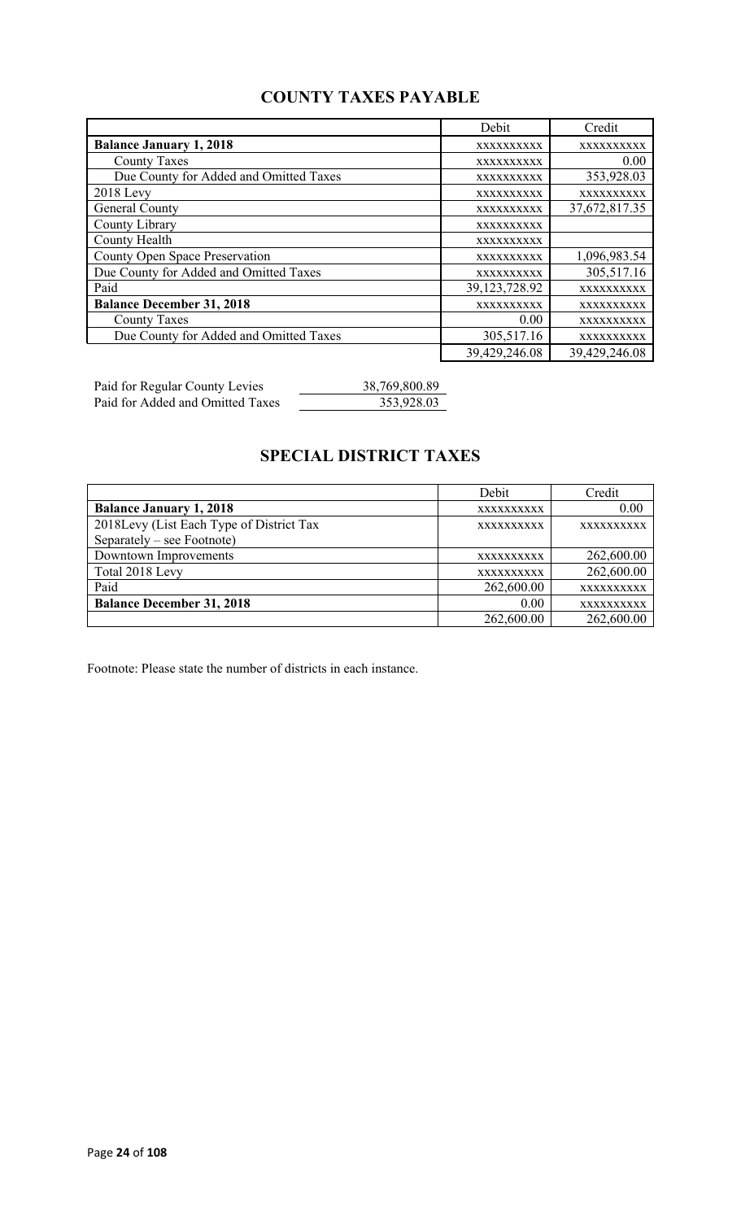## COUNTY TAXES PAYABLE

| | Debit | Credit |
|---|---|---|
| **Balance January 1, 2018** | XXXXXXXXXX | XXXXXXXXXX |
| County Taxes | XXXXXXXXXX | 0.00 |
| Due County for Added and Omitted Taxes | XXXXXXXXXX | 353,928.03 |
| 2018 Levy | XXXXXXXXXX | XXXXXXXXXX |
| General County | XXXXXXXXXX | 37,672,817.35 |
| County Library | XXXXXXXXXX | |
| County Health | XXXXXXXXXX | |
| County Open Space Preservation | XXXXXXXXXX | 1,096,983.54 |
| Due County for Added and Omitted Taxes | XXXXXXXXXX | 305,517.16 |
| Paid | 39,123,728.92 | XXXXXXXXXX |
| **Balance December 31, 2018** | XXXXXXXXXX | XXXXXXXXXX |
| County Taxes | 0.00 | XXXXXXXXXX |
| Due County for Added and Omitted Taxes | 305,517.16 | XXXXXXXXXX |
| | 39,429,246.08 | 39,429,246.08 |

| | |
|---|---|
| Paid for Regular County Levies | 38,769,800.89 |
| Paid for Added and Omitted Taxes | 353,928.03 |

## SPECIAL DISTRICT TAXES

| | Debit | Credit |
|---|---|---|
| **Balance January 1, 2018** | XXXXXXXXXX | 0.00 |
| 2018Levy (List Each Type of District Tax Separately – see Footnote) | XXXXXXXXXX | XXXXXXXXXX |
| Downtown Improvements | XXXXXXXXXX | 262,600.00 |
| Total 2018 Levy | XXXXXXXXXX | 262,600.00 |
| Paid | 262,600.00 | XXXXXXXXXX |
| **Balance December 31, 2018** | 0.00 | XXXXXXXXXX |
| | 262,600.00 | 262,600.00 |

Footnote: Please state the number of districts in each instance.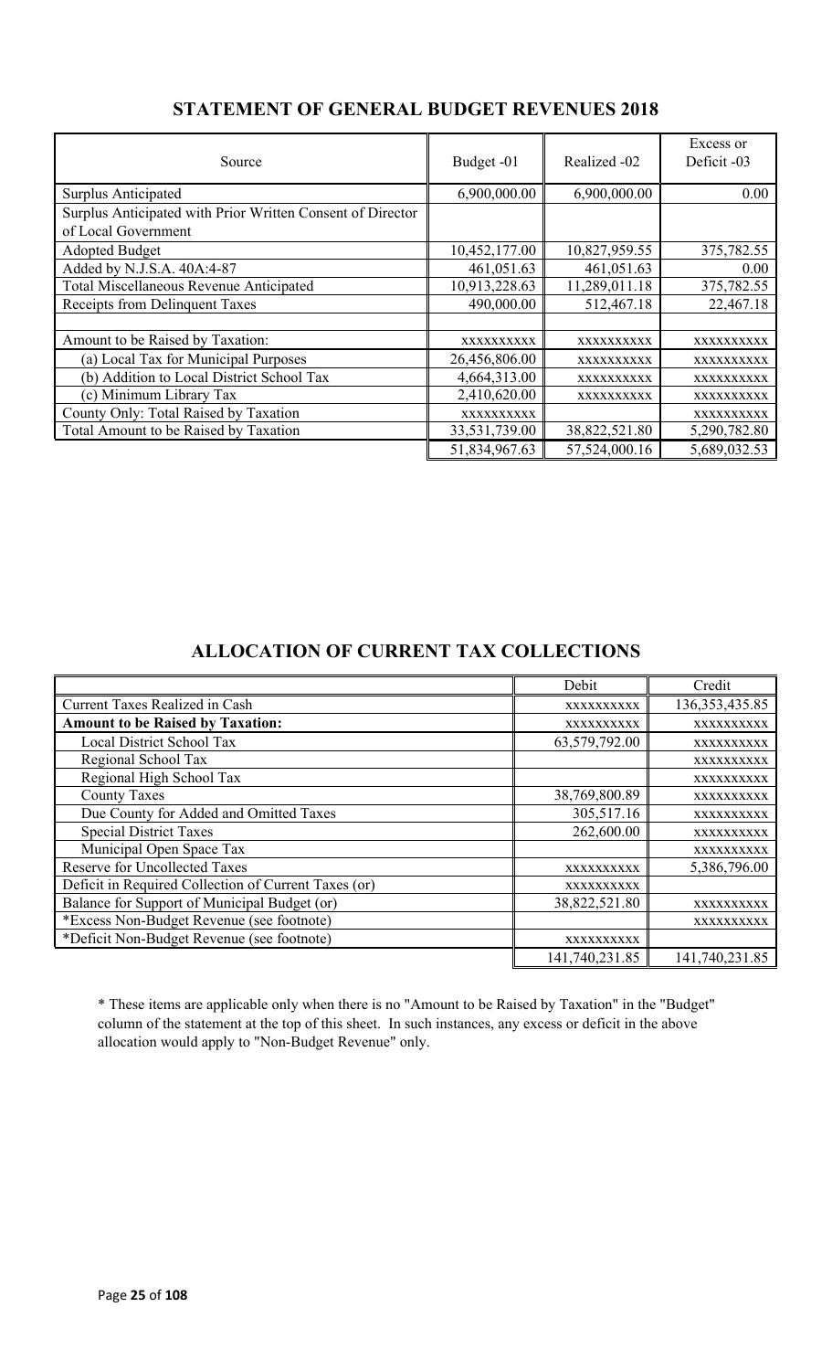## STATEMENT OF GENERAL BUDGET REVENUES 2018

| Source | Budget -01 | Realized -02 | Excess or Deficit -03 |
|---|---|---|---|
| Surplus Anticipated | 6,900,000.00 | 6,900,000.00 | 0.00 |
| Surplus Anticipated with Prior Written Consent of Director of Local Government | | | |
| Adopted Budget | 10,452,177.00 | 10,827,959.55 | 375,782.55 |
| Added by N.J.S.A. 40A:4-87 | 461,051.63 | 461,051.63 | 0.00 |
| Total Miscellaneous Revenue Anticipated | 10,913,228.63 | 11,289,011.18 | 375,782.55 |
| Receipts from Delinquent Taxes | 490,000.00 | 512,467.18 | 22,467.18 |
| | | | |
| Amount to be Raised by Taxation: | XXXXXXXXXX | XXXXXXXXXX | XXXXXXXXXX |
| (a) Local Tax for Municipal Purposes | 26,456,806.00 | XXXXXXXXXX | XXXXXXXXXX |
| (b) Addition to Local District School Tax | 4,664,313.00 | XXXXXXXXXX | XXXXXXXXXX |
| (c) Minimum Library Tax | 2,410,620.00 | XXXXXXXXXX | XXXXXXXXXX |
| County Only: Total Raised by Taxation | XXXXXXXXXX | | XXXXXXXXXX |
| Total Amount to be Raised by Taxation | 33,531,739.00 | 38,822,521.80 | 5,290,782.80 |
| | 51,834,967.63 | 57,524,000.16 | 5,689,032.53 |

## ALLOCATION OF CURRENT TAX COLLECTIONS

| | Debit | Credit |
|---|---|---|
| Current Taxes Realized in Cash | XXXXXXXXXX | 136,353,435.85 |
| **Amount to be Raised by Taxation:** | XXXXXXXXXX | XXXXXXXXXX |
| Local District School Tax | 63,579,792.00 | XXXXXXXXXX |
| Regional School Tax | | XXXXXXXXXX |
| Regional High School Tax | | XXXXXXXXXX |
| County Taxes | 38,769,800.89 | XXXXXXXXXX |
| Due County for Added and Omitted Taxes | 305,517.16 | XXXXXXXXXX |
| Special District Taxes | 262,600.00 | XXXXXXXXXX |
| Municipal Open Space Tax | | XXXXXXXXXX |
| Reserve for Uncollected Taxes | XXXXXXXXXX | 5,386,796.00 |
| Deficit in Required Collection of Current Taxes (or) | XXXXXXXXXX | |
| Balance for Support of Municipal Budget (or) | 38,822,521.80 | XXXXXXXXXX |
| *Excess Non-Budget Revenue (see footnote) | | XXXXXXXXXX |
| *Deficit Non-Budget Revenue (see footnote) | XXXXXXXXXX | |
| | 141,740,231.85 | 141,740,231.85 |

* These items are applicable only when there is no "Amount to be Raised by Taxation" in the "Budget" column of the statement at the top of this sheet. In such instances, any excess or deficit in the above allocation would apply to "Non-Budget Revenue" only.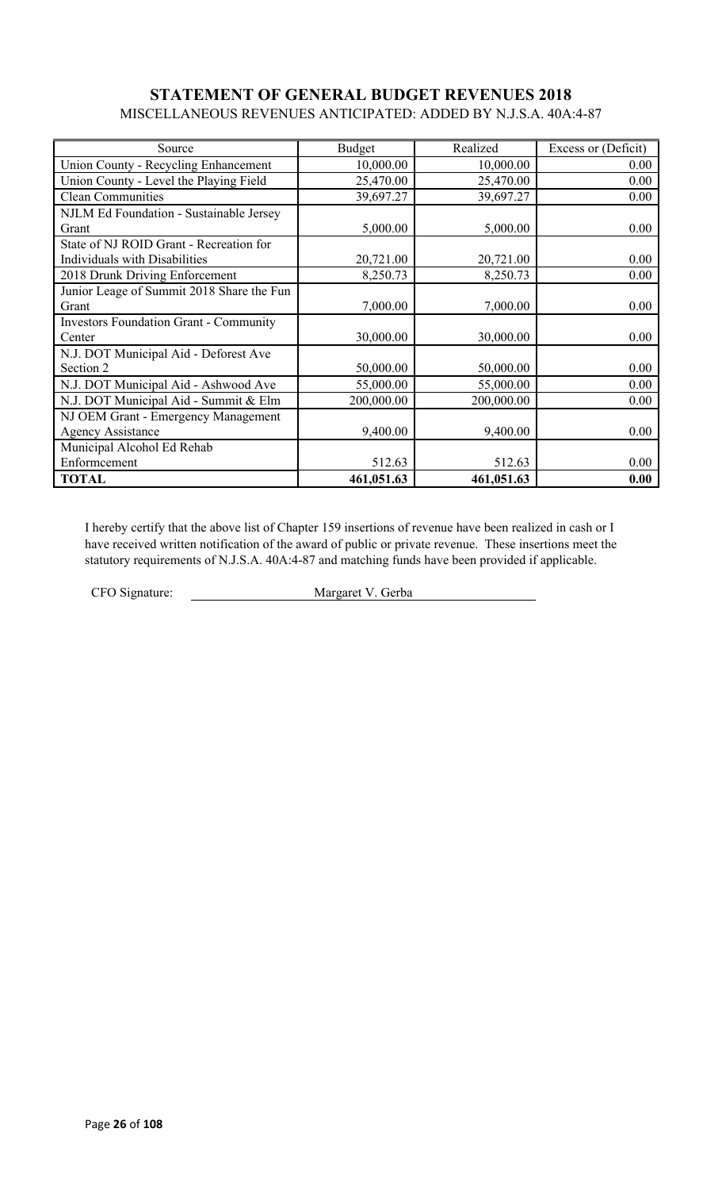## STATEMENT OF GENERAL BUDGET REVENUES 2018

MISCELLANEOUS REVENUES ANTICIPATED: ADDED BY N.J.S.A. 40A:4-87

| Source | Budget | Realized | Excess or (Deficit) |
|---|---|---|---|
| Union County - Recycling Enhancement | 10,000.00 | 10,000.00 | 0.00 |
| Union County - Level the Playing Field | 25,470.00 | 25,470.00 | 0.00 |
| Clean Communities | 39,697.27 | 39,697.27 | 0.00 |
| NJLM Ed Foundation - Sustainable Jersey Grant | 5,000.00 | 5,000.00 | 0.00 |
| State of NJ ROID Grant - Recreation for Individuals with Disabilities | 20,721.00 | 20,721.00 | 0.00 |
| 2018 Drunk Driving Enforcement | 8,250.73 | 8,250.73 | 0.00 |
| Junior Leage of Summit 2018 Share the Fun Grant | 7,000.00 | 7,000.00 | 0.00 |
| Investors Foundation Grant - Community Center | 30,000.00 | 30,000.00 | 0.00 |
| N.J. DOT Municipal Aid - Deforest Ave Section 2 | 50,000.00 | 50,000.00 | 0.00 |
| N.J. DOT Municipal Aid - Ashwood Ave | 55,000.00 | 55,000.00 | 0.00 |
| N.J. DOT Municipal Aid - Summit & Elm | 200,000.00 | 200,000.00 | 0.00 |
| NJ OEM Grant - Emergency Management Agency Assistance | 9,400.00 | 9,400.00 | 0.00 |
| Municipal Alcohol Ed Rehab Enforcement | 512.63 | 512.63 | 0.00 |
| **TOTAL** | **461,051.63** | **461,051.63** | **0.00** |

I hereby certify that the above list of Chapter 159 insertions of revenue have been realized in cash or I have received written notification of the award of public or private revenue. These insertions meet the statutory requirements of N.J.S.A. 40A:4-87 and matching funds have been provided if applicable.

CFO Signature: Margaret V. Gerba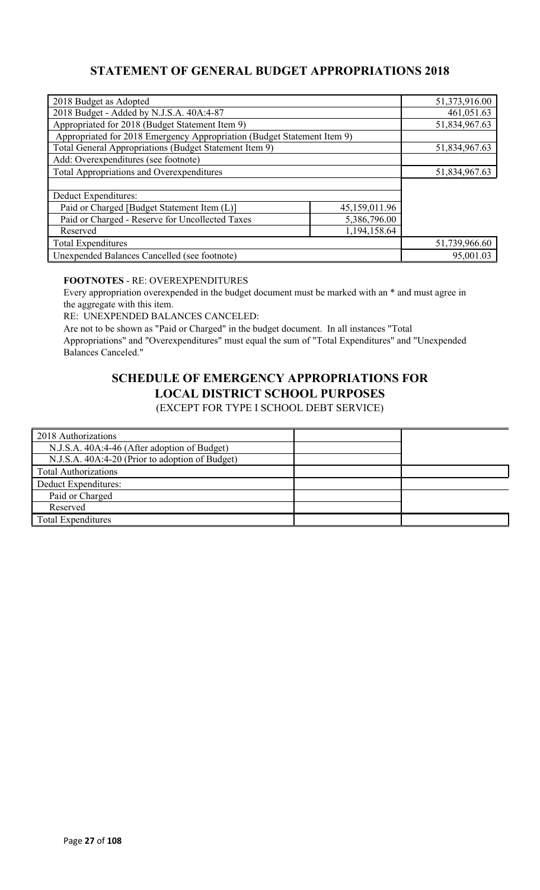## STATEMENT OF GENERAL BUDGET APPROPRIATIONS 2018

| | | |
|---|---|---|
| 2018 Budget as Adopted | | 51,373,916.00 |
| 2018 Budget - Added by N.J.S.A. 40A:4-87 | | 461,051.63 |
| Appropriated for 2018 (Budget Statement Item 9) | | 51,834,967.63 |
| Appropriated for 2018 Emergency Appropriation (Budget Statement Item 9) | | |
| Total General Appropriations (Budget Statement Item 9) | | 51,834,967.63 |
| Add: Overexpenditures (see footnote) | | |
| Total Appropriations and Overexpenditures | | 51,834,967.63 |
| | | |
| Deduct Expenditures: | | |
| Paid or Charged [Budget Statement Item (L)] | 45,159,011.96 | |
| Paid or Charged - Reserve for Uncollected Taxes | 5,386,796.00 | |
| Reserved | 1,194,158.64 | |
| Total Expenditures | | 51,739,966.60 |
| Unexpended Balances Cancelled (see footnote) | | 95,001.03 |

**FOOTNOTES** - RE: OVEREXPENDITURES

Every appropriation overexpended in the budget document must be marked with an * and must agree in the aggregate with this item.

RE: UNEXPENDED BALANCES CANCELED:

Are not to be shown as "Paid or Charged" in the budget document. In all instances "Total Appropriations" and "Overexpenditures" must equal the sum of "Total Expenditures" and "Unexpended Balances Canceled."

## SCHEDULE OF EMERGENCY APPROPRIATIONS FOR LOCAL DISTRICT SCHOOL PURPOSES

(EXCEPT FOR TYPE I SCHOOL DEBT SERVICE)

| | | |
|---|---|---|
| 2018 Authorizations | | |
| N.J.S.A. 40A:4-46 (After adoption of Budget) | | |
| N.J.S.A. 40A:4-20 (Prior to adoption of Budget) | | |
| Total Authorizations | | |
| Deduct Expenditures: | | |
| Paid or Charged | | |
| Reserved | | |
| Total Expenditures | | |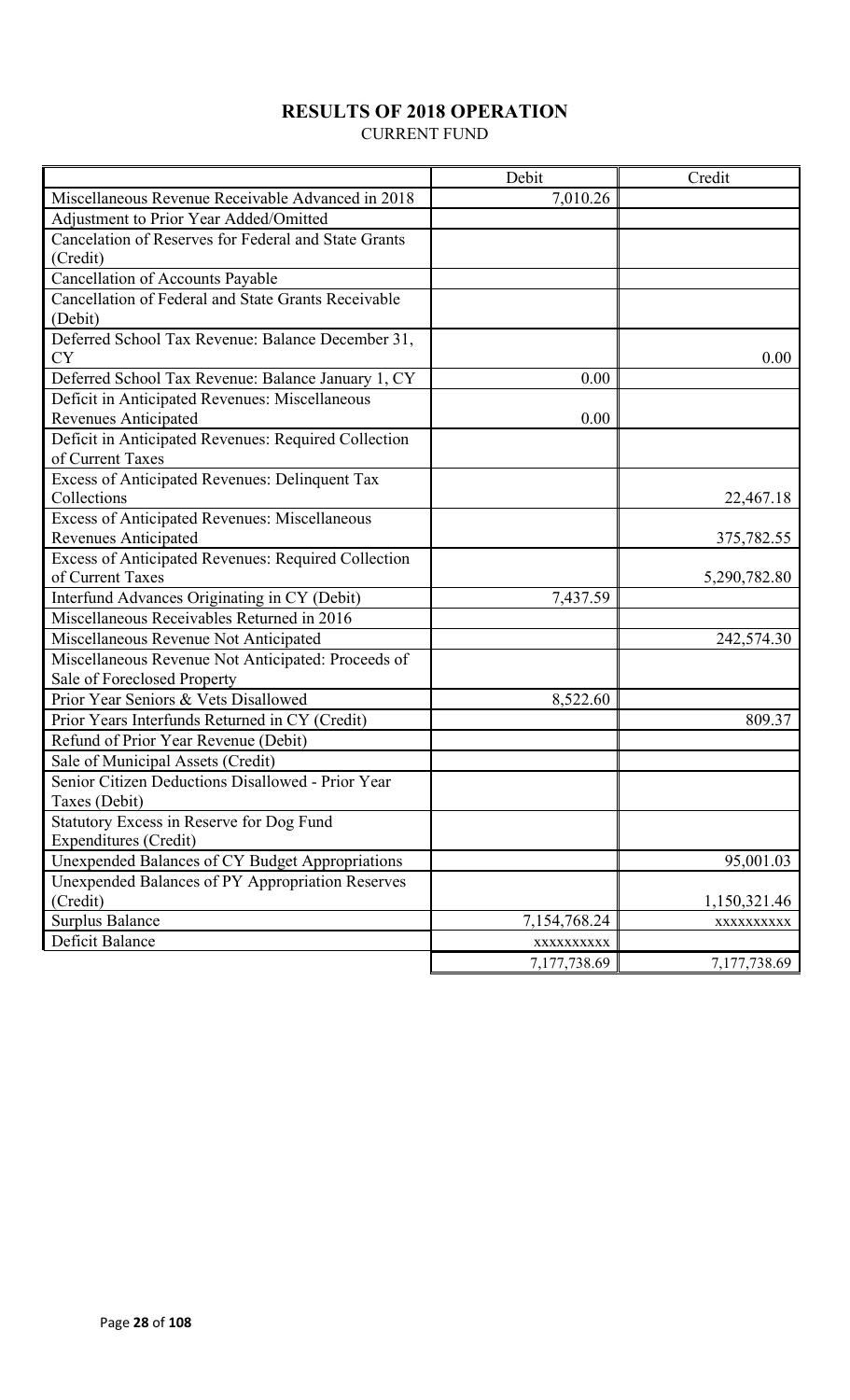# RESULTS OF 2018 OPERATION

CURRENT FUND

| | Debit | Credit |
|---|---|---|
| Miscellaneous Revenue Receivable Advanced in 2018 | 7,010.26 | |
| Adjustment to Prior Year Added/Omitted | | |
| Cancelation of Reserves for Federal and State Grants (Credit) | | |
| Cancellation of Accounts Payable | | |
| Cancellation of Federal and State Grants Receivable (Debit) | | |
| Deferred School Tax Revenue: Balance December 31, CY | | 0.00 |
| Deferred School Tax Revenue: Balance January 1, CY | 0.00 | |
| Deficit in Anticipated Revenues: Miscellaneous Revenues Anticipated | 0.00 | |
| Deficit in Anticipated Revenues: Required Collection of Current Taxes | | |
| Excess of Anticipated Revenues: Delinquent Tax Collections | | 22,467.18 |
| Excess of Anticipated Revenues: Miscellaneous Revenues Anticipated | | 375,782.55 |
| Excess of Anticipated Revenues: Required Collection of Current Taxes | | 5,290,782.80 |
| Interfund Advances Originating in CY (Debit) | 7,437.59 | |
| Miscellaneous Receivables Returned in 2016 | | |
| Miscellaneous Revenue Not Anticipated | | 242,574.30 |
| Miscellaneous Revenue Not Anticipated: Proceeds of Sale of Foreclosed Property | | |
| Prior Year Seniors & Vets Disallowed | 8,522.60 | |
| Prior Years Interfunds Returned in CY (Credit) | | 809.37 |
| Refund of Prior Year Revenue (Debit) | | |
| Sale of Municipal Assets (Credit) | | |
| Senior Citizen Deductions Disallowed - Prior Year Taxes (Debit) | | |
| Statutory Excess in Reserve for Dog Fund Expenditures (Credit) | | |
| Unexpended Balances of CY Budget Appropriations | | 95,001.03 |
| Unexpended Balances of PY Appropriation Reserves (Credit) | | 1,150,321.46 |
| Surplus Balance | 7,154,768.24 | xxxxxxxxxx |
| Deficit Balance | xxxxxxxxxx | |
| | 7,177,738.69 | 7,177,738.69 |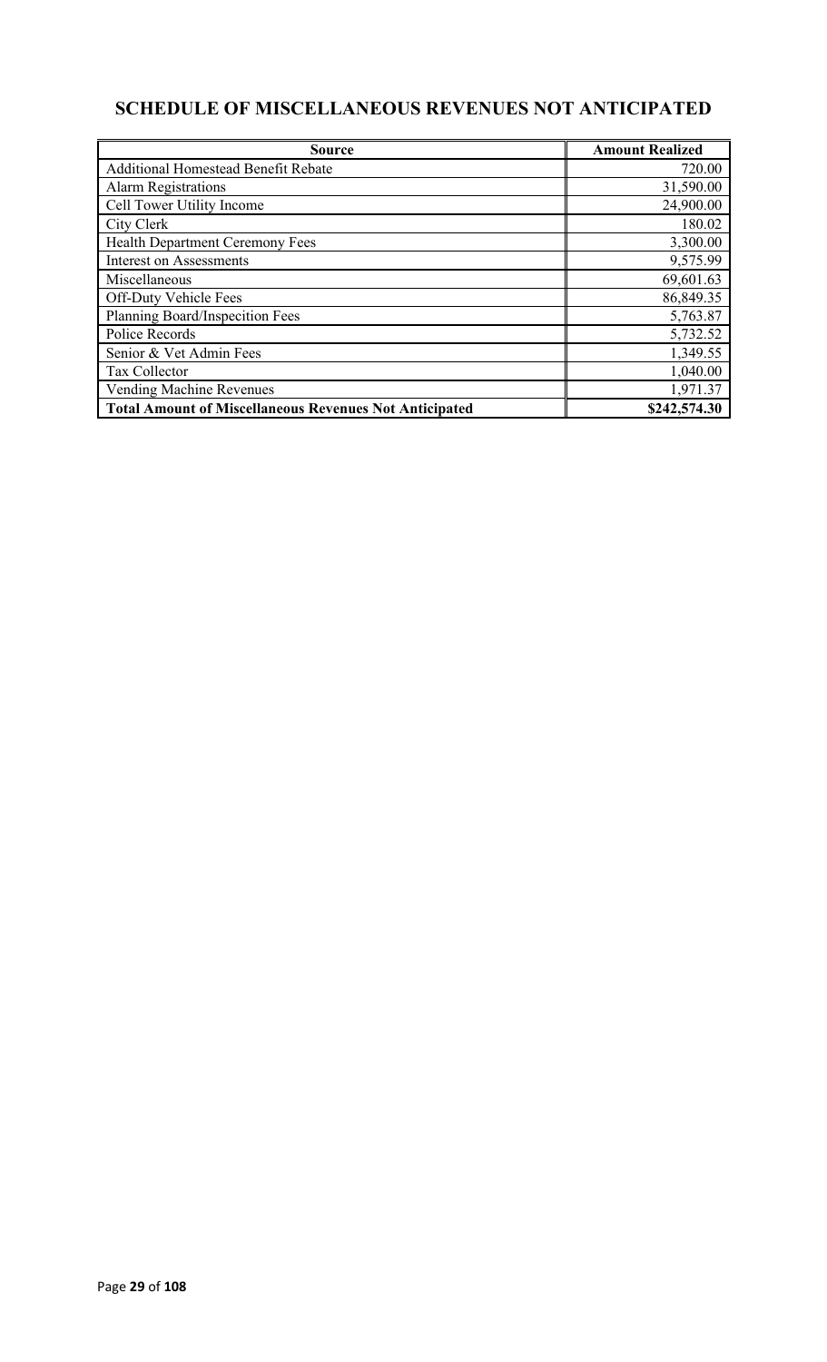## SCHEDULE OF MISCELLANEOUS REVENUES NOT ANTICIPATED

| Source | Amount Realized |
|---|---|
| Additional Homestead Benefit Rebate | 720.00 |
| Alarm Registrations | 31,590.00 |
| Cell Tower Utility Income | 24,900.00 |
| City Clerk | 180.02 |
| Health Department Ceremony Fees | 3,300.00 |
| Interest on Assessments | 9,575.99 |
| Miscellaneous | 69,601.63 |
| Off-Duty Vehicle Fees | 86,849.35 |
| Planning Board/Inspecition Fees | 5,763.87 |
| Police Records | 5,732.52 |
| Senior & Vet Admin Fees | 1,349.55 |
| Tax Collector | 1,040.00 |
| Vending Machine Revenues | 1,971.37 |
| **Total Amount of Miscellaneous Revenues Not Anticipated** | **$242,574.30** |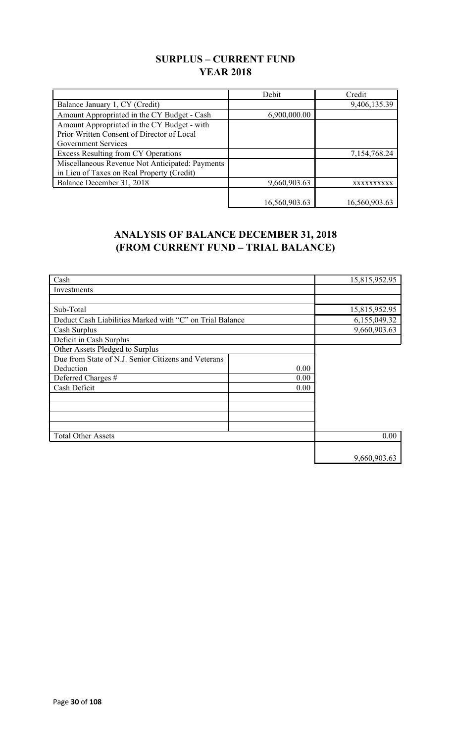## SURPLUS – CURRENT FUND
## YEAR 2018

| | Debit | Credit |
|---|---|---|
| Balance January 1, CY (Credit) | | 9,406,135.39 |
| Amount Appropriated in the CY Budget - Cash | 6,900,000.00 | |
| Amount Appropriated in the CY Budget - with Prior Written Consent of Director of Local Government Services | | |
| Excess Resulting from CY Operations | | 7,154,768.24 |
| Miscellaneous Revenue Not Anticipated: Payments in Lieu of Taxes on Real Property (Credit) | | |
| Balance December 31, 2018 | 9,660,903.63 | XXXXXXXXXX |
| | 16,560,903.63 | 16,560,903.63 |

## ANALYSIS OF BALANCE DECEMBER 31, 2018
## (FROM CURRENT FUND – TRIAL BALANCE)

| | | |
|---|---|---|
| Cash | | 15,815,952.95 |
| Investments | | |
| | | |
| Sub-Total | | 15,815,952.95 |
| Deduct Cash Liabilities Marked with "C" on Trial Balance | | 6,155,049.32 |
| Cash Surplus | | 9,660,903.63 |
| Deficit in Cash Surplus | | |
| Other Assets Pledged to Surplus | | |
| Due from State of N.J. Senior Citizens and Veterans Deduction | 0.00 | |
| Deferred Charges # | 0.00 | |
| Cash Deficit | 0.00 | |
| | | |
| | | |
| | | |
| | | |
| Total Other Assets | | 0.00 |
| | | 9,660,903.63 |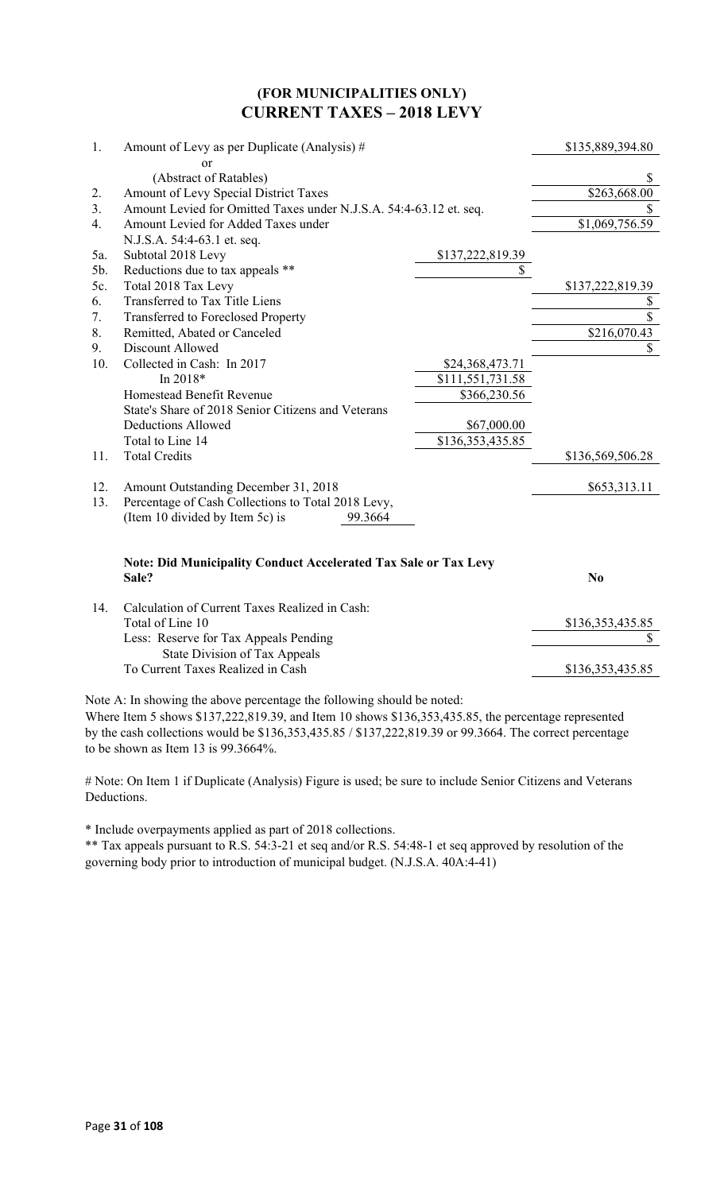# (FOR MUNICIPALITIES ONLY)
## CURRENT TAXES – 2018 LEVY

| | | | |
|---|---|---|---|
| 1. | Amount of Levy as per Duplicate (Analysis) # | | $135,889,394.80 |
| | or | | |
| | (Abstract of Ratables) | | $ |
| 2. | Amount of Levy Special District Taxes | | $263,668.00 |
| 3. | Amount Levied for Omitted Taxes under N.J.S.A. 54:4-63.12 et. seq. | | $ |
| 4. | Amount Levied for Added Taxes under N.J.S.A. 54:4-63.1 et. seq. | | $1,069,756.59 |
| 5a. | Subtotal 2018 Levy | $137,222,819.39 | |
| 5b. | Reductions due to tax appeals ** | $ | |
| 5c. | Total 2018 Tax Levy | | $137,222,819.39 |
| 6. | Transferred to Tax Title Liens | | $ |
| 7. | Transferred to Foreclosed Property | | $ |
| 8. | Remitted, Abated or Canceled | | $216,070.43 |
| 9. | Discount Allowed | | $ |
| 10. | Collected in Cash: In 2017 | $24,368,473.71 | |
| | In 2018* | $111,551,731.58 | |
| | Homestead Benefit Revenue | $366,230.56 | |
| | State's Share of 2018 Senior Citizens and Veterans Deductions Allowed | $67,000.00 | |
| | Total to Line 14 | $136,353,435.85 | |
| 11. | Total Credits | | $136,569,506.28 |
| 12. | Amount Outstanding December 31, 2018 | | $653,313.11 |
| 13. | Percentage of Cash Collections to Total 2018 Levy, (Item 10 divided by Item 5c) is | 99.3664 | |

**Note: Did Municipality Conduct Accelerated Tax Sale or Tax Levy Sale?** **No**

| | | |
|---|---|---|
| 14. | Calculation of Current Taxes Realized in Cash: | |
| | Total of Line 10 | $136,353,435.85 |
| | Less: Reserve for Tax Appeals Pending State Division of Tax Appeals | $ |
| | To Current Taxes Realized in Cash | $136,353,435.85 |

Note A: In showing the above percentage the following should be noted:
Where Item 5 shows $137,222,819.39, and Item 10 shows $136,353,435.85, the percentage represented by the cash collections would be $136,353,435.85 / $137,222,819.39 or 99.3664. The correct percentage to be shown as Item 13 is 99.3664%.

# Note: On Item 1 if Duplicate (Analysis) Figure is used; be sure to include Senior Citizens and Veterans Deductions.

* Include overpayments applied as part of 2018 collections.

** Tax appeals pursuant to R.S. 54:3-21 et seq and/or R.S. 54:48-1 et seq approved by resolution of the governing body prior to introduction of municipal budget. (N.J.S.A. 40A:4-41)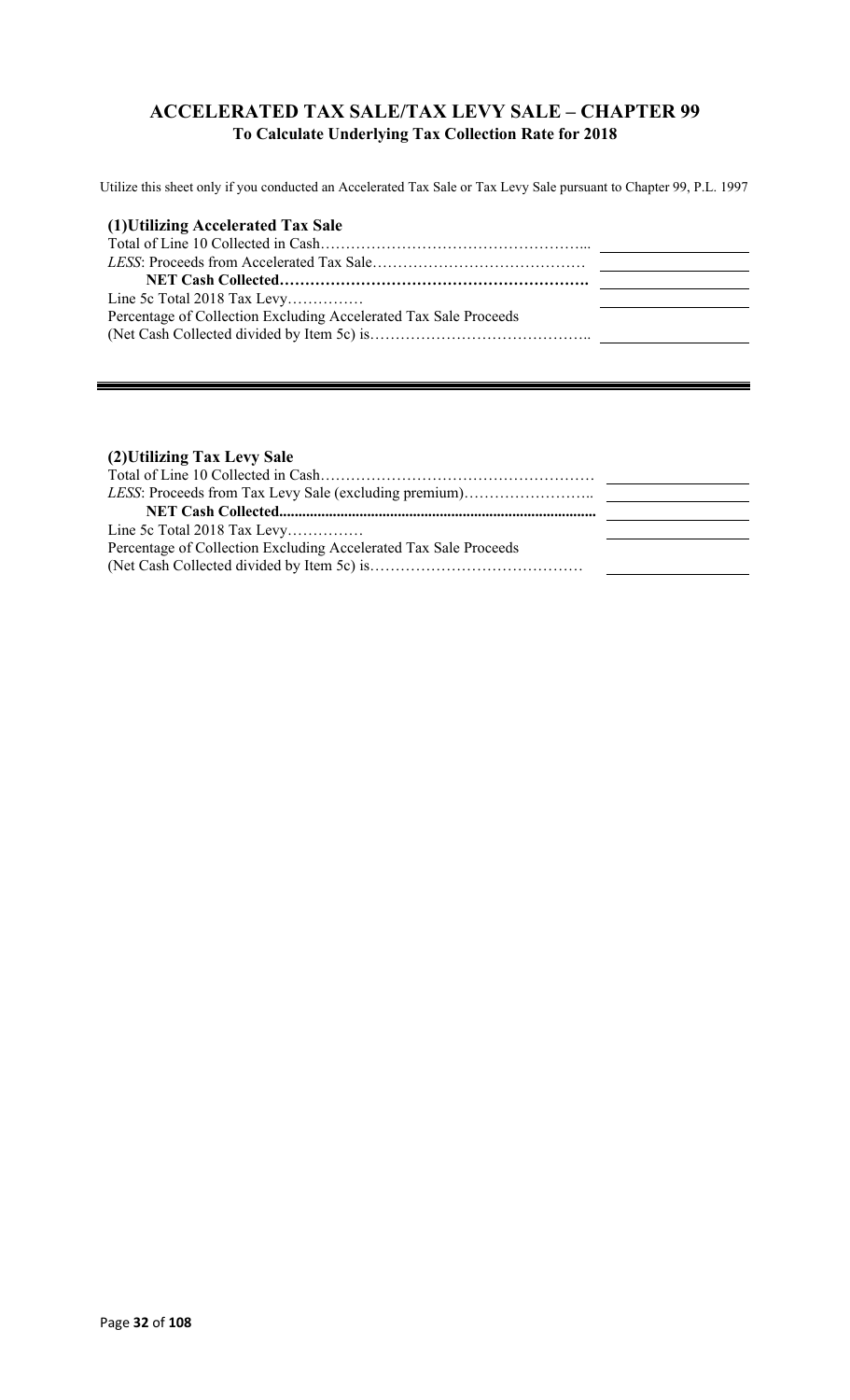## ACCELERATED TAX SALE/TAX LEVY SALE – CHAPTER 99

**To Calculate Underlying Tax Collection Rate for 2018**

Utilize this sheet only if you conducted an Accelerated Tax Sale or Tax Levy Sale pursuant to Chapter 99, P.L. 1997

**(1)Utilizing Accelerated Tax Sale**

| | |
|---|---|
| Total of Line 10 Collected in Cash…………………………………………… | |
| *LESS*: Proceeds from Accelerated Tax Sale…………………………………… | |
| **NET Cash Collected……………………………………………………** | |
| Line 5c Total 2018 Tax Levy…………… | |
| Percentage of Collection Excluding Accelerated Tax Sale Proceeds (Net Cash Collected divided by Item 5c) is…………………………………….. | |

---

**(2)Utilizing Tax Levy Sale**

| | |
|---|---|
| Total of Line 10 Collected in Cash……………………………………………… | |
| *LESS*: Proceeds from Tax Levy Sale (excluding premium)…………………….. | |
| **NET Cash Collected..................................................................................** | |
| Line 5c Total 2018 Tax Levy…………… | |
| Percentage of Collection Excluding Accelerated Tax Sale Proceeds (Net Cash Collected divided by Item 5c) is…………………………………… | |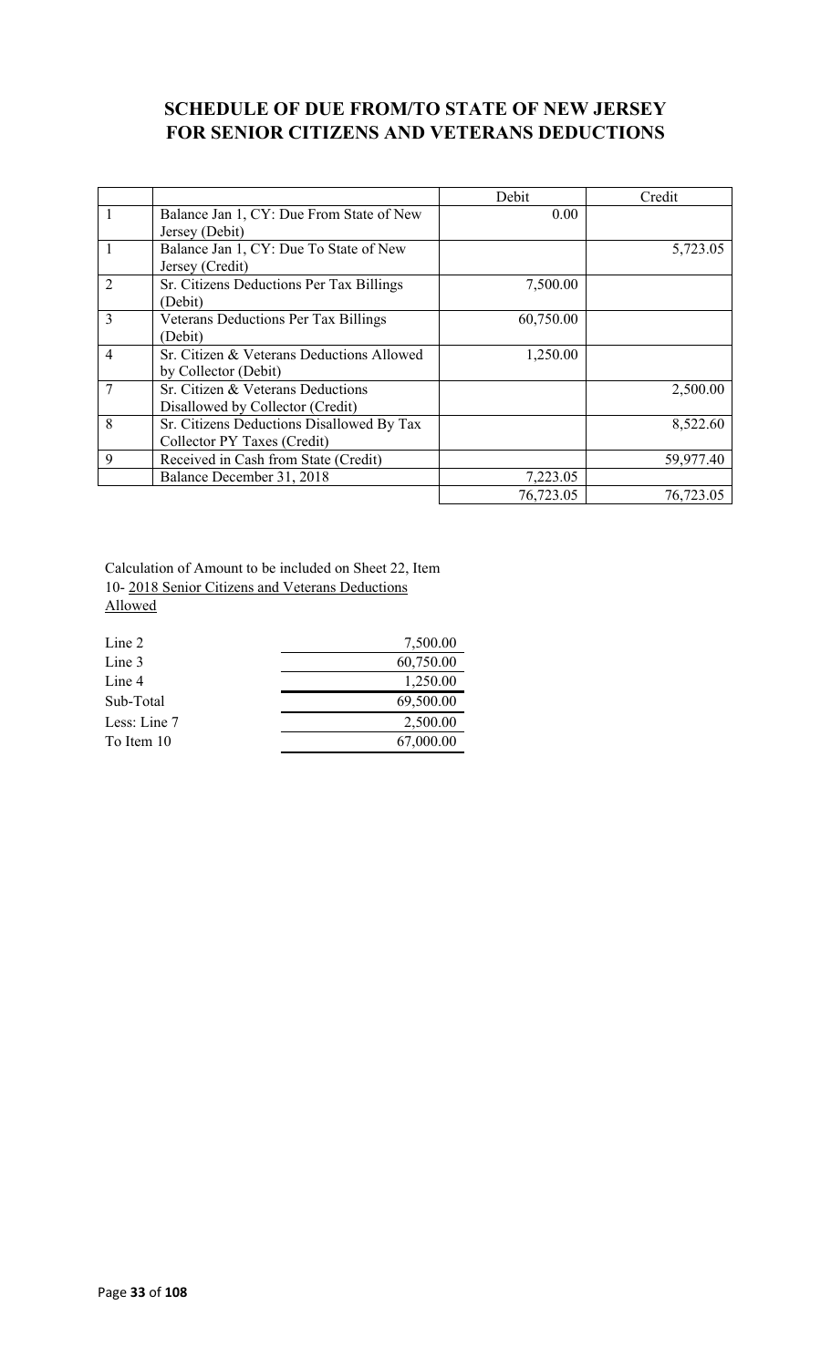# SCHEDULE OF DUE FROM/TO STATE OF NEW JERSEY FOR SENIOR CITIZENS AND VETERANS DEDUCTIONS

| | | Debit | Credit |
|---|---|---|---|
| 1 | Balance Jan 1, CY: Due From State of New Jersey (Debit) | 0.00 | |
| 1 | Balance Jan 1, CY: Due To State of New Jersey (Credit) | | 5,723.05 |
| 2 | Sr. Citizens Deductions Per Tax Billings (Debit) | 7,500.00 | |
| 3 | Veterans Deductions Per Tax Billings (Debit) | 60,750.00 | |
| 4 | Sr. Citizen & Veterans Deductions Allowed by Collector (Debit) | 1,250.00 | |
| 7 | Sr. Citizen & Veterans Deductions Disallowed by Collector (Credit) | | 2,500.00 |
| 8 | Sr. Citizens Deductions Disallowed By Tax Collector PY Taxes (Credit) | | 8,522.60 |
| 9 | Received in Cash from State (Credit) | | 59,977.40 |
| | Balance December 31, 2018 | 7,223.05 | |
| | | 76,723.05 | 76,723.05 |

Calculation of Amount to be included on Sheet 22, Item 10- 2018 Senior Citizens and Veterans Deductions Allowed

| | |
|---|---|
| Line 2 | 7,500.00 |
| Line 3 | 60,750.00 |
| Line 4 | 1,250.00 |
| Sub-Total | 69,500.00 |
| Less: Line 7 | 2,500.00 |
| To Item 10 | 67,000.00 |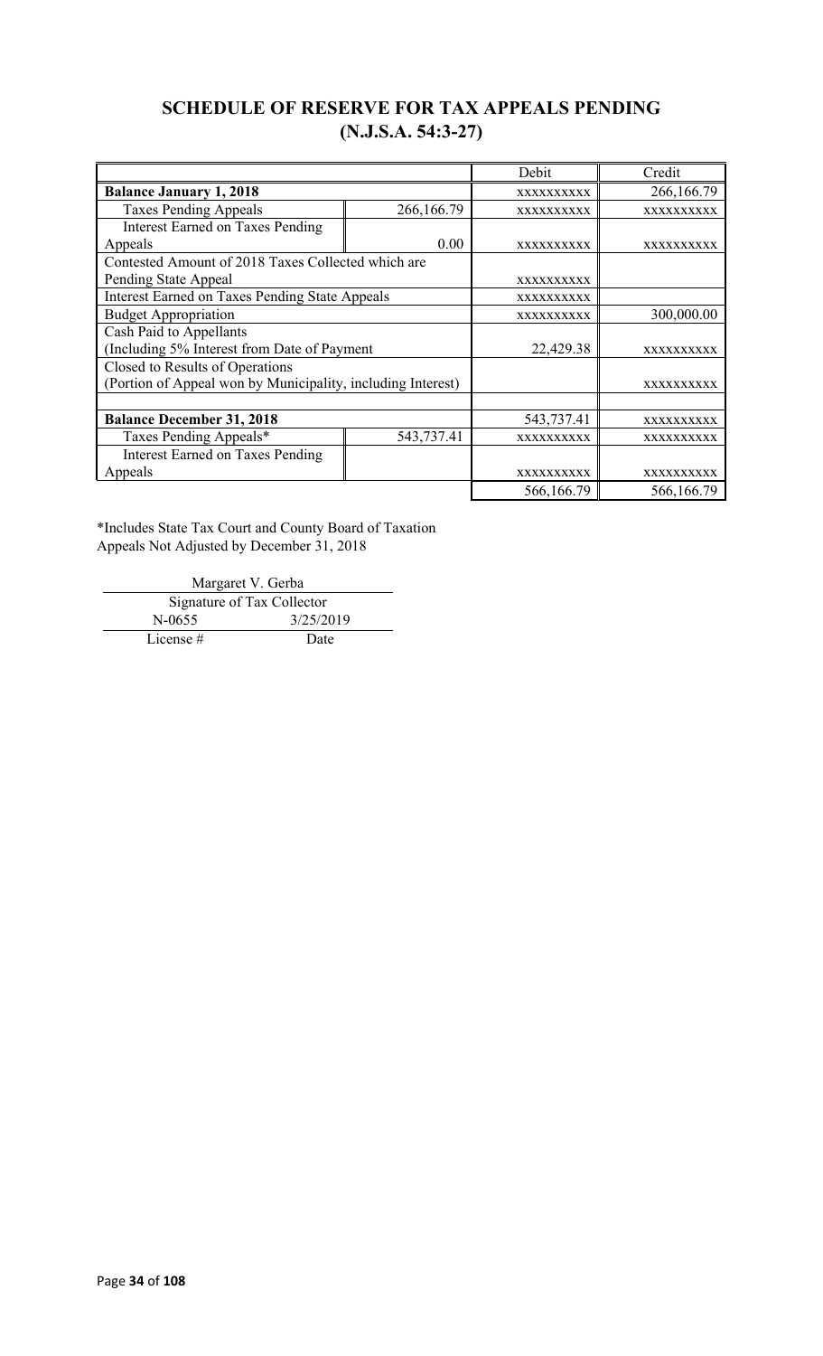# SCHEDULE OF RESERVE FOR TAX APPEALS PENDING (N.J.S.A. 54:3-27)

| | | Debit | Credit |
|---|---|---|---|
| **Balance January 1, 2018** | | XXXXXXXXXX | 266,166.79 |
| Taxes Pending Appeals | 266,166.79 | XXXXXXXXXX | XXXXXXXXXX |
| Interest Earned on Taxes Pending Appeals | 0.00 | XXXXXXXXXX | XXXXXXXXXX |
| Contested Amount of 2018 Taxes Collected which are Pending State Appeal | | XXXXXXXXXX | |
| Interest Earned on Taxes Pending State Appeals | | XXXXXXXXXX | |
| Budget Appropriation | | XXXXXXXXXX | 300,000.00 |
| Cash Paid to Appellants (Including 5% Interest from Date of Payment | | 22,429.38 | XXXXXXXXXX |
| Closed to Results of Operations (Portion of Appeal won by Municipality, including Interest) | | | XXXXXXXXXX |
| | | | |
| **Balance December 31, 2018** | | 543,737.41 | XXXXXXXXXX |
| Taxes Pending Appeals* | 543,737.41 | XXXXXXXXXX | XXXXXXXXXX |
| Interest Earned on Taxes Pending Appeals | | XXXXXXXXXX | XXXXXXXXXX |
| | | 566,166.79 | 566,166.79 |

*Includes State Tax Court and County Board of Taxation Appeals Not Adjusted by December 31, 2018

Margaret V. Gerba
Signature of Tax Collector

N-0655 3/25/2019
License # Date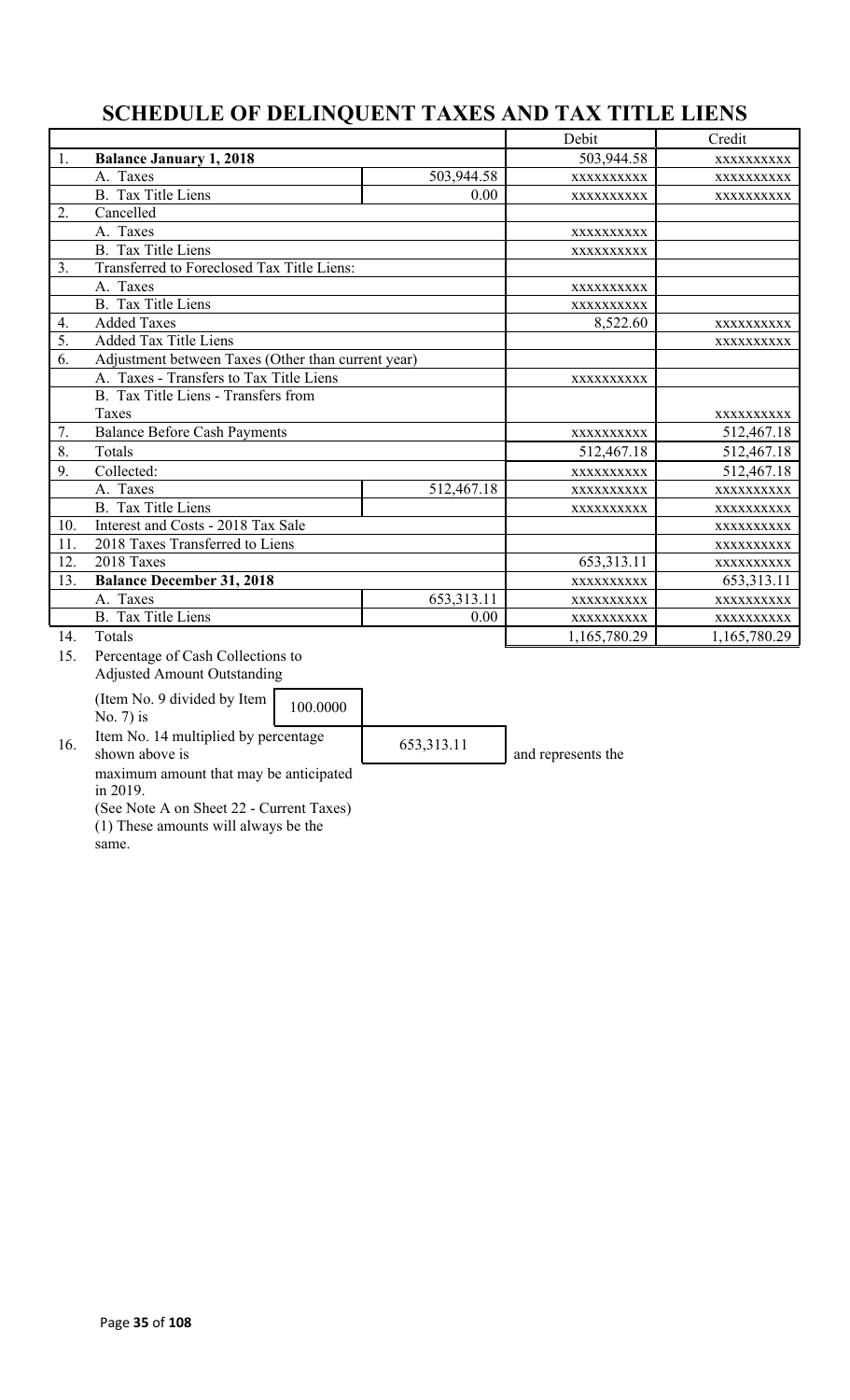# SCHEDULE OF DELINQUENT TAXES AND TAX TITLE LIENS

| | | | Debit | Credit |
|---|---|---|---|---|
| 1. | **Balance January 1, 2018** | | 503,944.58 | xxxxxxxxxx |
| | A. Taxes | 503,944.58 | xxxxxxxxxx | xxxxxxxxxx |
| | B. Tax Title Liens | 0.00 | xxxxxxxxxx | xxxxxxxxxx |
| 2. | Cancelled | | | |
| | A. Taxes | | xxxxxxxxxx | |
| | B. Tax Title Liens | | xxxxxxxxxx | |
| 3. | Transferred to Foreclosed Tax Title Liens: | | | |
| | A. Taxes | | xxxxxxxxxx | |
| | B. Tax Title Liens | | xxxxxxxxxx | |
| 4. | Added Taxes | | 8,522.60 | xxxxxxxxxx |
| 5. | Added Tax Title Liens | | | xxxxxxxxxx |
| 6. | Adjustment between Taxes (Other than current year) | | | |
| | A. Taxes - Transfers to Tax Title Liens | | xxxxxxxxxx | |
| | B. Tax Title Liens - Transfers from Taxes | | | xxxxxxxxxx |
| 7. | Balance Before Cash Payments | | xxxxxxxxxx | 512,467.18 |
| 8. | Totals | | 512,467.18 | 512,467.18 |
| 9. | Collected: | | xxxxxxxxxx | 512,467.18 |
| | A. Taxes | 512,467.18 | xxxxxxxxxx | xxxxxxxxxx |
| | B. Tax Title Liens | | xxxxxxxxxx | xxxxxxxxxx |
| 10. | Interest and Costs - 2018 Tax Sale | | | xxxxxxxxxx |
| 11. | 2018 Taxes Transferred to Liens | | | xxxxxxxxxx |
| 12. | 2018 Taxes | | 653,313.11 | xxxxxxxxxx |
| 13. | **Balance December 31, 2018** | | xxxxxxxxxx | 653,313.11 |
| | A. Taxes | 653,313.11 | xxxxxxxxxx | xxxxxxxxxx |
| | B. Tax Title Liens | 0.00 | xxxxxxxxxx | xxxxxxxxxx |
| 14. | Totals | | 1,165,780.29 | 1,165,780.29 |

15. Percentage of Cash Collections to Adjusted Amount Outstanding

(Item No. 9 divided by Item No. 7) is 100.0000

16. Item No. 14 multiplied by percentage shown above is 653,313.11 and represents the maximum amount that may be anticipated in 2019.

(See Note A on Sheet 22 - Current Taxes)

(1) These amounts will always be the same.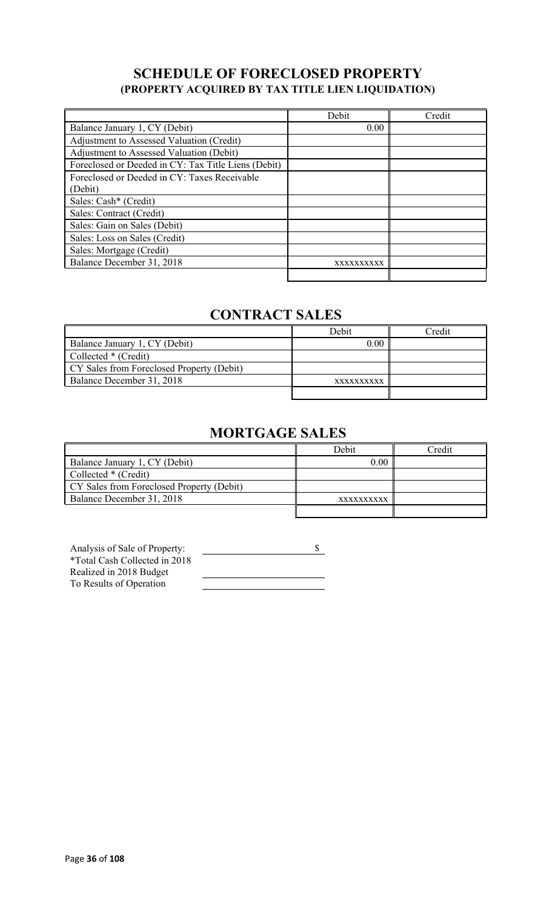## SCHEDULE OF FORECLOSED PROPERTY
### (PROPERTY ACQUIRED BY TAX TITLE LIEN LIQUIDATION)

| | Debit | Credit |
|---|---|---|
| Balance January 1, CY (Debit) | 0.00 | |
| Adjustment to Assessed Valuation (Credit) | | |
| Adjustment to Assessed Valuation (Debit) | | |
| Foreclosed or Deeded in CY: Tax Title Liens (Debit) | | |
| Foreclosed or Deeded in CY: Taxes Receivable (Debit) | | |
| Sales: Cash* (Credit) | | |
| Sales: Contract (Credit) | | |
| Sales: Gain on Sales (Debit) | | |
| Sales: Loss on Sales (Credit) | | |
| Sales: Mortgage (Credit) | | |
| Balance December 31, 2018 | xxxxxxxxxx | |
| | | |

## CONTRACT SALES

| | Debit | Credit |
|---|---|---|
| Balance January 1, CY (Debit) | 0.00 | |
| Collected * (Credit) | | |
| CY Sales from Foreclosed Property (Debit) | | |
| Balance December 31, 2018 | xxxxxxxxxx | |
| | | |

## MORTGAGE SALES

| | Debit | Credit |
|---|---|---|
| Balance January 1, CY (Debit) | 0.00 | |
| Collected * (Credit) | | |
| CY Sales from Foreclosed Property (Debit) | | |
| Balance December 31, 2018 | xxxxxxxxxx | |
| | | |

Analysis of Sale of Property: $
*Total Cash Collected in 2018
Realized in 2018 Budget
To Results of Operation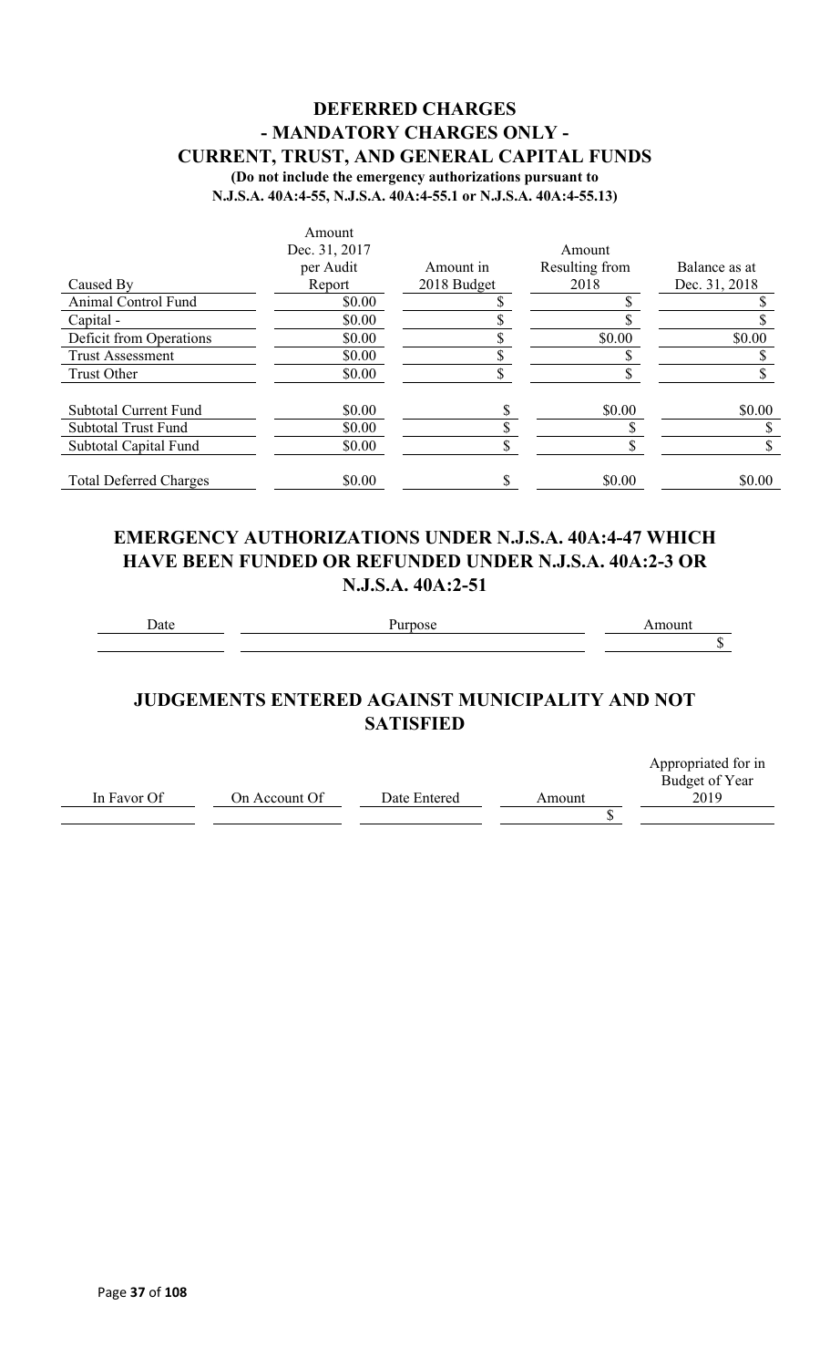## DEFERRED CHARGES
## - MANDATORY CHARGES ONLY -
## CURRENT, TRUST, AND GENERAL CAPITAL FUNDS

**(Do not include the emergency authorizations pursuant to N.J.S.A. 40A:4-55, N.J.S.A. 40A:4-55.1 or N.J.S.A. 40A:4-55.13)**

| Caused By | Amount Dec. 31, 2017 per Audit Report | Amount in 2018 Budget | Amount Resulting from 2018 | Balance as at Dec. 31, 2018 |
|---|---|---|---|---|
| Animal Control Fund | $0.00 | $ | $ | $ |
| Capital - | $0.00 | $ | $ | $ |
| Deficit from Operations | $0.00 | $ | $0.00 | $0.00 |
| Trust Assessment | $0.00 | $ | $ | $ |
| Trust Other | $0.00 | $ | $ | $ |
| Subtotal Current Fund | $0.00 | $ | $0.00 | $0.00 |
| Subtotal Trust Fund | $0.00 | $ | $ | $ |
| Subtotal Capital Fund | $0.00 | $ | $ | $ |
| Total Deferred Charges | $0.00 | $ | $0.00 | $0.00 |

## EMERGENCY AUTHORIZATIONS UNDER N.J.S.A. 40A:4-47 WHICH HAVE BEEN FUNDED OR REFUNDED UNDER N.J.S.A. 40A:2-3 OR N.J.S.A. 40A:2-51

| Date | Purpose | Amount |
|---|---|---|
| | | $ |

## JUDGEMENTS ENTERED AGAINST MUNICIPALITY AND NOT SATISFIED

| In Favor Of | On Account Of | Date Entered | Amount | Appropriated for in Budget of Year 2019 |
|---|---|---|---|---|
| | | | $ | |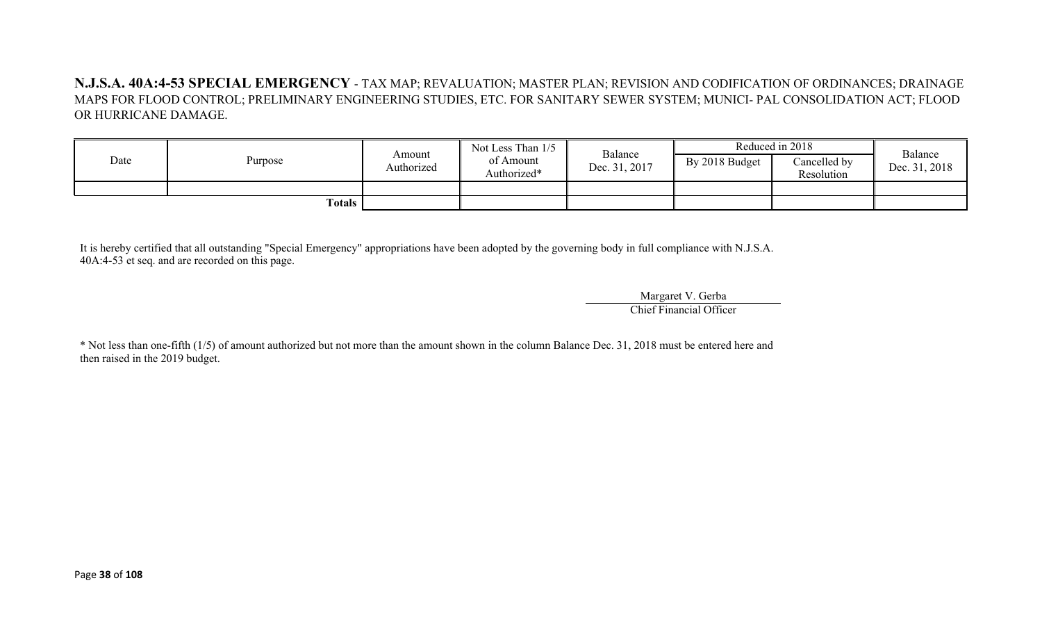**N.J.S.A. 40A:4-53 SPECIAL EMERGENCY** - TAX MAP; REVALUATION; MASTER PLAN; REVISION AND CODIFICATION OF ORDINANCES; DRAINAGE MAPS FOR FLOOD CONTROL; PRELIMINARY ENGINEERING STUDIES, ETC. FOR SANITARY SEWER SYSTEM; MUNICI- PAL CONSOLIDATION ACT; FLOOD OR HURRICANE DAMAGE.

| Date | Purpose | Amount Authorized | Not Less Than 1/5 of Amount Authorized* | Balance Dec. 31, 2017 | Reduced in 2018 | | Balance Dec. 31, 2018 |
|---|---|---|---|---|---|---|---|
| | | | | | By 2018 Budget | Cancelled by Resolution | |
| | | | | | | | |
| | Totals | | | | | | |

It is hereby certified that all outstanding "Special Emergency" appropriations have been adopted by the governing body in full compliance with N.J.S.A. 40A:4-53 et seq. and are recorded on this page.

Margaret V. Gerba
Chief Financial Officer

* Not less than one-fifth (1/5) of amount authorized but not more than the amount shown in the column Balance Dec. 31, 2018 must be entered here and then raised in the 2019 budget.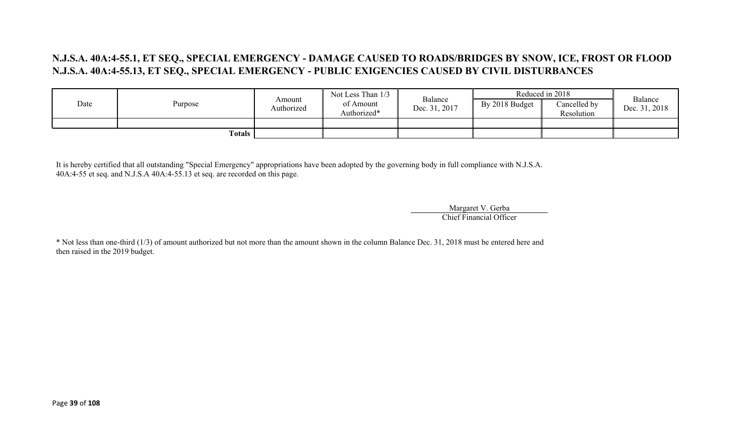## N.J.S.A. 40A:4-55.1, ET SEQ., SPECIAL EMERGENCY - DAMAGE CAUSED TO ROADS/BRIDGES BY SNOW, ICE, FROST OR FLOOD
## N.J.S.A. 40A:4-55.13, ET SEQ., SPECIAL EMERGENCY - PUBLIC EXIGENCIES CAUSED BY CIVIL DISTURBANCES

| Date | Purpose | Amount Authorized | Not Less Than 1/3 of Amount Authorized* | Balance Dec. 31, 2017 | Reduced in 2018 | | Balance Dec. 31, 2018 |
|---|---|---|---|---|---|---|---|
| | | | | | By 2018 Budget | Cancelled by Resolution | |
| | | | | | | | |
| | Totals | | | | | | |

It is hereby certified that all outstanding "Special Emergency" appropriations have been adopted by the governing body in full compliance with N.J.S.A. 40A:4-55 et seq. and N.J.S.A 40A:4-55.13 et seq. are recorded on this page.

Margaret V. Gerba
Chief Financial Officer

* Not less than one-third (1/3) of amount authorized but not more than the amount shown in the column Balance Dec. 31, 2018 must be entered here and then raised in the 2019 budget.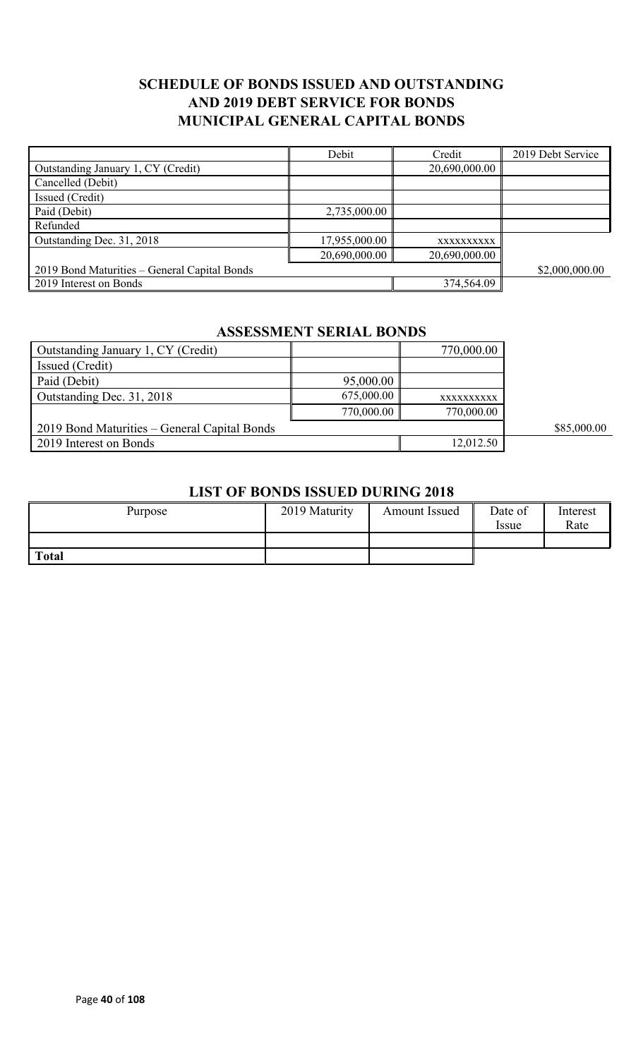## SCHEDULE OF BONDS ISSUED AND OUTSTANDING AND 2019 DEBT SERVICE FOR BONDS MUNICIPAL GENERAL CAPITAL BONDS

| | Debit | Credit | 2019 Debt Service |
|---|---|---|---|
| Outstanding January 1, CY (Credit) | | 20,690,000.00 | |
| Cancelled (Debit) | | | |
| Issued (Credit) | | | |
| Paid (Debit) | 2,735,000.00 | | |
| Refunded | | | |
| Outstanding Dec. 31, 2018 | 17,955,000.00 | xxxxxxxxxx | |
| | 20,690,000.00 | 20,690,000.00 | |
| 2019 Bond Maturities – General Capital Bonds | | | $2,000,000.00 |
| 2019 Interest on Bonds | | 374,564.09 | |

### ASSESSMENT SERIAL BONDS

| | | | |
|---|---|---|---|
| Outstanding January 1, CY (Credit) | | 770,000.00 | |
| Issued (Credit) | | | |
| Paid (Debit) | 95,000.00 | | |
| Outstanding Dec. 31, 2018 | 675,000.00 | xxxxxxxxxx | |
| | 770,000.00 | 770,000.00 | |
| 2019 Bond Maturities – General Capital Bonds | | | $85,000.00 |
| 2019 Interest on Bonds | | 12,012.50 | |

### LIST OF BONDS ISSUED DURING 2018

| Purpose | 2019 Maturity | Amount Issued | Date of Issue | Interest Rate |
|---|---|---|---|---|
| | | | | |
| **Total** | | | | |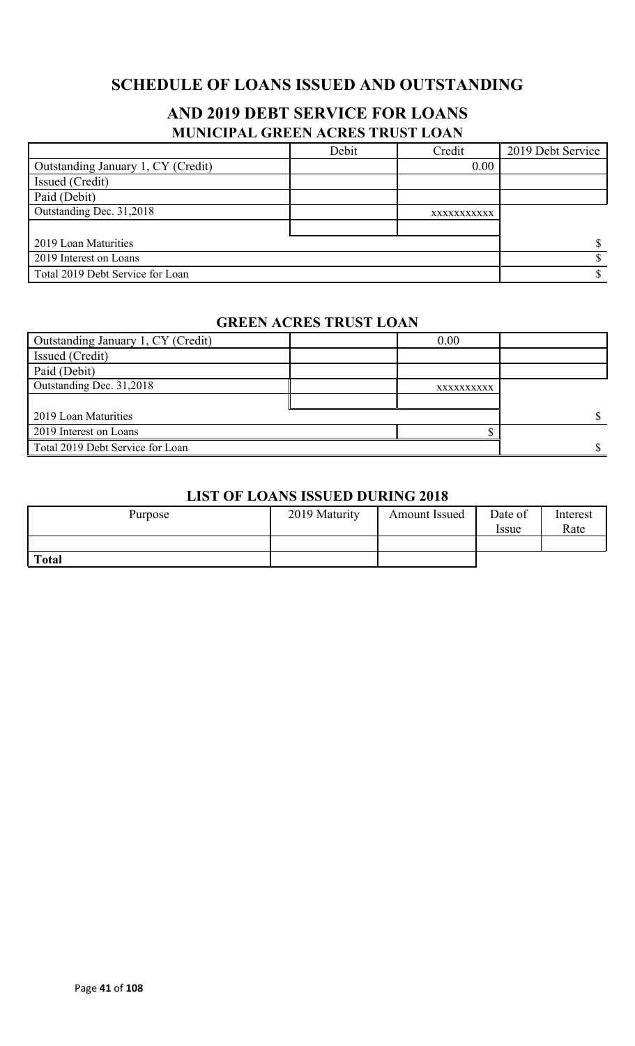# SCHEDULE OF LOANS ISSUED AND OUTSTANDING

## AND 2019 DEBT SERVICE FOR LOANS

### MUNICIPAL GREEN ACRES TRUST LOAN

| | Debit | Credit | 2019 Debt Service |
|---|---|---|---|
| Outstanding January 1, CY (Credit) | | 0.00 | |
| Issued (Credit) | | | |
| Paid (Debit) | | | |
| Outstanding Dec. 31,2018 | | xxxxxxxxxxx | |
| | | | |
| 2019 Loan Maturities | | | $ |
| 2019 Interest on Loans | | | $ |
| Total 2019 Debt Service for Loan | | | $ |

### GREEN ACRES TRUST LOAN

| | | | |
|---|---|---|---|
| Outstanding January 1, CY (Credit) | | 0.00 | |
| Issued (Credit) | | | |
| Paid (Debit) | | | |
| Outstanding Dec. 31,2018 | | xxxxxxxxxx | |
| | | | |
| 2019 Loan Maturities | | | $ |
| 2019 Interest on Loans | | $ | |
| Total 2019 Debt Service for Loan | | | $ |

### LIST OF LOANS ISSUED DURING 2018

| Purpose | 2019 Maturity | Amount Issued | Date of Issue | Interest Rate |
|---|---|---|---|---|
| | | | | |
| **Total** | | | | |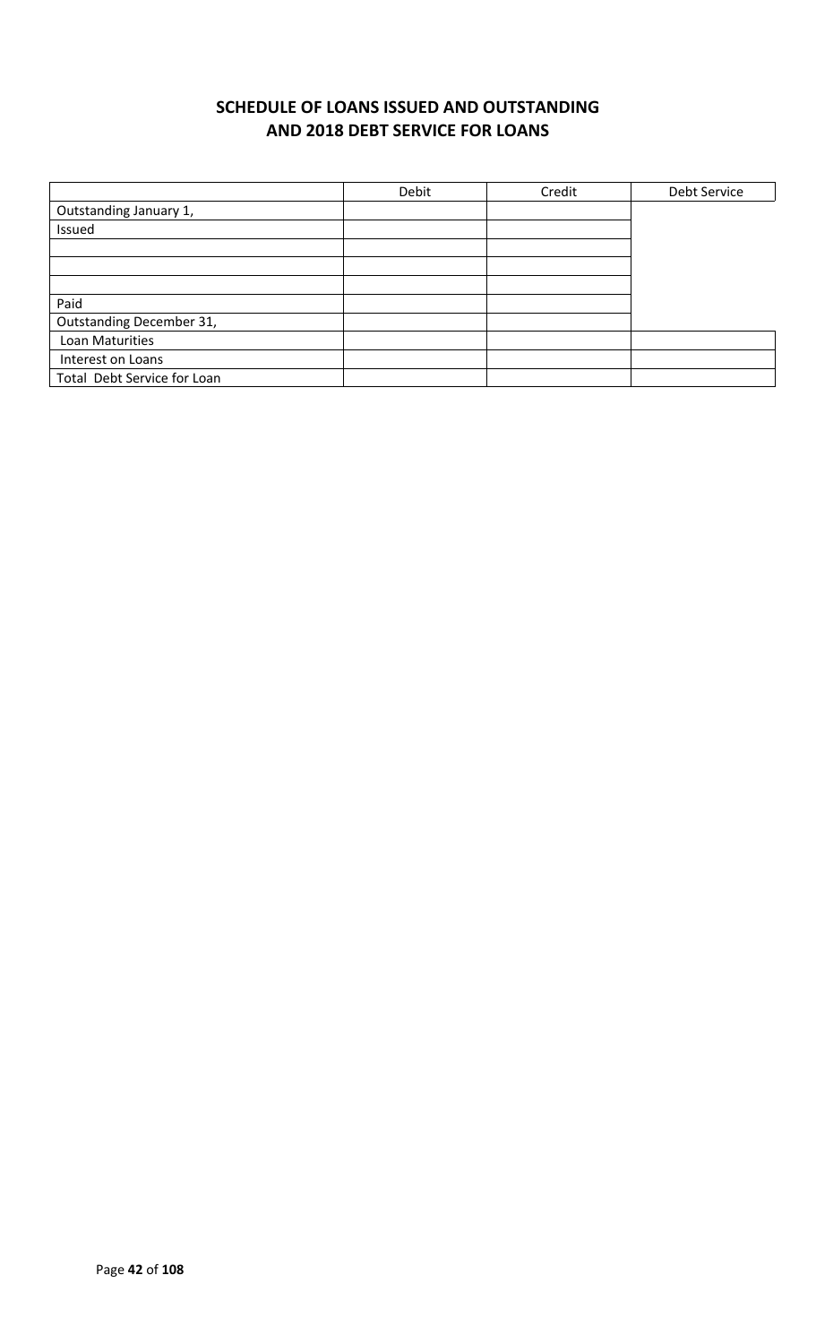## SCHEDULE OF LOANS ISSUED AND OUTSTANDING AND 2018 DEBT SERVICE FOR LOANS

| | Debit | Credit | Debt Service |
|---|---|---|---|
| Outstanding January 1, | | | |
| Issued | | | |
| | | | |
| | | | |
| | | | |
| Paid | | | |
| Outstanding December 31, | | | |
| Loan Maturities | | | |
| Interest on Loans | | | |
| Total Debt Service for Loan | | | |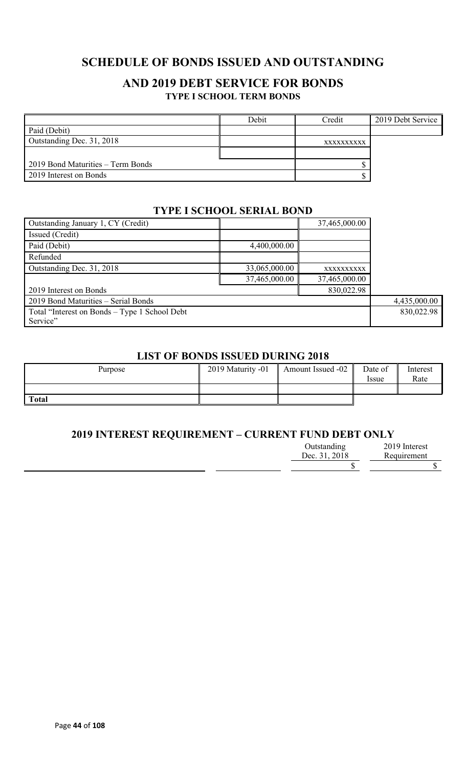# SCHEDULE OF BONDS ISSUED AND OUTSTANDING

## AND 2019 DEBT SERVICE FOR BONDS

### TYPE I SCHOOL TERM BONDS

| | Debit | Credit | 2019 Debt Service |
|---|---|---|---|
| Paid (Debit) | | | |
| Outstanding Dec. 31, 2018 | | xxxxxxxxxx | |
| | | | |
| 2019 Bond Maturities – Term Bonds | | $ | |
| 2019 Interest on Bonds | | $ | |

### TYPE I SCHOOL SERIAL BOND

| | Debit | Credit | 2019 Debt Service |
|---|---|---|---|
| Outstanding January 1, CY (Credit) | | 37,465,000.00 | |
| Issued (Credit) | | | |
| Paid (Debit) | 4,400,000.00 | | |
| Refunded | | | |
| Outstanding Dec. 31, 2018 | 33,065,000.00 | xxxxxxxxxx | |
| | 37,465,000.00 | 37,465,000.00 | |
| 2019 Interest on Bonds | | 830,022.98 | |
| 2019 Bond Maturities – Serial Bonds | | | 4,435,000.00 |
| Total "Interest on Bonds – Type 1 School Debt Service" | | | 830,022.98 |

### LIST OF BONDS ISSUED DURING 2018

| Purpose | 2019 Maturity -01 | Amount Issued -02 | Date of Issue | Interest Rate |
|---|---|---|---|---|
| | | | | |
| **Total** | | | | |

### 2019 INTEREST REQUIREMENT – CURRENT FUND DEBT ONLY

| | | Outstanding Dec. 31, 2018 | 2019 Interest Requirement |
|---|---|---|---|
| | | $ | $ |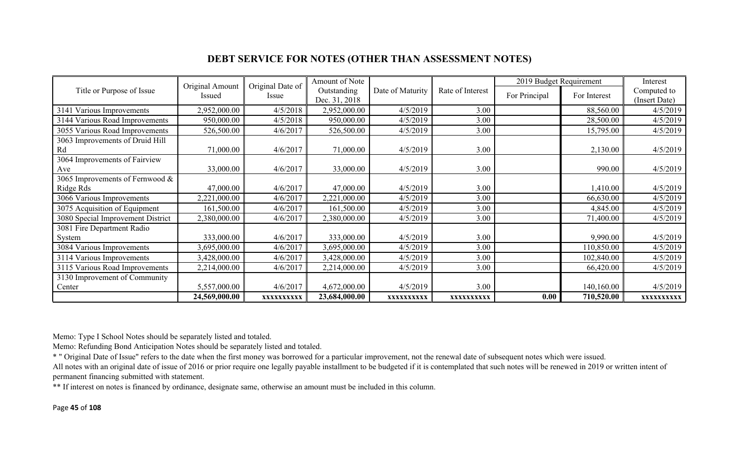## DEBT SERVICE FOR NOTES (OTHER THAN ASSESSMENT NOTES)

| Title or Purpose of Issue | Original Amount Issued | Original Date of Issue | Amount of Note Outstanding Dec. 31, 2018 | Date of Maturity | Rate of Interest | 2019 Budget Requirement | | Interest Computed to (Insert Date) |
|---|---|---|---|---|---|---|---|---|
| | | | | | | For Principal | For Interest | |
| 3141 Various Improvements | 2,952,000.00 | 4/5/2018 | 2,952,000.00 | 4/5/2019 | 3.00 | | 88,560.00 | 4/5/2019 |
| 3144 Various Road Improvements | 950,000.00 | 4/5/2018 | 950,000.00 | 4/5/2019 | 3.00 | | 28,500.00 | 4/5/2019 |
| 3055 Various Road Improvements | 526,500.00 | 4/6/2017 | 526,500.00 | 4/5/2019 | 3.00 | | 15,795.00 | 4/5/2019 |
| 3063 Improvements of Druid Hill Rd | 71,000.00 | 4/6/2017 | 71,000.00 | 4/5/2019 | 3.00 | | 2,130.00 | 4/5/2019 |
| 3064 Improvements of Fairview Ave | 33,000.00 | 4/6/2017 | 33,000.00 | 4/5/2019 | 3.00 | | 990.00 | 4/5/2019 |
| 3065 Improvements of Fernwood & Ridge Rds | 47,000.00 | 4/6/2017 | 47,000.00 | 4/5/2019 | 3.00 | | 1,410.00 | 4/5/2019 |
| 3066 Various Improvements | 2,221,000.00 | 4/6/2017 | 2,221,000.00 | 4/5/2019 | 3.00 | | 66,630.00 | 4/5/2019 |
| 3075 Acquisition of Equipment | 161,500.00 | 4/6/2017 | 161,500.00 | 4/5/2019 | 3.00 | | 4,845.00 | 4/5/2019 |
| 3080 Special Improvement District | 2,380,000.00 | 4/6/2017 | 2,380,000.00 | 4/5/2019 | 3.00 | | 71,400.00 | 4/5/2019 |
| 3081 Fire Department Radio System | 333,000.00 | 4/6/2017 | 333,000.00 | 4/5/2019 | 3.00 | | 9,990.00 | 4/5/2019 |
| 3084 Various Improvements | 3,695,000.00 | 4/6/2017 | 3,695,000.00 | 4/5/2019 | 3.00 | | 110,850.00 | 4/5/2019 |
| 3114 Various Improvements | 3,428,000.00 | 4/6/2017 | 3,428,000.00 | 4/5/2019 | 3.00 | | 102,840.00 | 4/5/2019 |
| 3115 Various Road Improvements | 2,214,000.00 | 4/6/2017 | 2,214,000.00 | 4/5/2019 | 3.00 | | 66,420.00 | 4/5/2019 |
| 3130 Improvement of Community Center | 5,557,000.00 | 4/6/2017 | 4,672,000.00 | 4/5/2019 | 3.00 | | 140,160.00 | 4/5/2019 |
| | **24,569,000.00** | **xxxxxxxxxx** | **23,684,000.00** | **xxxxxxxxxx** | **xxxxxxxxxx** | **0.00** | **710,520.00** | **xxxxxxxxxx** |

Memo: Type I School Notes should be separately listed and totaled.

Memo: Refunding Bond Anticipation Notes should be separately listed and totaled.

* " Original Date of Issue" refers to the date when the first money was borrowed for a particular improvement, not the renewal date of subsequent notes which were issued.

All notes with an original date of issue of 2016 or prior require one legally payable installment to be budgeted if it is contemplated that such notes will be renewed in 2019 or written intent of permanent financing submitted with statement.

** If interest on notes is financed by ordinance, designate same, otherwise an amount must be included in this column.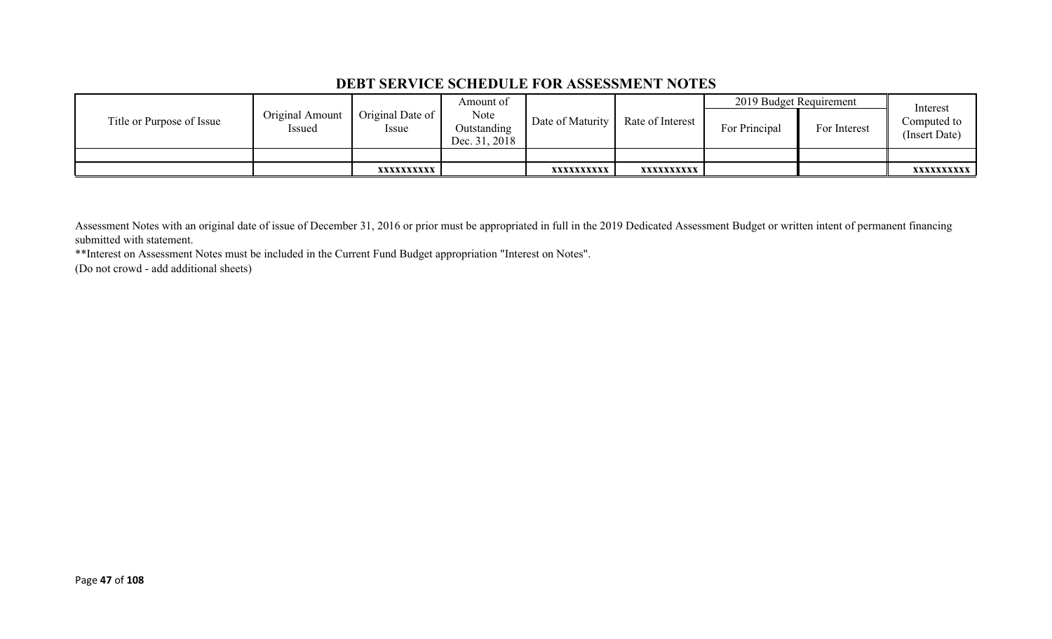## DEBT SERVICE SCHEDULE FOR ASSESSMENT NOTES

| Title or Purpose of Issue | Original Amount Issued | Original Date of Issue | Amount of Note Outstanding Dec. 31, 2018 | Date of Maturity | Rate of Interest | 2019 Budget Requirement | | Interest Computed to (Insert Date) |
|---|---|---|---|---|---|---|---|---|
| | | | | | | For Principal | For Interest | |
| | | | | | | | | |
| | | xxxxxxxxxx | | xxxxxxxxxx | xxxxxxxxxx | | | xxxxxxxxxx |

Assessment Notes with an original date of issue of December 31, 2016 or prior must be appropriated in full in the 2019 Dedicated Assessment Budget or written intent of permanent financing submitted with statement.

**Interest on Assessment Notes must be included in the Current Fund Budget appropriation "Interest on Notes".

(Do not crowd - add additional sheets)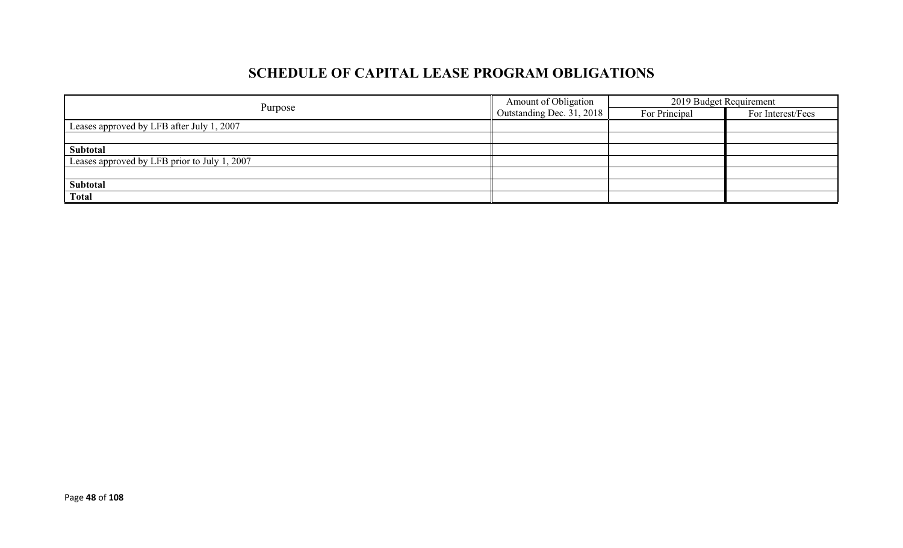# SCHEDULE OF CAPITAL LEASE PROGRAM OBLIGATIONS

| Purpose | Amount of Obligation Outstanding Dec. 31, 2018 | 2019 Budget Requirement | |
|---|---|---|---|
| | | For Principal | For Interest/Fees |
| Leases approved by LFB after July 1, 2007 | | | |
| | | | |
| **Subtotal** | | | |
| Leases approved by LFB prior to July 1, 2007 | | | |
| | | | |
| **Subtotal** | | | |
| **Total** | | | |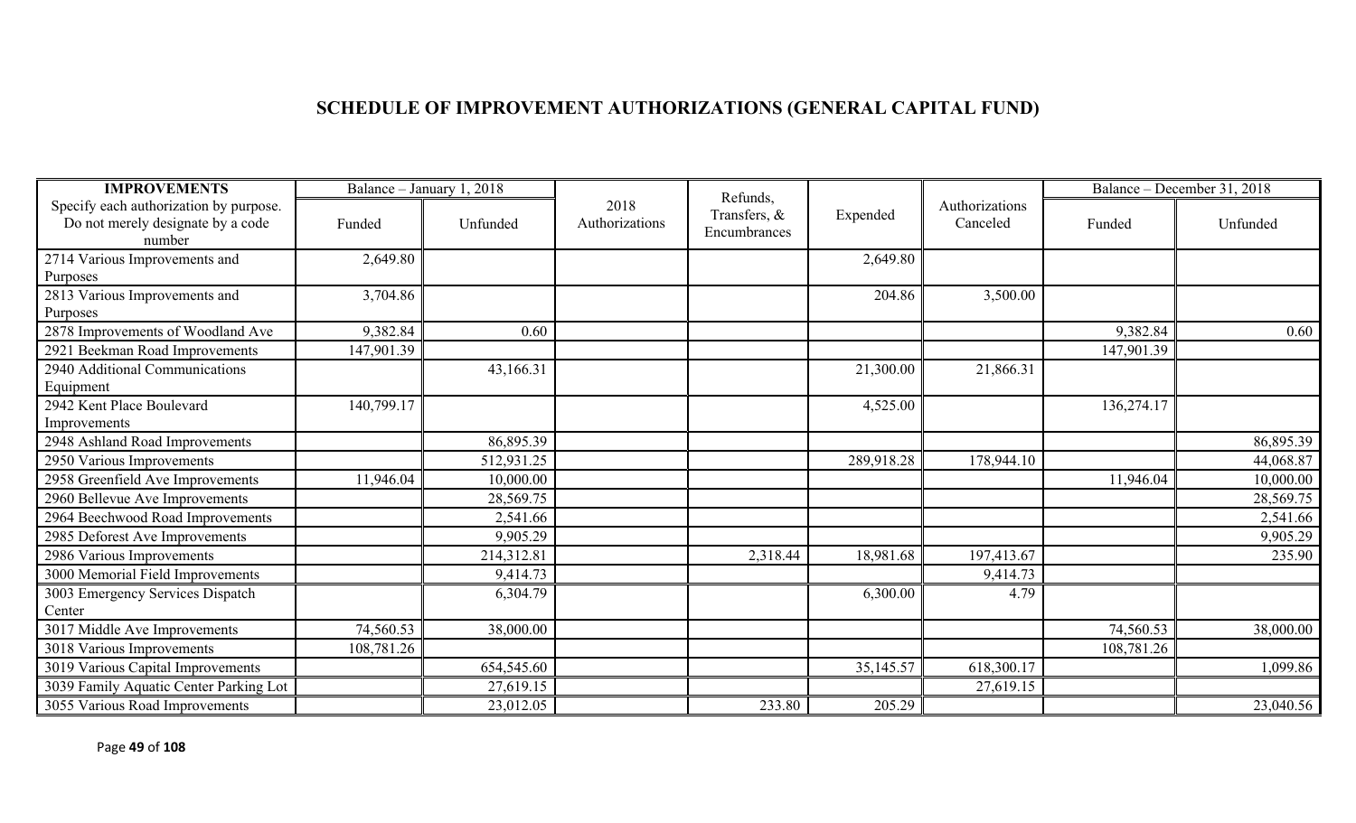## SCHEDULE OF IMPROVEMENT AUTHORIZATIONS (GENERAL CAPITAL FUND)

| IMPROVEMENTS | Balance – January 1, 2018 | | 2018 Authorizations | Refunds, Transfers, & Encumbrances | Expended | Authorizations Canceled | Balance – December 31, 2018 | |
|---|---|---|---|---|---|---|---|---|
| Specify each authorization by purpose. Do not merely designate by a code number | Funded | Unfunded | | | | | Funded | Unfunded |
| 2714 Various Improvements and Purposes | 2,649.80 | | | | 2,649.80 | | | |
| 2813 Various Improvements and Purposes | 3,704.86 | | | | 204.86 | 3,500.00 | | |
| 2878 Improvements of Woodland Ave | 9,382.84 | 0.60 | | | | | 9,382.84 | 0.60 |
| 2921 Beekman Road Improvements | 147,901.39 | | | | | | 147,901.39 | |
| 2940 Additional Communications Equipment | | 43,166.31 | | | 21,300.00 | 21,866.31 | | |
| 2942 Kent Place Boulevard Improvements | 140,799.17 | | | | 4,525.00 | | 136,274.17 | |
| 2948 Ashland Road Improvements | | 86,895.39 | | | | | | 86,895.39 |
| 2950 Various Improvements | | 512,931.25 | | | 289,918.28 | 178,944.10 | | 44,068.87 |
| 2958 Greenfield Ave Improvements | 11,946.04 | 10,000.00 | | | | | 11,946.04 | 10,000.00 |
| 2960 Bellevue Ave Improvements | | 28,569.75 | | | | | | 28,569.75 |
| 2964 Beechwood Road Improvements | | 2,541.66 | | | | | | 2,541.66 |
| 2985 Deforest Ave Improvements | | 9,905.29 | | | | | | 9,905.29 |
| 2986 Various Improvements | | 214,312.81 | | 2,318.44 | 18,981.68 | 197,413.67 | | 235.90 |
| 3000 Memorial Field Improvements | | 9,414.73 | | | | 9,414.73 | | |
| 3003 Emergency Services Dispatch Center | | 6,304.79 | | | 6,300.00 | 4.79 | | |
| 3017 Middle Ave Improvements | 74,560.53 | 38,000.00 | | | | | 74,560.53 | 38,000.00 |
| 3018 Various Improvements | 108,781.26 | | | | | | 108,781.26 | |
| 3019 Various Capital Improvements | | 654,545.60 | | | 35,145.57 | 618,300.17 | | 1,099.86 |
| 3039 Family Aquatic Center Parking Lot | | 27,619.15 | | | | 27,619.15 | | |
| 3055 Various Road Improvements | | 23,012.05 | | 233.80 | 205.29 | | | 23,040.56 |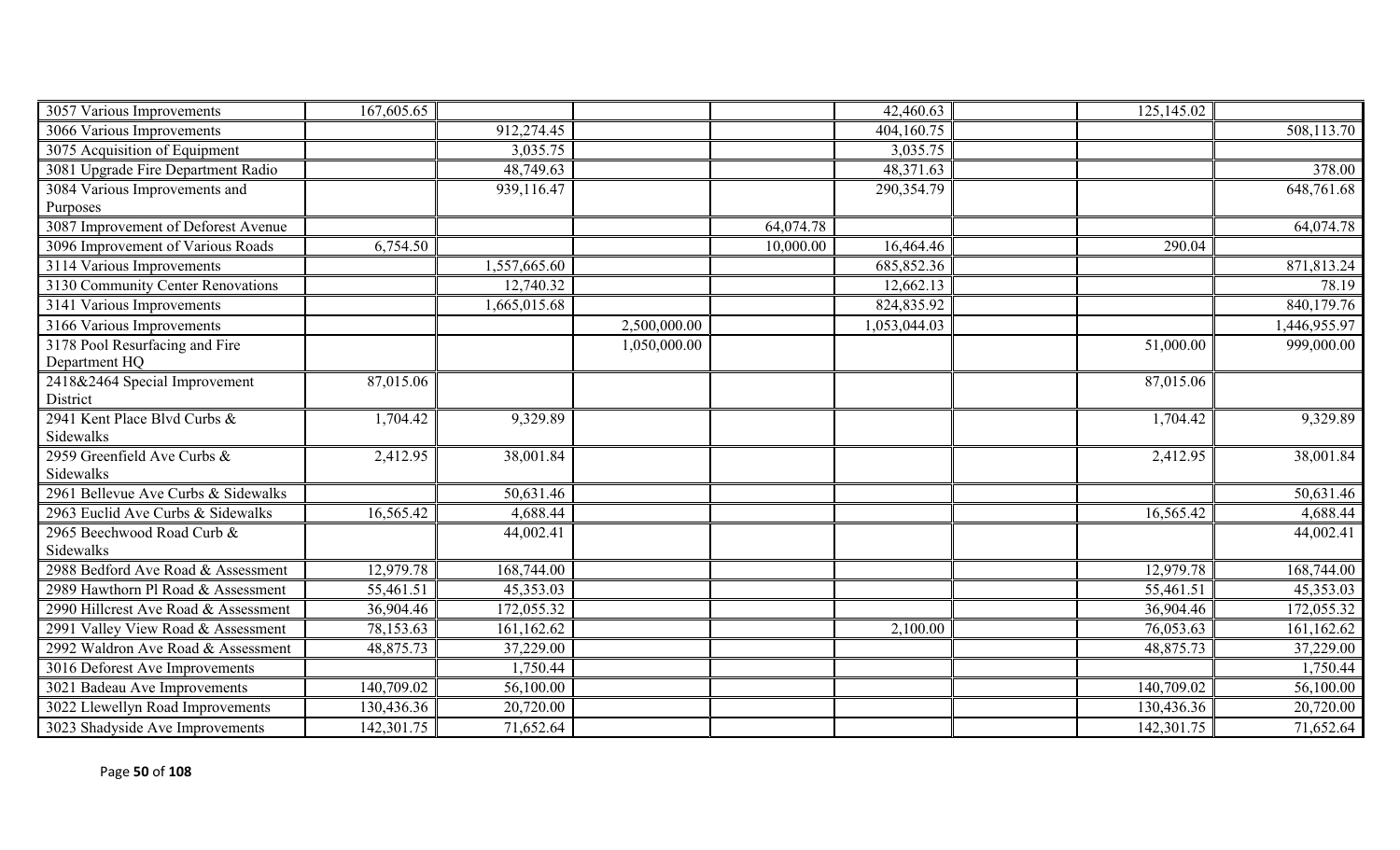| | | | | | | | | |
|---|---|---|---|---|---|---|---|---|
| 3057 Various Improvements | 167,605.65 | | | | 42,460.63 | | 125,145.02 | |
| 3066 Various Improvements | | 912,274.45 | | | 404,160.75 | | | 508,113.70 |
| 3075 Acquisition of Equipment | | 3,035.75 | | | 3,035.75 | | | |
| 3081 Upgrade Fire Department Radio | | 48,749.63 | | | 48,371.63 | | | 378.00 |
| 3084 Various Improvements and Purposes | | 939,116.47 | | | 290,354.79 | | | 648,761.68 |
| 3087 Improvement of Deforest Avenue | | | | 64,074.78 | | | | 64,074.78 |
| 3096 Improvement of Various Roads | 6,754.50 | | | 10,000.00 | 16,464.46 | | 290.04 | |
| 3114 Various Improvements | | 1,557,665.60 | | | 685,852.36 | | | 871,813.24 |
| 3130 Community Center Renovations | | 12,740.32 | | | 12,662.13 | | | 78.19 |
| 3141 Various Improvements | | 1,665,015.68 | | | 824,835.92 | | | 840,179.76 |
| 3166 Various Improvements | | | 2,500,000.00 | | 1,053,044.03 | | | 1,446,955.97 |
| 3178 Pool Resurfacing and Fire Department HQ | | | 1,050,000.00 | | | | 51,000.00 | 999,000.00 |
| 2418&2464 Special Improvement District | 87,015.06 | | | | | | 87,015.06 | |
| 2941 Kent Place Blvd Curbs & Sidewalks | 1,704.42 | 9,329.89 | | | | | 1,704.42 | 9,329.89 |
| 2959 Greenfield Ave Curbs & Sidewalks | 2,412.95 | 38,001.84 | | | | | 2,412.95 | 38,001.84 |
| 2961 Bellevue Ave Curbs & Sidewalks | | 50,631.46 | | | | | | 50,631.46 |
| 2963 Euclid Ave Curbs & Sidewalks | 16,565.42 | 4,688.44 | | | | | 16,565.42 | 4,688.44 |
| 2965 Beechwood Road Curb & Sidewalks | | 44,002.41 | | | | | | 44,002.41 |
| 2988 Bedford Ave Road & Assessment | 12,979.78 | 168,744.00 | | | | | 12,979.78 | 168,744.00 |
| 2989 Hawthorn Pl Road & Assessment | 55,461.51 | 45,353.03 | | | | | 55,461.51 | 45,353.03 |
| 2990 Hillcrest Ave Road & Assessment | 36,904.46 | 172,055.32 | | | | | 36,904.46 | 172,055.32 |
| 2991 Valley View Road & Assessment | 78,153.63 | 161,162.62 | | | 2,100.00 | | 76,053.63 | 161,162.62 |
| 2992 Waldron Ave Road & Assessment | 48,875.73 | 37,229.00 | | | | | 48,875.73 | 37,229.00 |
| 3016 Deforest Ave Improvements | | 1,750.44 | | | | | | 1,750.44 |
| 3021 Badeau Ave Improvements | 140,709.02 | 56,100.00 | | | | | 140,709.02 | 56,100.00 |
| 3022 Llewellyn Road Improvements | 130,436.36 | 20,720.00 | | | | | 130,436.36 | 20,720.00 |
| 3023 Shadyside Ave Improvements | 142,301.75 | 71,652.64 | | | | | 142,301.75 | 71,652.64 |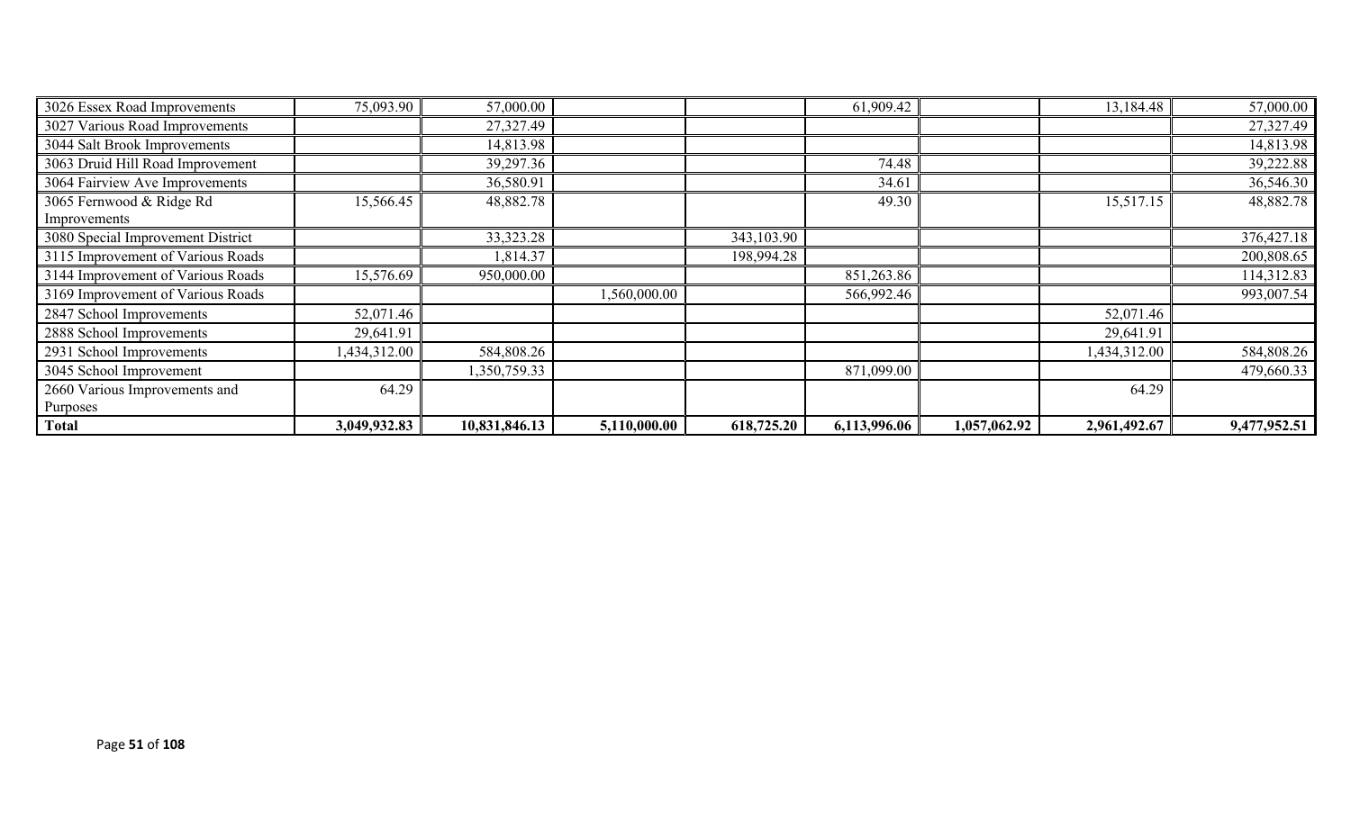|  |  |  |  |  |  |  |  |  |
|---|---|---|---|---|---|---|---|---|
| 3026 Essex Road Improvements | 75,093.90 | 57,000.00 |  |  | 61,909.42 |  | 13,184.48 | 57,000.00 |
| 3027 Various Road Improvements |  | 27,327.49 |  |  |  |  |  | 27,327.49 |
| 3044 Salt Brook Improvements |  | 14,813.98 |  |  |  |  |  | 14,813.98 |
| 3063 Druid Hill Road Improvement |  | 39,297.36 |  |  | 74.48 |  |  | 39,222.88 |
| 3064 Fairview Ave Improvements |  | 36,580.91 |  |  | 34.61 |  |  | 36,546.30 |
| 3065 Fernwood & Ridge Rd Improvements | 15,566.45 | 48,882.78 |  |  | 49.30 |  | 15,517.15 | 48,882.78 |
| 3080 Special Improvement District |  | 33,323.28 |  | 343,103.90 |  |  |  | 376,427.18 |
| 3115 Improvement of Various Roads |  | 1,814.37 |  | 198,994.28 |  |  |  | 200,808.65 |
| 3144 Improvement of Various Roads | 15,576.69 | 950,000.00 |  |  | 851,263.86 |  |  | 114,312.83 |
| 3169 Improvement of Various Roads |  |  | 1,560,000.00 |  | 566,992.46 |  |  | 993,007.54 |
| 2847 School Improvements | 52,071.46 |  |  |  |  |  | 52,071.46 |  |
| 2888 School Improvements | 29,641.91 |  |  |  |  |  | 29,641.91 |  |
| 2931 School Improvements | 1,434,312.00 | 584,808.26 |  |  |  |  | 1,434,312.00 | 584,808.26 |
| 3045 School Improvement |  | 1,350,759.33 |  |  | 871,099.00 |  |  | 479,660.33 |
| 2660 Various Improvements and Purposes | 64.29 |  |  |  |  |  | 64.29 |  |
| **Total** | **3,049,932.83** | **10,831,846.13** | **5,110,000.00** | **618,725.20** | **6,113,996.06** | **1,057,062.92** | **2,961,492.67** | **9,477,952.51** |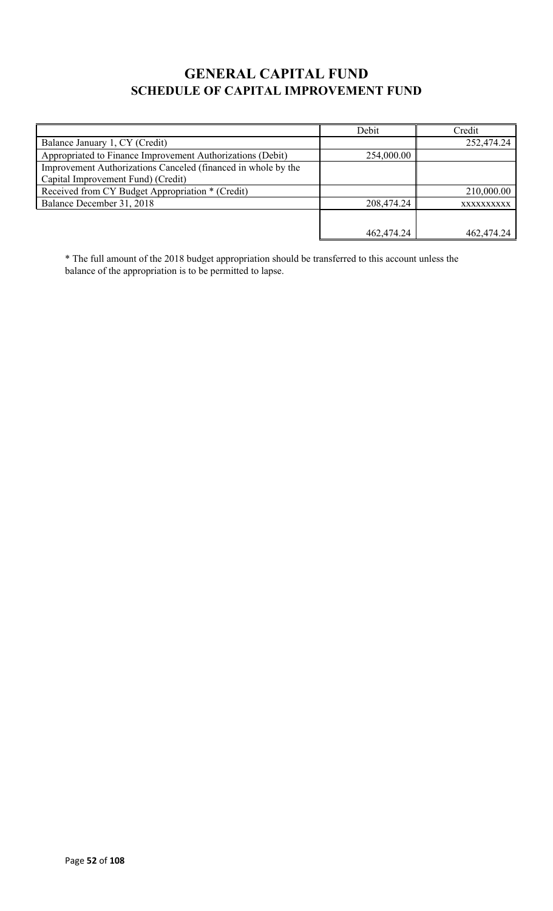# GENERAL CAPITAL FUND
## SCHEDULE OF CAPITAL IMPROVEMENT FUND

| | Debit | Credit |
|---|---|---|
| Balance January 1, CY (Credit) | | 252,474.24 |
| Appropriated to Finance Improvement Authorizations (Debit) | 254,000.00 | |
| Improvement Authorizations Canceled (financed in whole by the Capital Improvement Fund) (Credit) | | |
| Received from CY Budget Appropriation * (Credit) | | 210,000.00 |
| Balance December 31, 2018 | 208,474.24 | xxxxxxxxxx |
| | 462,474.24 | 462,474.24 |

\* The full amount of the 2018 budget appropriation should be transferred to this account unless the balance of the appropriation is to be permitted to lapse.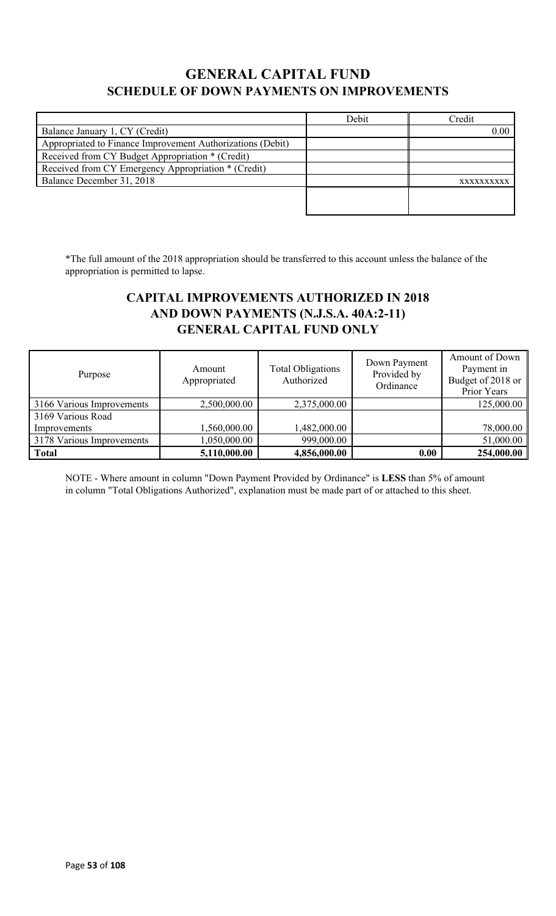# GENERAL CAPITAL FUND
## SCHEDULE OF DOWN PAYMENTS ON IMPROVEMENTS

| | Debit | Credit |
|---|---|---|
| Balance January 1, CY (Credit) | | 0.00 |
| Appropriated to Finance Improvement Authorizations (Debit) | | |
| Received from CY Budget Appropriation * (Credit) | | |
| Received from CY Emergency Appropriation * (Credit) | | |
| Balance December 31, 2018 | | xxxxxxxxxx |
| | | |

*The full amount of the 2018 appropriation should be transferred to this account unless the balance of the appropriation is permitted to lapse.

## CAPITAL IMPROVEMENTS AUTHORIZED IN 2018 AND DOWN PAYMENTS (N.J.S.A. 40A:2-11) GENERAL CAPITAL FUND ONLY

| Purpose | Amount Appropriated | Total Obligations Authorized | Down Payment Provided by Ordinance | Amount of Down Payment in Budget of 2018 or Prior Years |
|---|---|---|---|---|
| 3166 Various Improvements | 2,500,000.00 | 2,375,000.00 | | 125,000.00 |
| 3169 Various Road Improvements | 1,560,000.00 | 1,482,000.00 | | 78,000.00 |
| 3178 Various Improvements | 1,050,000.00 | 999,000.00 | | 51,000.00 |
| **Total** | **5,110,000.00** | **4,856,000.00** | **0.00** | **254,000.00** |

NOTE - Where amount in column "Down Payment Provided by Ordinance" is **LESS** than 5% of amount in column "Total Obligations Authorized", explanation must be made part of or attached to this sheet.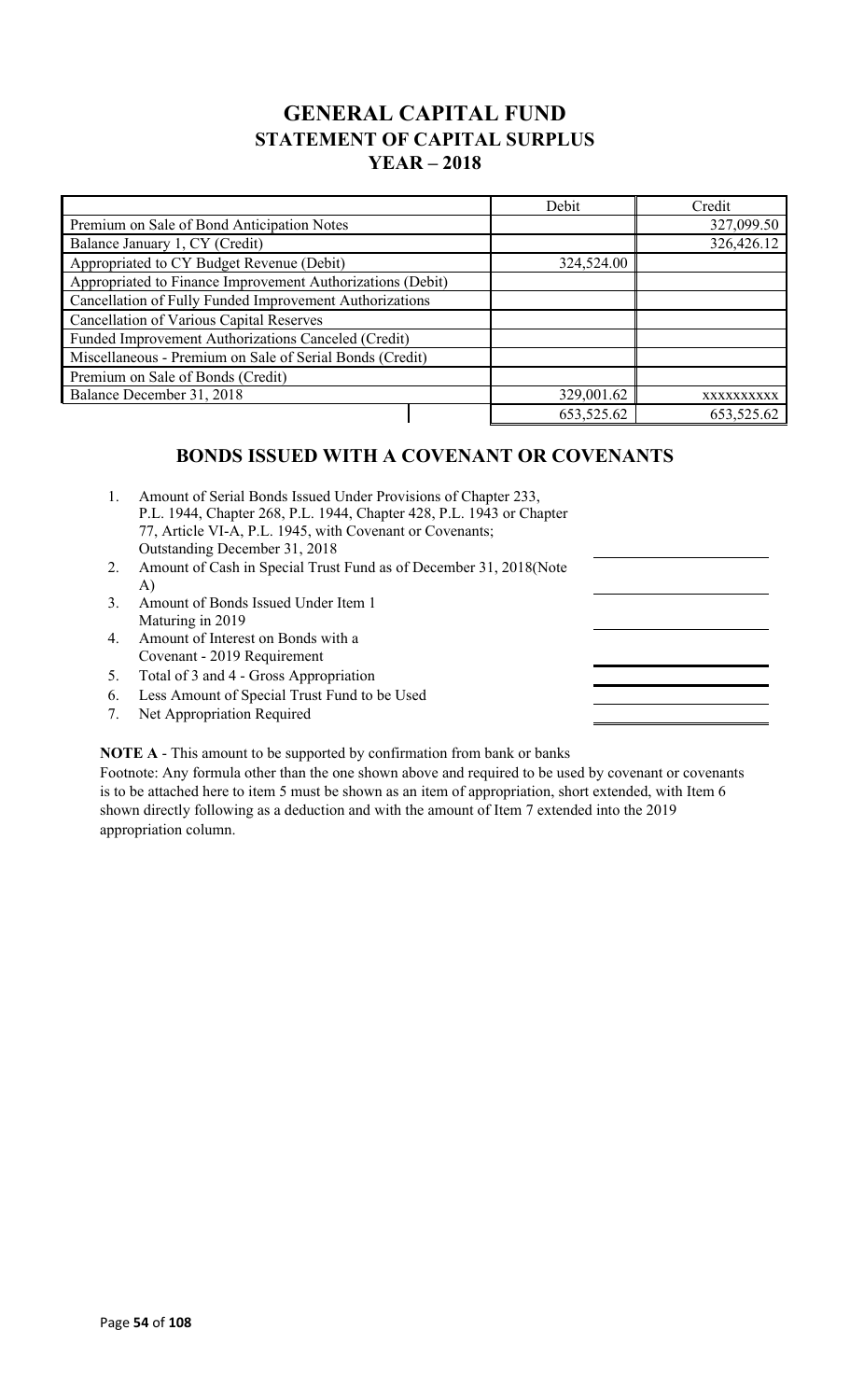# GENERAL CAPITAL FUND
## STATEMENT OF CAPITAL SURPLUS
### YEAR – 2018

| | Debit | Credit |
|---|---|---|
| Premium on Sale of Bond Anticipation Notes | | 327,099.50 |
| Balance January 1, CY (Credit) | | 326,426.12 |
| Appropriated to CY Budget Revenue (Debit) | 324,524.00 | |
| Appropriated to Finance Improvement Authorizations (Debit) | | |
| Cancellation of Fully Funded Improvement Authorizations | | |
| Cancellation of Various Capital Reserves | | |
| Funded Improvement Authorizations Canceled (Credit) | | |
| Miscellaneous - Premium on Sale of Serial Bonds (Credit) | | |
| Premium on Sale of Bonds (Credit) | | |
| Balance December 31, 2018 | 329,001.62 | xxxxxxxxxx |
| | 653,525.62 | 653,525.62 |

## BONDS ISSUED WITH A COVENANT OR COVENANTS

1. Amount of Serial Bonds Issued Under Provisions of Chapter 233, P.L. 1944, Chapter 268, P.L. 1944, Chapter 428, P.L. 1943 or Chapter 77, Article VI-A, P.L. 1945, with Covenant or Covenants; Outstanding December 31, 2018
2. Amount of Cash in Special Trust Fund as of December 31, 2018(Note A)
3. Amount of Bonds Issued Under Item 1 Maturing in 2019
4. Amount of Interest on Bonds with a Covenant - 2019 Requirement
5. Total of 3 and 4 - Gross Appropriation
6. Less Amount of Special Trust Fund to be Used
7. Net Appropriation Required

**NOTE A** - This amount to be supported by confirmation from bank or banks

Footnote: Any formula other than the one shown above and required to be used by covenant or covenants is to be attached here to item 5 must be shown as an item of appropriation, short extended, with Item 6 shown directly following as a deduction and with the amount of Item 7 extended into the 2019 appropriation column.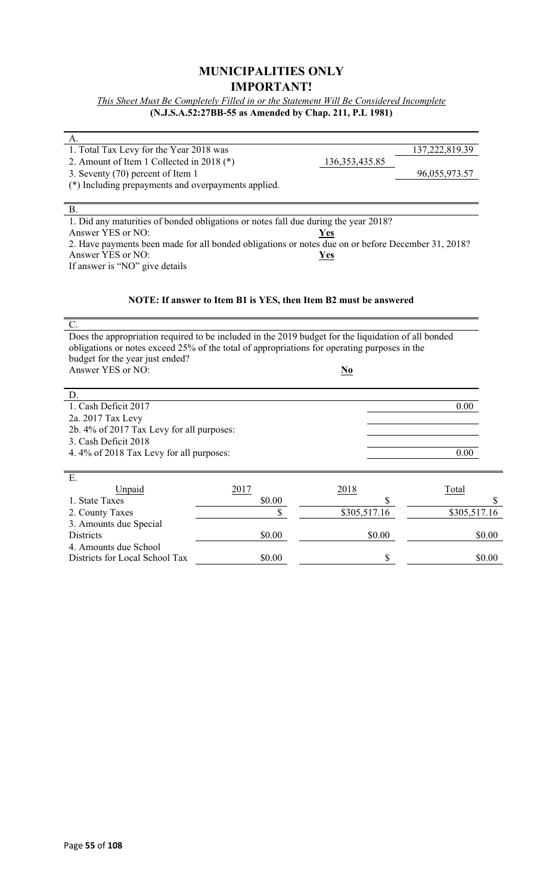# MUNICIPALITIES ONLY
# IMPORTANT!

*This Sheet Must Be Completely Filled in or the Statement Will Be Considered Incomplete*
**(N.J.S.A.52:27BB-55 as Amended by Chap. 211, P.L 1981)**

A.

| | | |
|---|---|---|
| 1. Total Tax Levy for the Year 2018 was | | 137,222,819.39 |
| 2. Amount of Item 1 Collected in 2018 (*) | 136,353,435.85 | |
| 3. Seventy (70) percent of Item 1 | | 96,055,973.57 |

(*) Including prepayments and overpayments applied.

B.

1. Did any maturities of bonded obligations or notes fall due during the year 2018?
Answer YES or NO: **Yes**

2. Have payments been made for all bonded obligations or notes due on or before December 31, 2018?
Answer YES or NO: **Yes**

If answer is "NO" give details

**NOTE: If answer to Item B1 is YES, then Item B2 must be answered**

C.

Does the appropriation required to be included in the 2019 budget for the liquidation of all bonded obligations or notes exceed 25% of the total of appropriations for operating purposes in the budget for the year just ended?
Answer YES or NO: **No**

D.

| | |
|---|---|
| 1. Cash Deficit 2017 | 0.00 |
| 2a. 2017 Tax Levy | |
| 2b. 4% of 2017 Tax Levy for all purposes: | |
| 3. Cash Deficit 2018 | |
| 4. 4% of 2018 Tax Levy for all purposes: | 0.00 |

E.

| Unpaid | 2017 | 2018 | Total |
|---|---|---|---|
| 1. State Taxes | $0.00 | $ | $ |
| 2. County Taxes | $ | $305,517.16 | $305,517.16 |
| 3. Amounts due Special Districts | $0.00 | $0.00 | $0.00 |
| 4. Amounts due School Districts for Local School Tax | $0.00 | $ | $0.00 |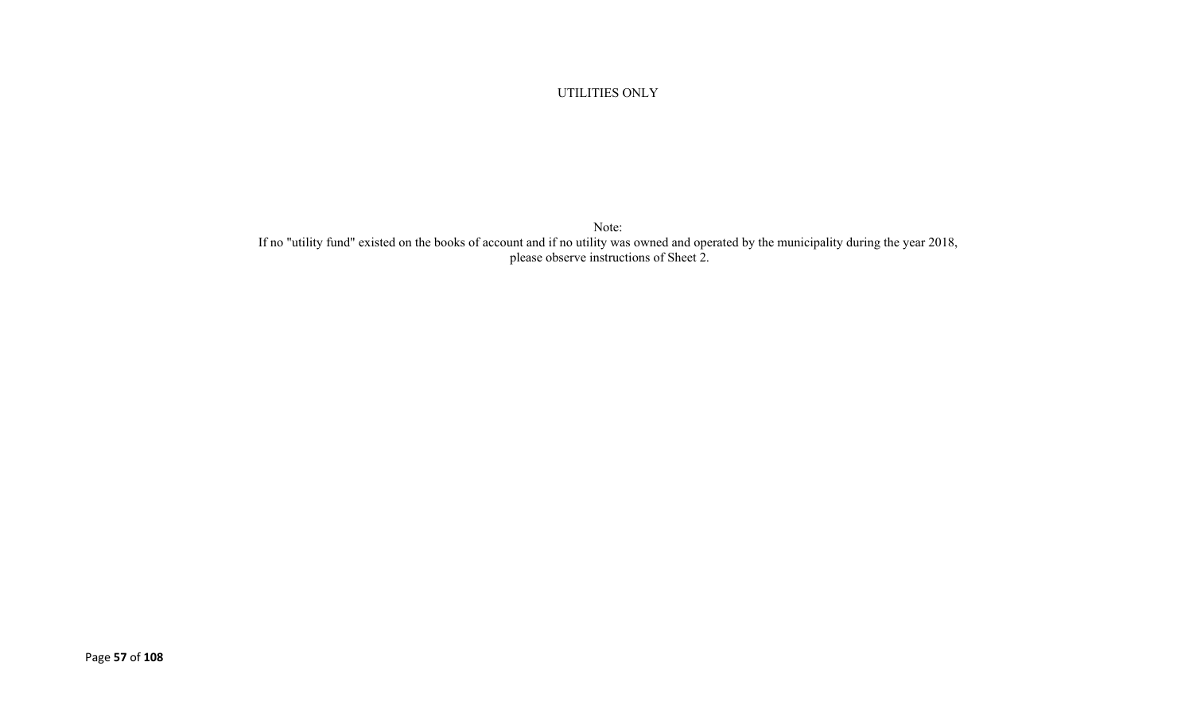UTILITIES ONLY

Note:
If no "utility fund" existed on the books of account and if no utility was owned and operated by the municipality during the year 2018, please observe instructions of Sheet 2.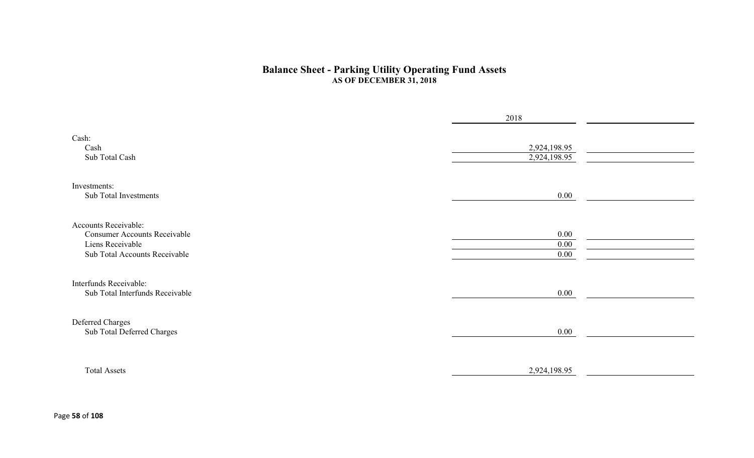## Balance Sheet - Parking Utility Operating Fund Assets

**AS OF DECEMBER 31, 2018**

| | 2018 | |
|---|---|---|
| Cash: | | |
| Cash | 2,924,198.95 | |
| Sub Total Cash | 2,924,198.95 | |
| Investments: | | |
| Sub Total Investments | 0.00 | |
| Accounts Receivable: | | |
| Consumer Accounts Receivable | 0.00 | |
| Liens Receivable | 0.00 | |
| Sub Total Accounts Receivable | 0.00 | |
| Interfunds Receivable: | | |
| Sub Total Interfunds Receivable | 0.00 | |
| Deferred Charges | | |
| Sub Total Deferred Charges | 0.00 | |
| Total Assets | 2,924,198.95 | |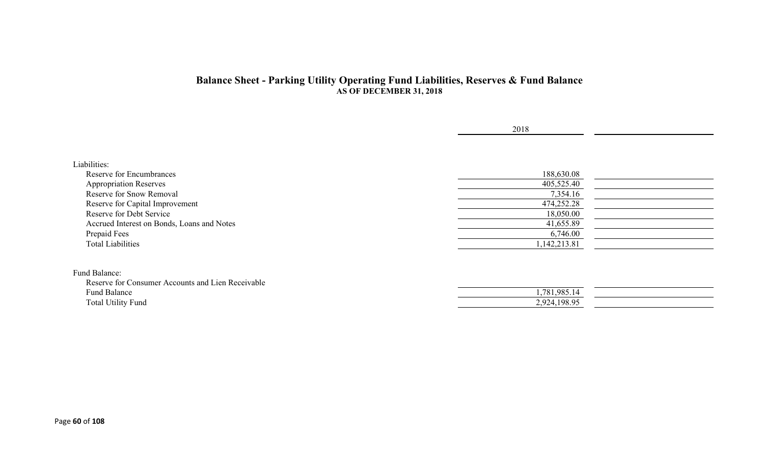## Balance Sheet - Parking Utility Operating Fund Liabilities, Reserves & Fund Balance

**AS OF DECEMBER 31, 2018**

| | 2018 | |
|---|---|---|
| Liabilities: | | |
| Reserve for Encumbrances | 188,630.08 | |
| Appropriation Reserves | 405,525.40 | |
| Reserve for Snow Removal | 7,354.16 | |
| Reserve for Capital Improvement | 474,252.28 | |
| Reserve for Debt Service | 18,050.00 | |
| Accrued Interest on Bonds, Loans and Notes | 41,655.89 | |
| Prepaid Fees | 6,746.00 | |
| Total Liabilities | 1,142,213.81 | |
| | | |
| Fund Balance: | | |
| Reserve for Consumer Accounts and Lien Receivable | | |
| Fund Balance | 1,781,985.14 | |
| Total Utility Fund | 2,924,198.95 | |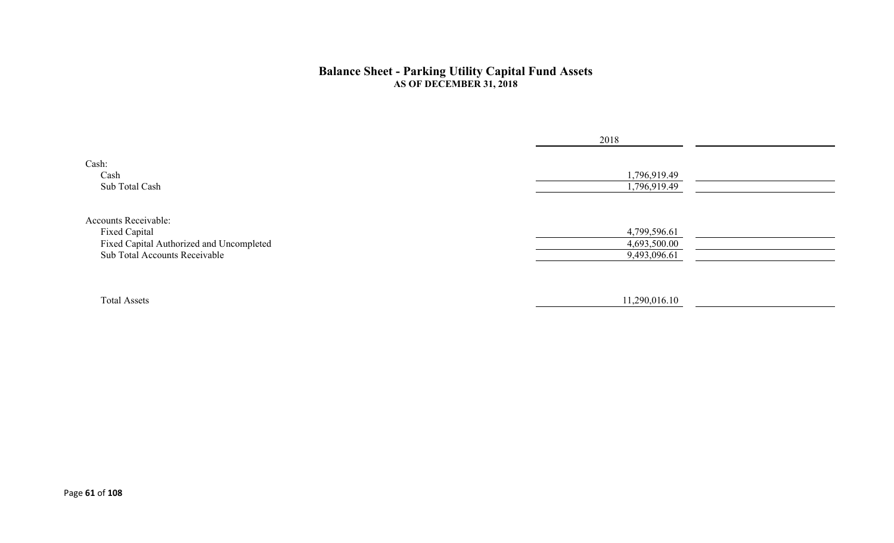## Balance Sheet - Parking Utility Capital Fund Assets
### AS OF DECEMBER 31, 2018

| | 2018 | |
|---|---|---|
| Cash: | | |
| Cash | 1,796,919.49 | |
| Sub Total Cash | 1,796,919.49 | |
| Accounts Receivable: | | |
| Fixed Capital | 4,799,596.61 | |
| Fixed Capital Authorized and Uncompleted | 4,693,500.00 | |
| Sub Total Accounts Receivable | 9,493,096.61 | |
| Total Assets | 11,290,016.10 | |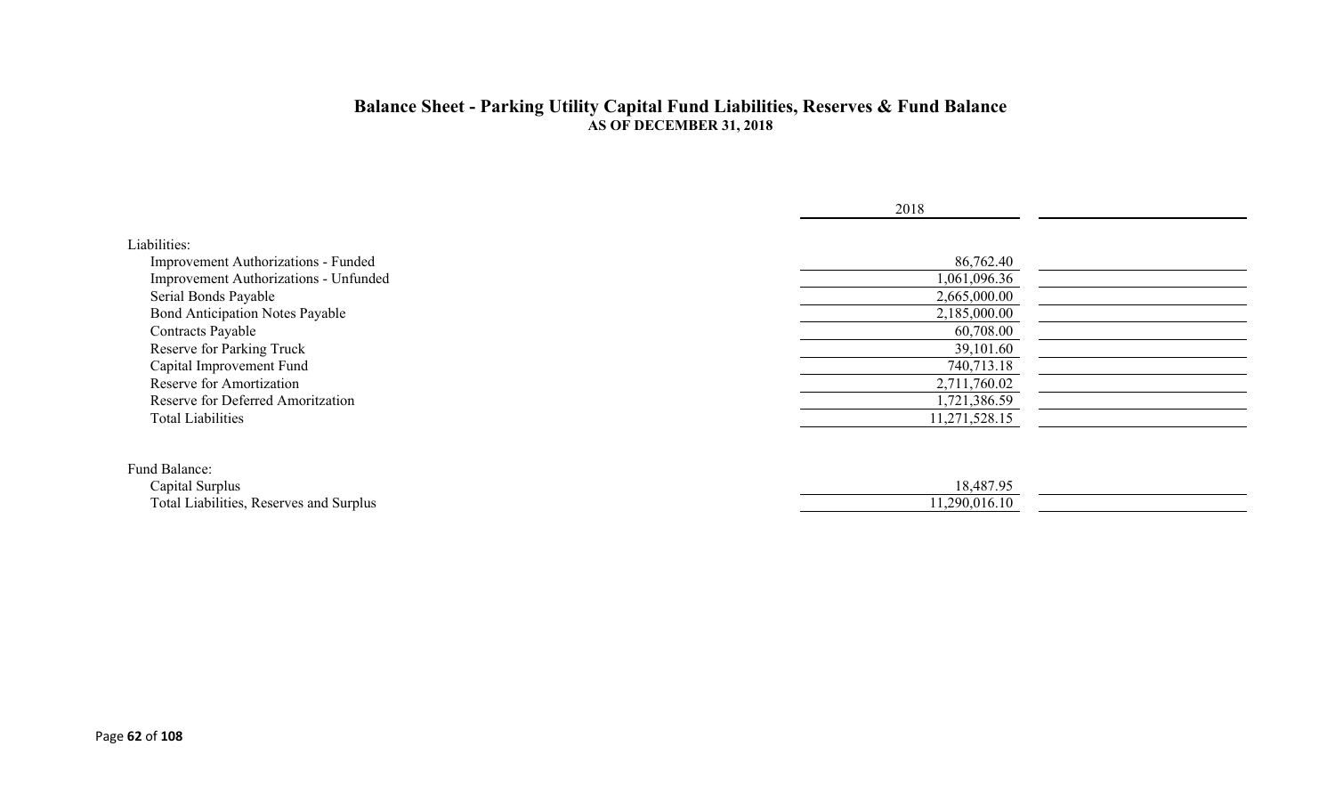## Balance Sheet - Parking Utility Capital Fund Liabilities, Reserves & Fund Balance

**AS OF DECEMBER 31, 2018**

| | 2018 | |
|---|---|---|
| Liabilities: | | |
| Improvement Authorizations - Funded | 86,762.40 | |
| Improvement Authorizations - Unfunded | 1,061,096.36 | |
| Serial Bonds Payable | 2,665,000.00 | |
| Bond Anticipation Notes Payable | 2,185,000.00 | |
| Contracts Payable | 60,708.00 | |
| Reserve for Parking Truck | 39,101.60 | |
| Capital Improvement Fund | 740,713.18 | |
| Reserve for Amortization | 2,711,760.02 | |
| Reserve for Deferred Amoritzation | 1,721,386.59 | |
| Total Liabilities | 11,271,528.15 | |
| | | |
| Fund Balance: | | |
| Capital Surplus | 18,487.95 | |
| Total Liabilities, Reserves and Surplus | 11,290,016.10 | |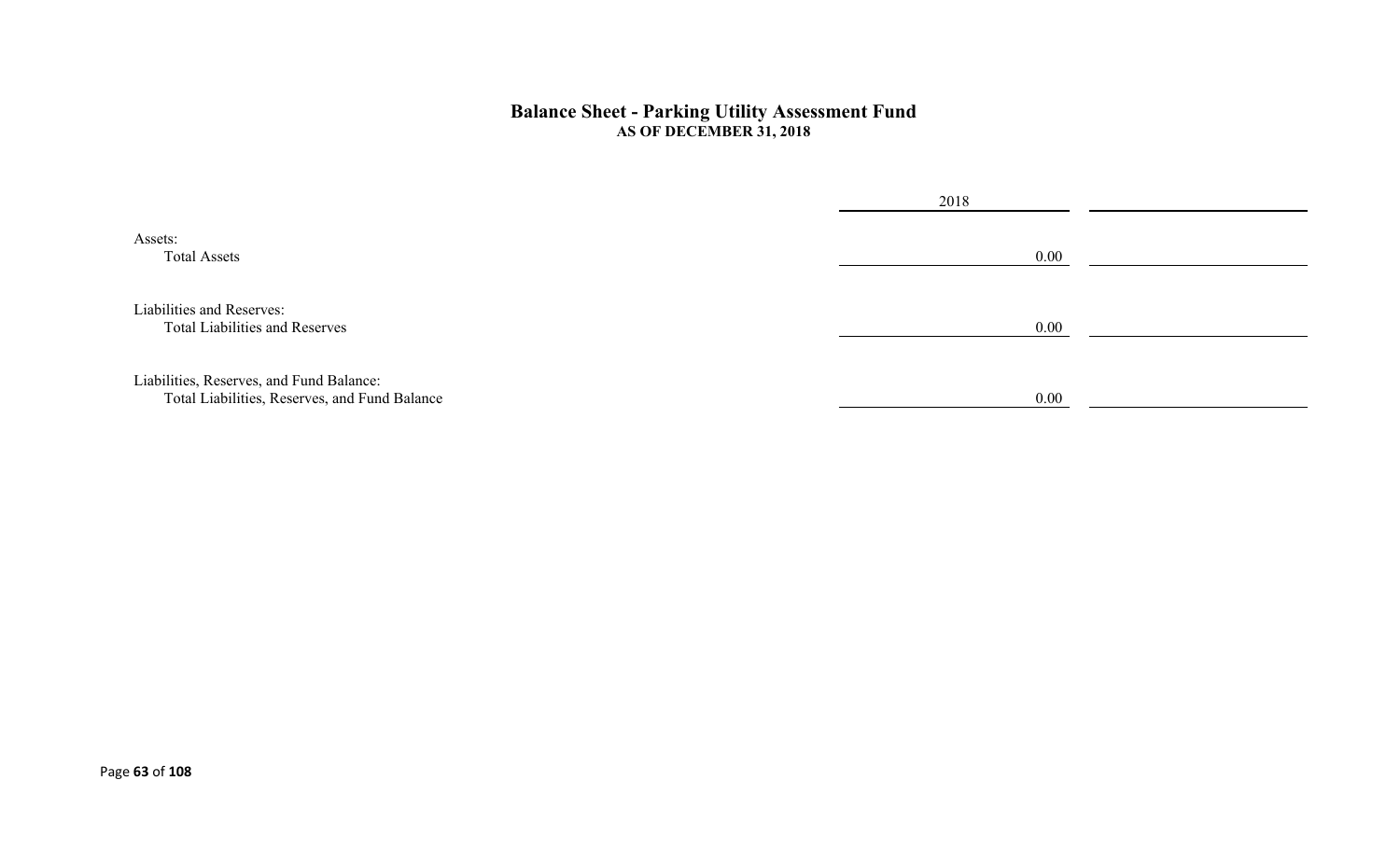# Balance Sheet - Parking Utility Assessment Fund

**AS OF DECEMBER 31, 2018**

| | 2018 | |
|---|---|---|
| Assets: | | |
| Total Assets | 0.00 | |
| Liabilities and Reserves: | | |
| Total Liabilities and Reserves | 0.00 | |
| Liabilities, Reserves, and Fund Balance: | | |
| Total Liabilities, Reserves, and Fund Balance | 0.00 | |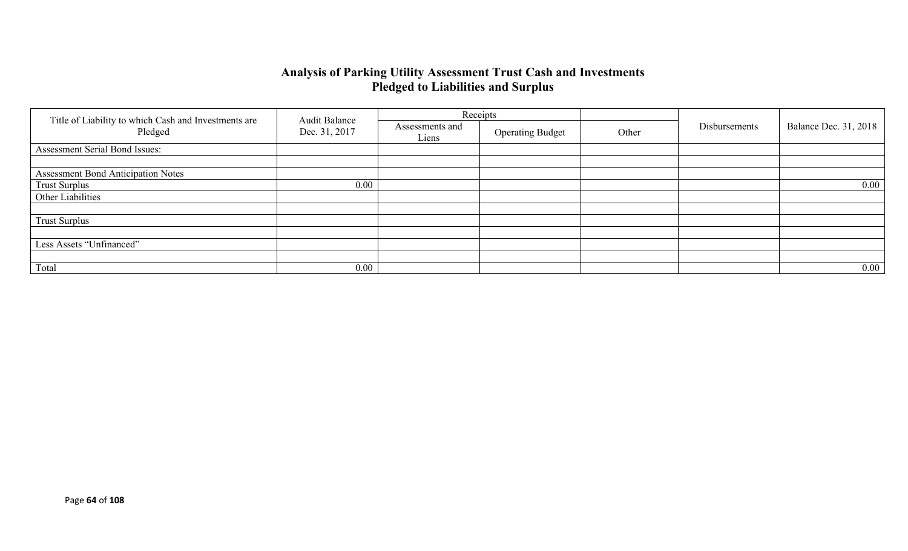## Analysis of Parking Utility Assessment Trust Cash and Investments Pledged to Liabilities and Surplus

| Title of Liability to which Cash and Investments are Pledged | Audit Balance Dec. 31, 2017 | Receipts | | | Disbursements | Balance Dec. 31, 2018 |
|---|---|---|---|---|---|---|
| | | Assessments and Liens | Operating Budget | Other | | |
| Assessment Serial Bond Issues: | | | | | | |
| | | | | | | |
| Assessment Bond Anticipation Notes | | | | | | |
| Trust Surplus | 0.00 | | | | | 0.00 |
| Other Liabilities | | | | | | |
| | | | | | | |
| Trust Surplus | | | | | | |
| | | | | | | |
| Less Assets "Unfinanced" | | | | | | |
| | | | | | | |
| Total | 0.00 | | | | | 0.00 |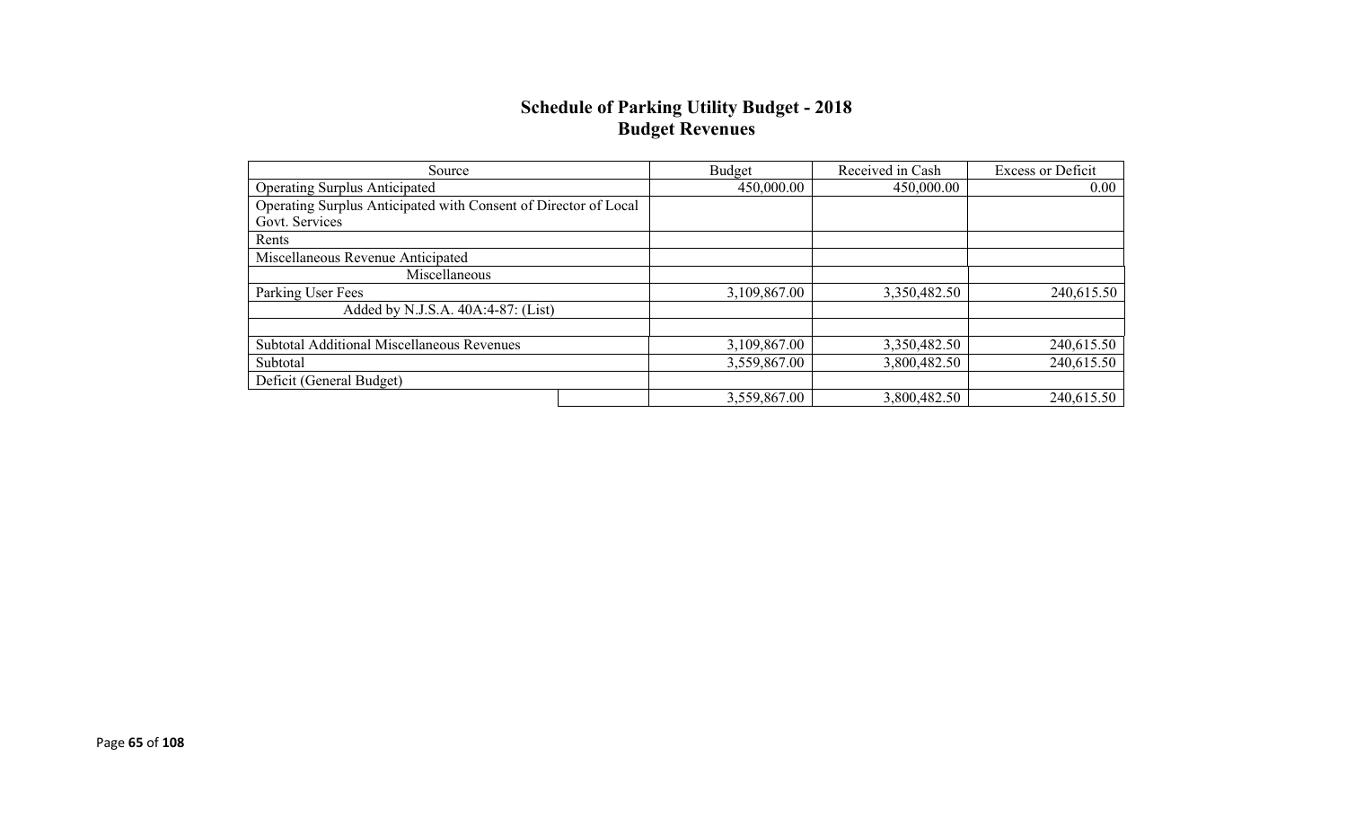## Schedule of Parking Utility Budget - 2018
## Budget Revenues

| Source | Budget | Received in Cash | Excess or Deficit |
|---|---|---|---|
| Operating Surplus Anticipated | 450,000.00 | 450,000.00 | 0.00 |
| Operating Surplus Anticipated with Consent of Director of Local Govt. Services | | | |
| Rents | | | |
| Miscellaneous Revenue Anticipated | | | |
| Miscellaneous | | | |
| Parking User Fees | 3,109,867.00 | 3,350,482.50 | 240,615.50 |
| Added by N.J.S.A. 40A:4-87: (List) | | | |
| | | | |
| Subtotal Additional Miscellaneous Revenues | 3,109,867.00 | 3,350,482.50 | 240,615.50 |
| Subtotal | 3,559,867.00 | 3,800,482.50 | 240,615.50 |
| Deficit (General Budget) | | | |
| | 3,559,867.00 | 3,800,482.50 | 240,615.50 |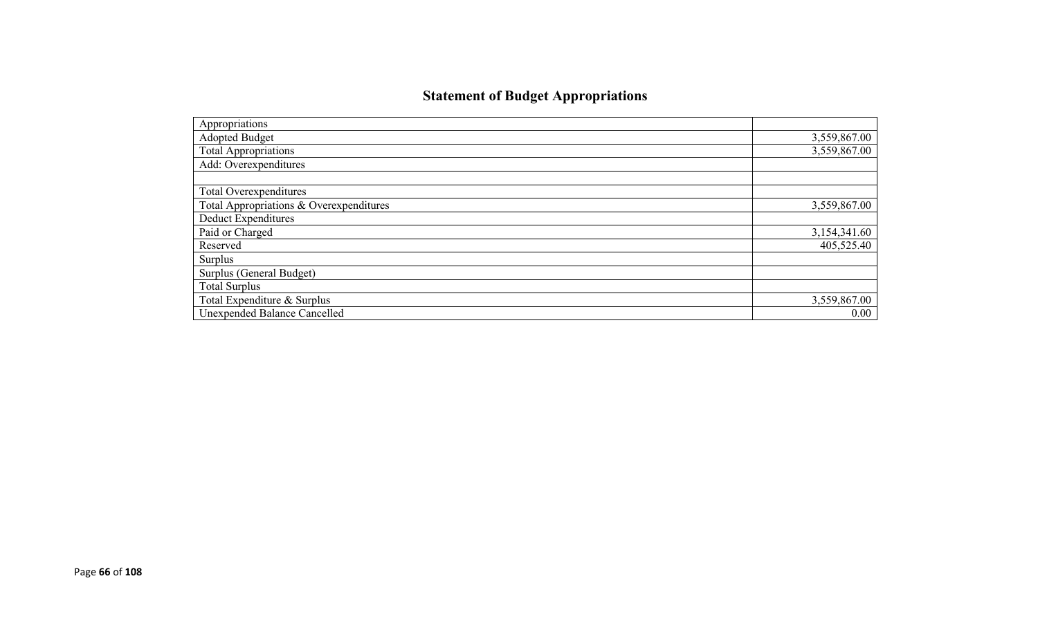## Statement of Budget Appropriations

| | |
|---|---|
| Appropriations | |
| Adopted Budget | 3,559,867.00 |
| Total Appropriations | 3,559,867.00 |
| Add: Overexpenditures | |
| | |
| Total Overexpenditures | |
| Total Appropriations & Overexpenditures | 3,559,867.00 |
| Deduct Expenditures | |
| Paid or Charged | 3,154,341.60 |
| Reserved | 405,525.40 |
| Surplus | |
| Surplus (General Budget) | |
| Total Surplus | |
| Total Expenditure & Surplus | 3,559,867.00 |
| Unexpended Balance Cancelled | 0.00 |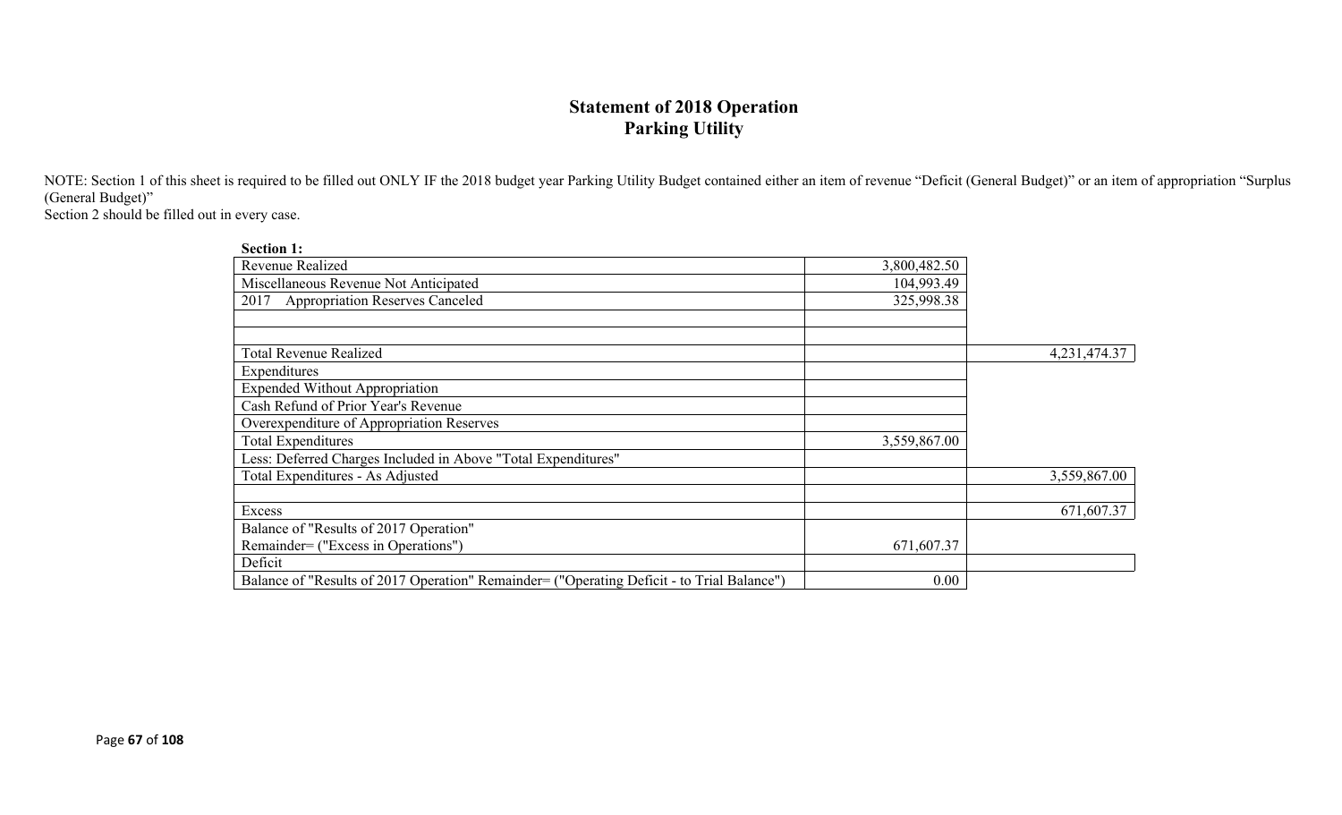# Statement of 2018 Operation
## Parking Utility

NOTE: Section 1 of this sheet is required to be filled out ONLY IF the 2018 budget year Parking Utility Budget contained either an item of revenue "Deficit (General Budget)" or an item of appropriation "Surplus (General Budget)"
Section 2 should be filled out in every case.

**Section 1:**

| | | |
|---|---|---|
| Revenue Realized | 3,800,482.50 | |
| Miscellaneous Revenue Not Anticipated | 104,993.49 | |
| 2017 Appropriation Reserves Canceled | 325,998.38 | |
| | | |
| | | |
| Total Revenue Realized | | 4,231,474.37 |
| Expenditures | | |
| Expended Without Appropriation | | |
| Cash Refund of Prior Year's Revenue | | |
| Overexpenditure of Appropriation Reserves | | |
| Total Expenditures | 3,559,867.00 | |
| Less: Deferred Charges Included in Above "Total Expenditures" | | |
| Total Expenditures - As Adjusted | | 3,559,867.00 |
| | | |
| Excess | | 671,607.37 |
| Balance of "Results of 2017 Operation" Remainder= ("Excess in Operations") | 671,607.37 | |
| Deficit | | |
| Balance of "Results of 2017 Operation" Remainder= ("Operating Deficit - to Trial Balance") | 0.00 | |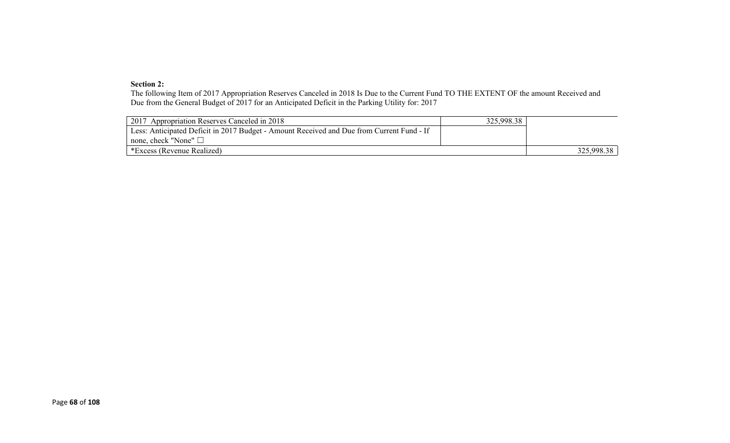**Section 2:**

The following Item of 2017 Appropriation Reserves Canceled in 2018 Is Due to the Current Fund TO THE EXTENT OF the amount Received and Due from the General Budget of 2017 for an Anticipated Deficit in the Parking Utility for: 2017

| | | |
|---|---|---|
| 2017 Appropriation Reserves Canceled in 2018 | 325,998.38 | |
| Less: Anticipated Deficit in 2017 Budget - Amount Received and Due from Current Fund - If none, check "None" ☐ | | |
| *Excess (Revenue Realized) | | 325,998.38 |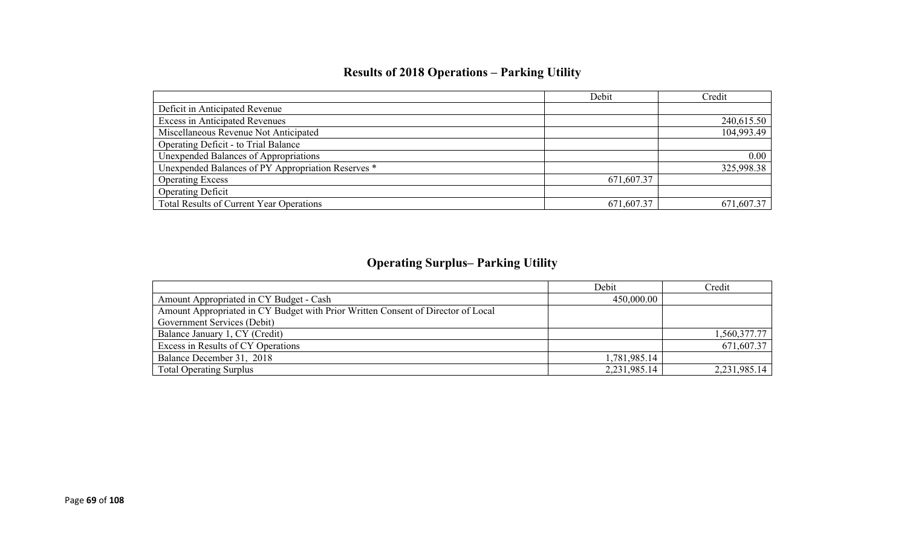## Results of 2018 Operations – Parking Utility

| | Debit | Credit |
|---|---|---|
| Deficit in Anticipated Revenue | | |
| Excess in Anticipated Revenues | | 240,615.50 |
| Miscellaneous Revenue Not Anticipated | | 104,993.49 |
| Operating Deficit - to Trial Balance | | |
| Unexpended Balances of Appropriations | | 0.00 |
| Unexpended Balances of PY Appropriation Reserves * | | 325,998.38 |
| Operating Excess | 671,607.37 | |
| Operating Deficit | | |
| Total Results of Current Year Operations | 671,607.37 | 671,607.37 |

## Operating Surplus– Parking Utility

| | Debit | Credit |
|---|---|---|
| Amount Appropriated in CY Budget - Cash | 450,000.00 | |
| Amount Appropriated in CY Budget with Prior Written Consent of Director of Local Government Services (Debit) | | |
| Balance January 1, CY (Credit) | | 1,560,377.77 |
| Excess in Results of CY Operations | | 671,607.37 |
| Balance December 31, 2018 | 1,781,985.14 | |
| Total Operating Surplus | 2,231,985.14 | 2,231,985.14 |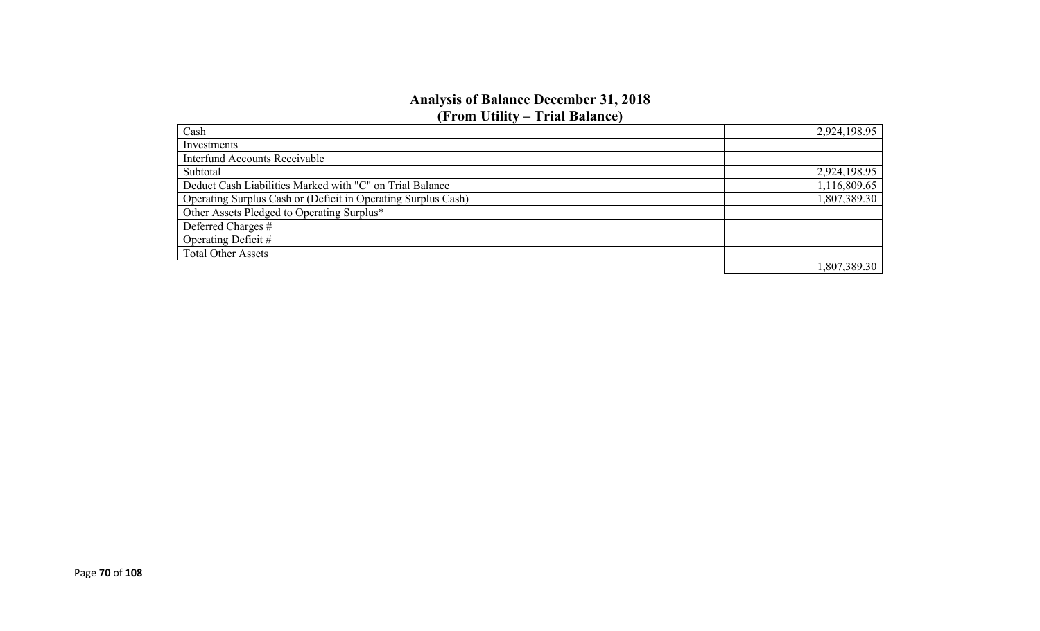## Analysis of Balance December 31, 2018
## (From Utility – Trial Balance)

| | | |
|---|---|---|
| Cash | | 2,924,198.95 |
| Investments | | |
| Interfund Accounts Receivable | | |
| Subtotal | | 2,924,198.95 |
| Deduct Cash Liabilities Marked with "C" on Trial Balance | | 1,116,809.65 |
| Operating Surplus Cash or (Deficit in Operating Surplus Cash) | | 1,807,389.30 |
| Other Assets Pledged to Operating Surplus* | | |
| Deferred Charges # | | |
| Operating Deficit # | | |
| Total Other Assets | | |
| | | 1,807,389.30 |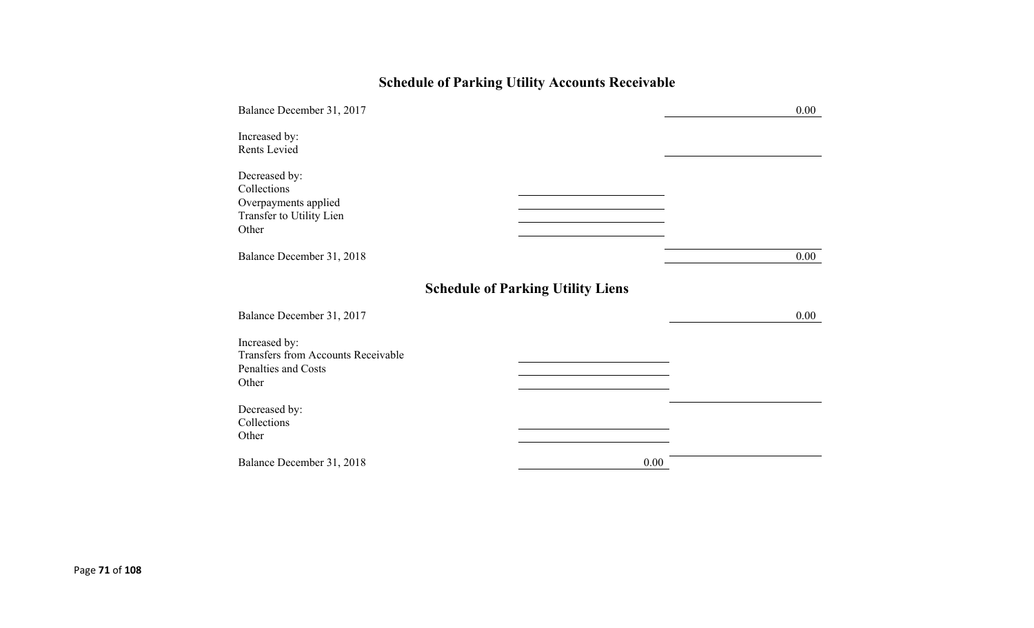## Schedule of Parking Utility Accounts Receivable

| | | |
|---|---|---|
| Balance December 31, 2017 | | 0.00 |
| Increased by: | | |
| Rents Levied | | |
| Decreased by: | | |
| Collections | | |
| Overpayments applied | | |
| Transfer to Utility Lien | | |
| Other | | |
| | | |
| Balance December 31, 2018 | | 0.00 |

## Schedule of Parking Utility Liens

| | | |
|---|---|---|
| Balance December 31, 2017 | | 0.00 |
| Increased by: | | |
| Transfers from Accounts Receivable | | |
| Penalties and Costs | | |
| Other | | |
| | | |
| Decreased by: | | |
| Collections | | |
| Other | | |
| | | |
| Balance December 31, 2018 | 0.00 | |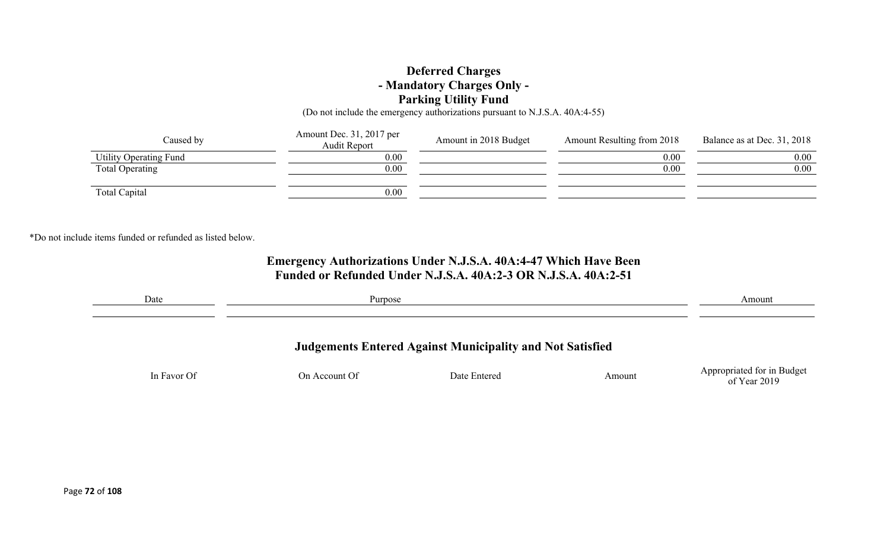## Deferred Charges
## - Mandatory Charges Only -
## Parking Utility Fund

(Do not include the emergency authorizations pursuant to N.J.S.A. 40A:4-55)

| Caused by | Amount Dec. 31, 2017 per Audit Report | Amount in 2018 Budget | Amount Resulting from 2018 | Balance as at Dec. 31, 2018 |
|---|---|---|---|---|
| Utility Operating Fund | 0.00 | | 0.00 | 0.00 |
| Total Operating | 0.00 | | 0.00 | 0.00 |
| | | | | |
| Total Capital | 0.00 | | | |

*Do not include items funded or refunded as listed below.

## Emergency Authorizations Under N.J.S.A. 40A:4-47 Which Have Been Funded or Refunded Under N.J.S.A. 40A:2-3 OR N.J.S.A. 40A:2-51

| Date | Purpose | Amount |
|---|---|---|
| | | |

## Judgements Entered Against Municipality and Not Satisfied

| In Favor Of | On Account Of | Date Entered | Amount | Appropriated for in Budget of Year 2019 |
|---|---|---|---|---|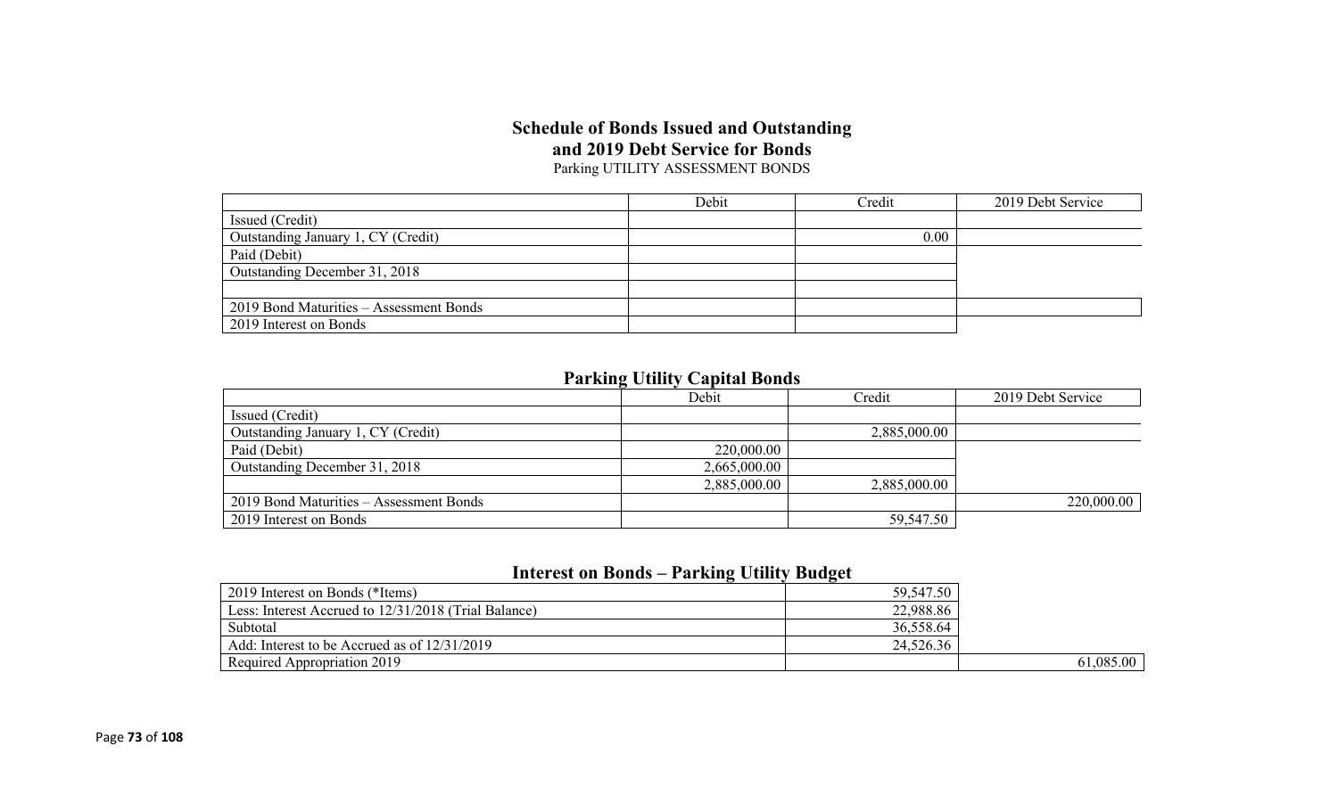## Schedule of Bonds Issued and Outstanding and 2019 Debt Service for Bonds

Parking UTILITY ASSESSMENT BONDS

| | Debit | Credit | 2019 Debt Service |
|---|---|---|---|
| Issued (Credit) | | | |
| Outstanding January 1, CY (Credit) | | 0.00 | |
| Paid (Debit) | | | |
| Outstanding December 31, 2018 | | | |
| | | | |
| 2019 Bond Maturities – Assessment Bonds | | | |
| 2019 Interest on Bonds | | | |

## Parking Utility Capital Bonds

| | Debit | Credit | 2019 Debt Service |
|---|---|---|---|
| Issued (Credit) | | | |
| Outstanding January 1, CY (Credit) | | 2,885,000.00 | |
| Paid (Debit) | 220,000.00 | | |
| Outstanding December 31, 2018 | 2,665,000.00 | | |
| | 2,885,000.00 | 2,885,000.00 | |
| 2019 Bond Maturities – Assessment Bonds | | | 220,000.00 |
| 2019 Interest on Bonds | | 59,547.50 | |

## Interest on Bonds – Parking Utility Budget

| | | |
|---|---|---|
| 2019 Interest on Bonds (*Items) | 59,547.50 | |
| Less: Interest Accrued to 12/31/2018 (Trial Balance) | 22,988.86 | |
| Subtotal | 36,558.64 | |
| Add: Interest to be Accrued as of 12/31/2019 | 24,526.36 | |
| Required Appropriation 2019 | | 61,085.00 |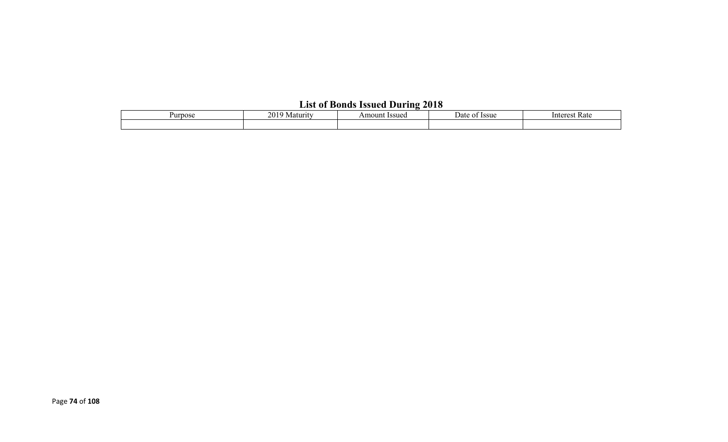## List of Bonds Issued During 2018

| Purpose | 2019 Maturity | Amount Issued | Date of Issue | Interest Rate |
|---|---|---|---|---|
| | | | | |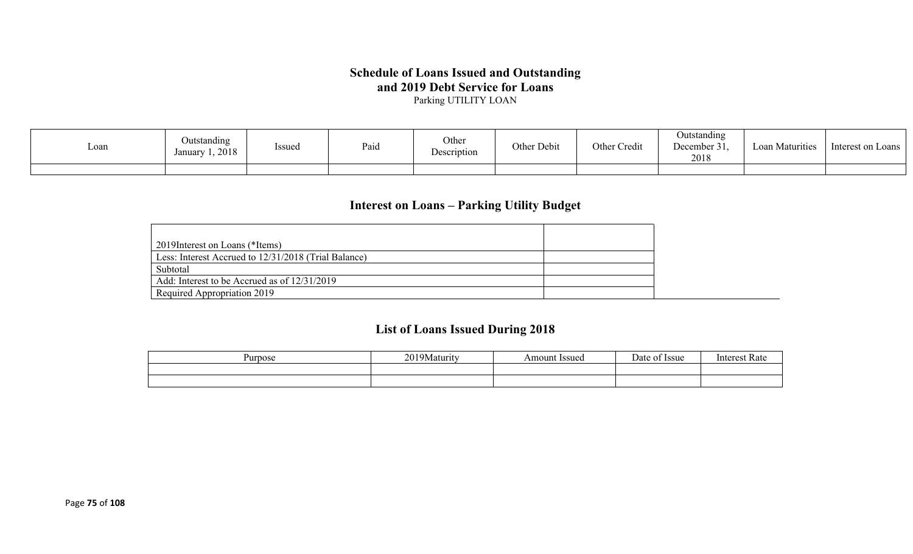# Schedule of Loans Issued and Outstanding and 2019 Debt Service for Loans

Parking UTILITY LOAN

| Loan | Outstanding January 1, 2018 | Issued | Paid | Other Description | Other Debit | Other Credit | Outstanding December 31, 2018 | Loan Maturities | Interest on Loans |
|---|---|---|---|---|---|---|---|---|---|
| | | | | | | | | | |

## Interest on Loans – Parking Utility Budget

| | |
|---|---|
| 2019Interest on Loans (*Items) | |
| Less: Interest Accrued to 12/31/2018 (Trial Balance) | |
| Subtotal | |
| Add: Interest to be Accrued as of 12/31/2019 | |
| Required Appropriation 2019 | |

## List of Loans Issued During 2018

| Purpose | 2019Maturity | Amount Issued | Date of Issue | Interest Rate |
|---|---|---|---|---|
| | | | | |
| | | | | |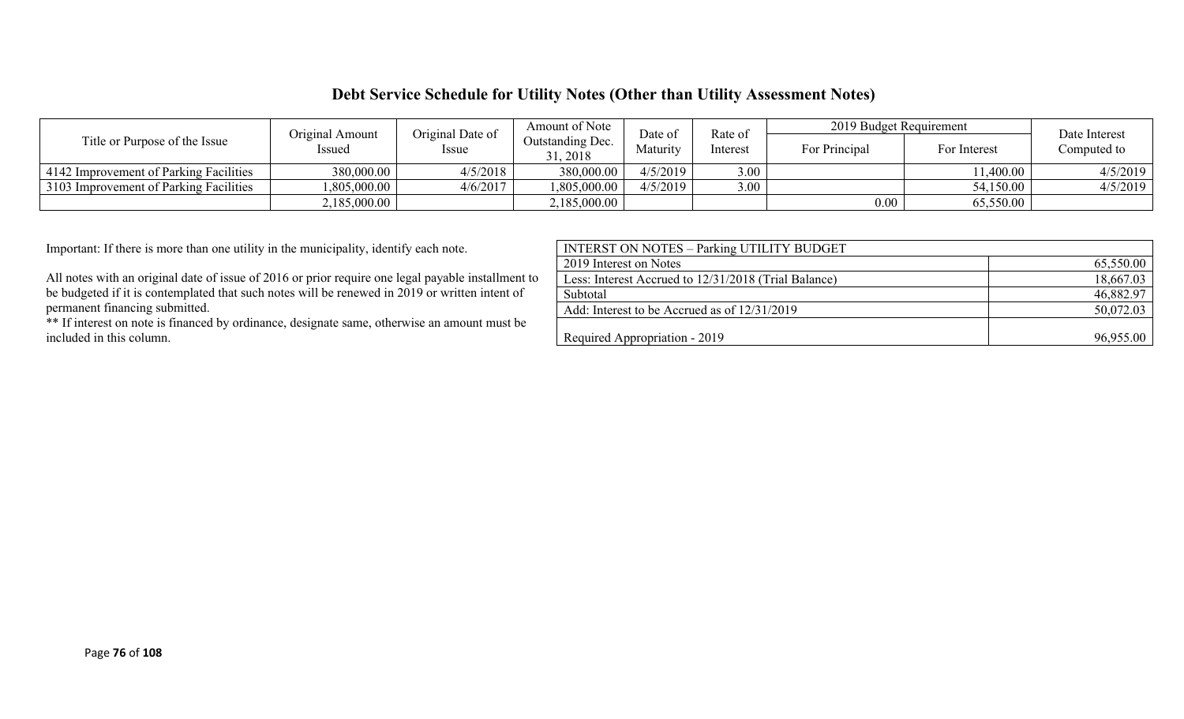## Debt Service Schedule for Utility Notes (Other than Utility Assessment Notes)

| Title or Purpose of the Issue | Original Amount Issued | Original Date of Issue | Amount of Note Outstanding Dec. 31, 2018 | Date of Maturity | Rate of Interest | 2019 Budget Requirement | | Date Interest Computed to |
|---|---|---|---|---|---|---|---|---|
| | | | | | | For Principal | For Interest | |
| 4142 Improvement of Parking Facilities | 380,000.00 | 4/5/2018 | 380,000.00 | 4/5/2019 | 3.00 | | 11,400.00 | 4/5/2019 |
| 3103 Improvement of Parking Facilities | 1,805,000.00 | 4/6/2017 | 1,805,000.00 | 4/5/2019 | 3.00 | | 54,150.00 | 4/5/2019 |
| | 2,185,000.00 | | 2,185,000.00 | | | 0.00 | 65,550.00 | |

Important: If there is more than one utility in the municipality, identify each note.

All notes with an original date of issue of 2016 or prior require one legal payable installment to be budgeted if it is contemplated that such notes will be renewed in 2019 or written intent of permanent financing submitted.

** If interest on note is financed by ordinance, designate same, otherwise an amount must be included in this column.

| INTERST ON NOTES – Parking UTILITY BUDGET | |
|---|---|
| 2019 Interest on Notes | 65,550.00 |
| Less: Interest Accrued to 12/31/2018 (Trial Balance) | 18,667.03 |
| Subtotal | 46,882.97 |
| Add: Interest to be Accrued as of 12/31/2019 | 50,072.03 |
| Required Appropriation - 2019 | 96,955.00 |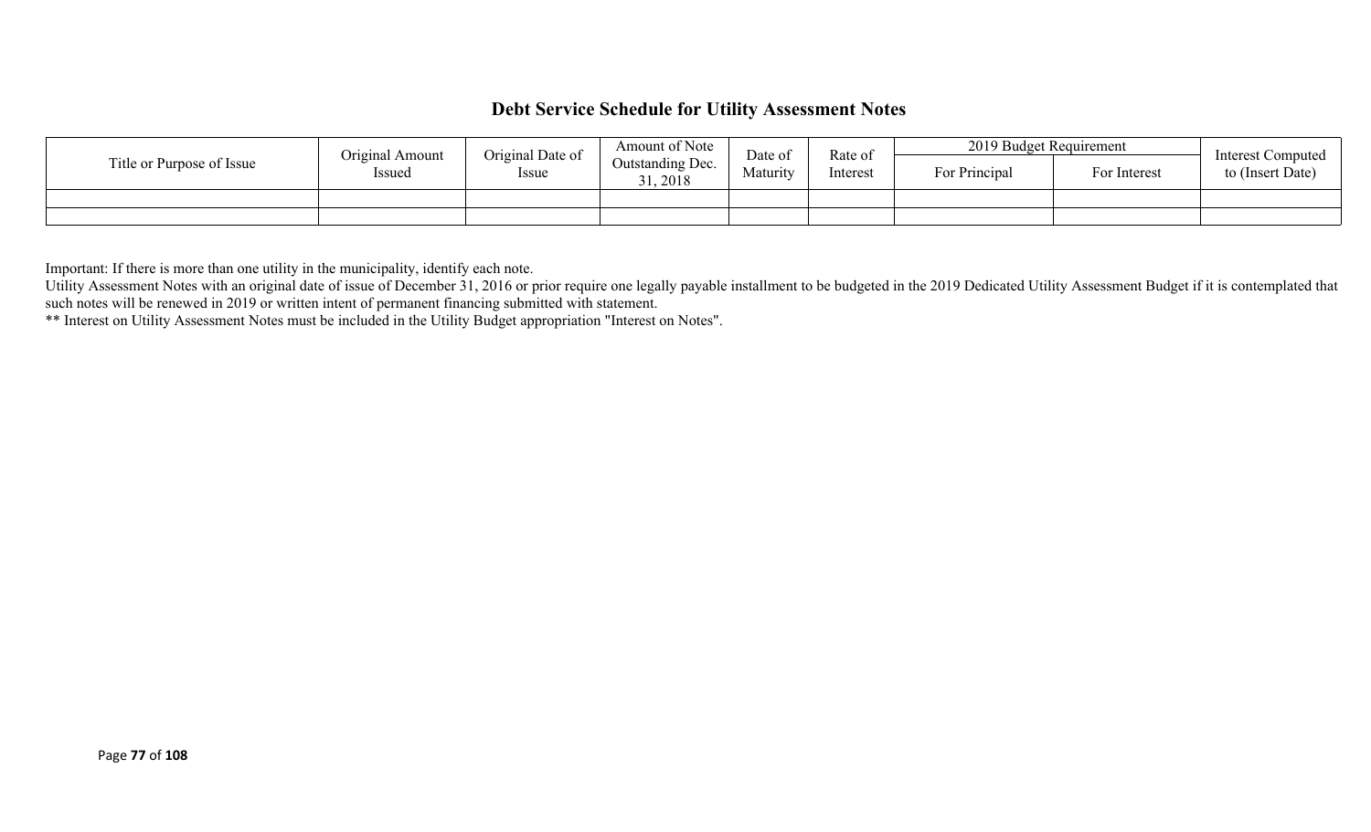## Debt Service Schedule for Utility Assessment Notes

| Title or Purpose of Issue | Original Amount Issued | Original Date of Issue | Amount of Note Outstanding Dec. 31, 2018 | Date of Maturity | Rate of Interest | 2019 Budget Requirement | | Interest Computed to (Insert Date) |
|---|---|---|---|---|---|---|---|---|
| | | | | | | For Principal | For Interest | |
| | | | | | | | | |
| | | | | | | | | |

Important: If there is more than one utility in the municipality, identify each note.
Utility Assessment Notes with an original date of issue of December 31, 2016 or prior require one legally payable installment to be budgeted in the 2019 Dedicated Utility Assessment Budget if it is contemplated that such notes will be renewed in 2019 or written intent of permanent financing submitted with statement.
** Interest on Utility Assessment Notes must be included in the Utility Budget appropriation "Interest on Notes".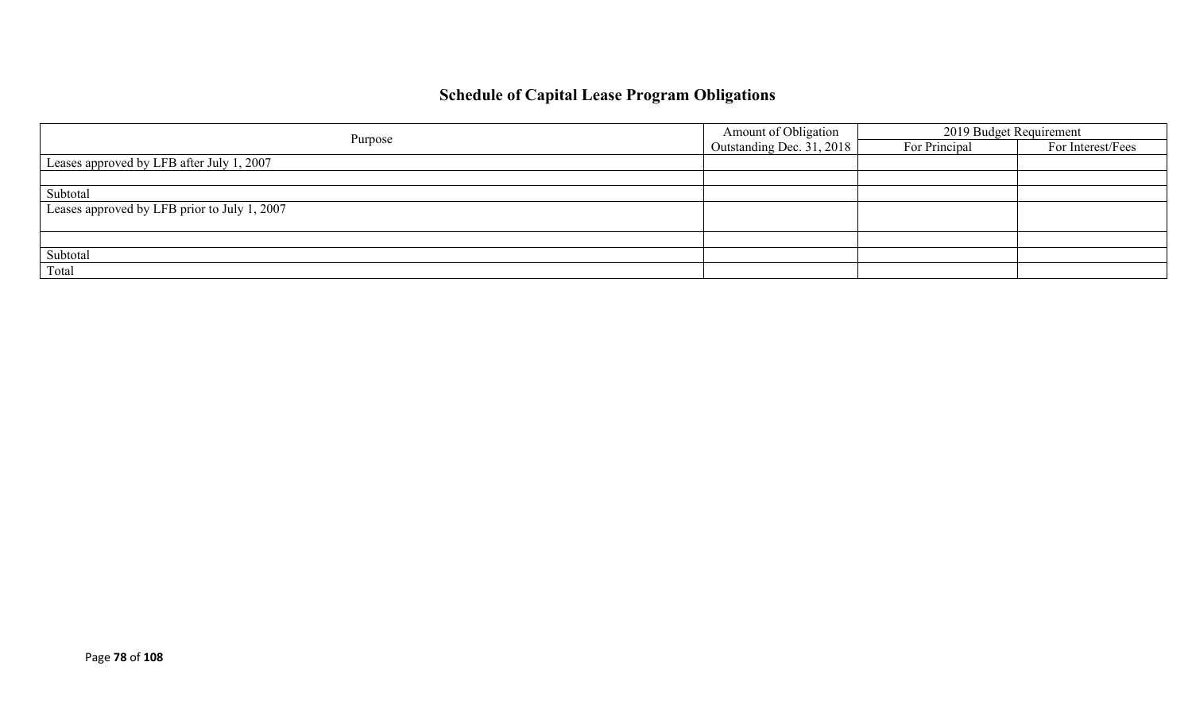# Schedule of Capital Lease Program Obligations

| Purpose | Amount of Obligation Outstanding Dec. 31, 2018 | 2019 Budget Requirement | |
|---|---|---|---|
| | | For Principal | For Interest/Fees |
| Leases approved by LFB after July 1, 2007 | | | |
| | | | |
| Subtotal | | | |
| Leases approved by LFB prior to July 1, 2007 | | | |
| | | | |
| Subtotal | | | |
| Total | | | |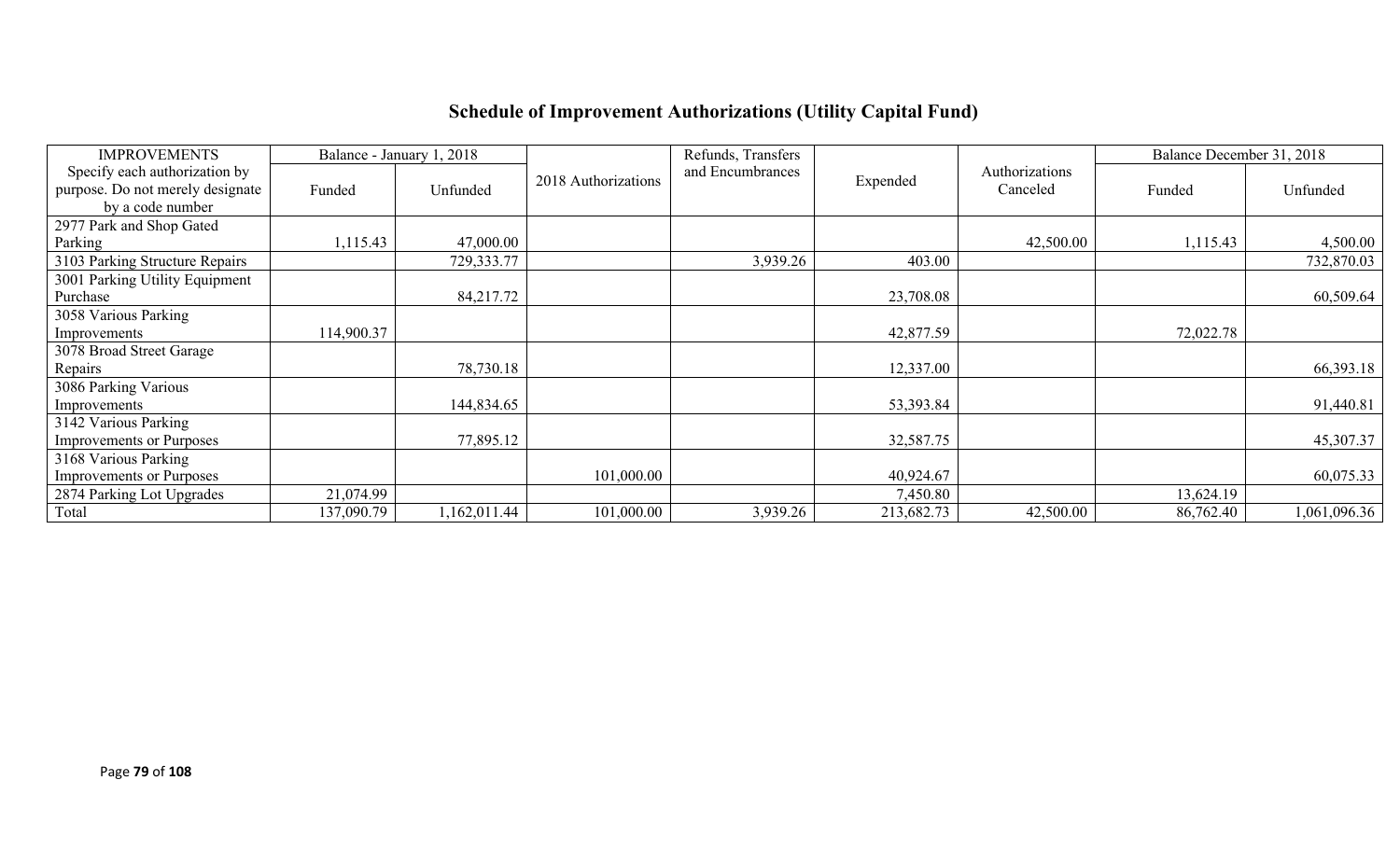# Schedule of Improvement Authorizations (Utility Capital Fund)

| IMPROVEMENTS | Balance - January 1, 2018 | | 2018 Authorizations | Refunds, Transfers and Encumbrances | Expended | Authorizations Canceled | Balance December 31, 2018 | |
|---|---|---|---|---|---|---|---|---|
| Specify each authorization by purpose. Do not merely designate by a code number | Funded | Unfunded | | | | | Funded | Unfunded |
| 2977 Park and Shop Gated Parking | 1,115.43 | 47,000.00 | | | | 42,500.00 | 1,115.43 | 4,500.00 |
| 3103 Parking Structure Repairs | | 729,333.77 | | 3,939.26 | 403.00 | | | 732,870.03 |
| 3001 Parking Utility Equipment Purchase | | 84,217.72 | | | 23,708.08 | | | 60,509.64 |
| 3058 Various Parking Improvements | 114,900.37 | | | | 42,877.59 | | 72,022.78 | |
| 3078 Broad Street Garage Repairs | | 78,730.18 | | | 12,337.00 | | | 66,393.18 |
| 3086 Parking Various Improvements | | 144,834.65 | | | 53,393.84 | | | 91,440.81 |
| 3142 Various Parking Improvements or Purposes | | 77,895.12 | | | 32,587.75 | | | 45,307.37 |
| 3168 Various Parking Improvements or Purposes | | | 101,000.00 | | 40,924.67 | | | 60,075.33 |
| 2874 Parking Lot Upgrades | 21,074.99 | | | | 7,450.80 | | 13,624.19 | |
| Total | 137,090.79 | 1,162,011.44 | 101,000.00 | 3,939.26 | 213,682.73 | 42,500.00 | 86,762.40 | 1,061,096.36 |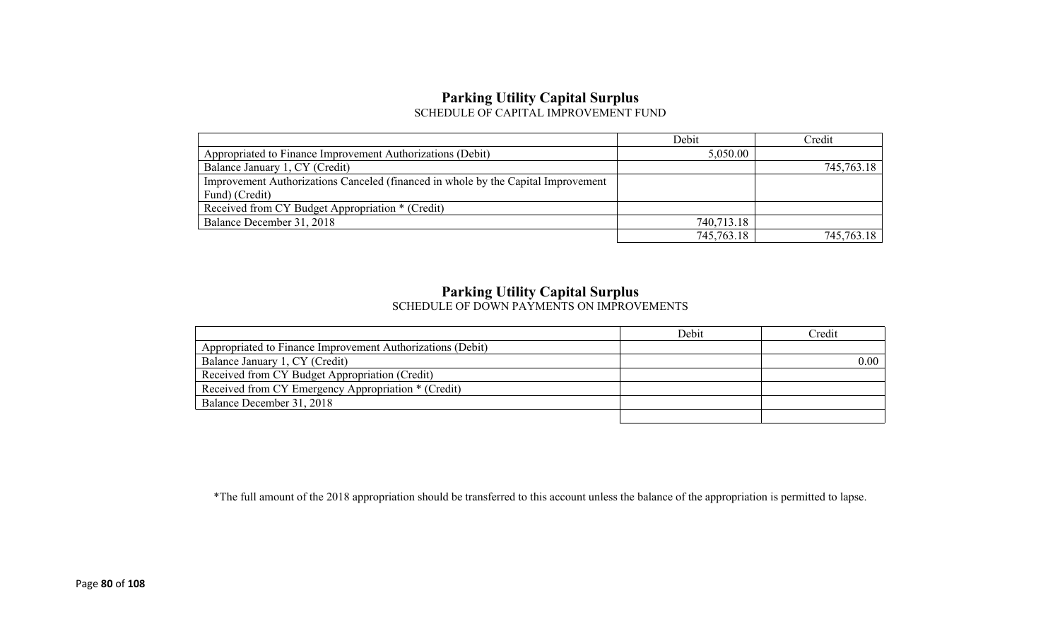## Parking Utility Capital Surplus

SCHEDULE OF CAPITAL IMPROVEMENT FUND

| | Debit | Credit |
|---|---|---|
| Appropriated to Finance Improvement Authorizations (Debit) | 5,050.00 | |
| Balance January 1, CY (Credit) | | 745,763.18 |
| Improvement Authorizations Canceled (financed in whole by the Capital Improvement Fund) (Credit) | | |
| Received from CY Budget Appropriation * (Credit) | | |
| Balance December 31, 2018 | 740,713.18 | |
| | 745,763.18 | 745,763.18 |

## Parking Utility Capital Surplus

SCHEDULE OF DOWN PAYMENTS ON IMPROVEMENTS

| | Debit | Credit |
|---|---|---|
| Appropriated to Finance Improvement Authorizations (Debit) | | |
| Balance January 1, CY (Credit) | | 0.00 |
| Received from CY Budget Appropriation (Credit) | | |
| Received from CY Emergency Appropriation * (Credit) | | |
| Balance December 31, 2018 | | |
| | | |

*The full amount of the 2018 appropriation should be transferred to this account unless the balance of the appropriation is permitted to lapse.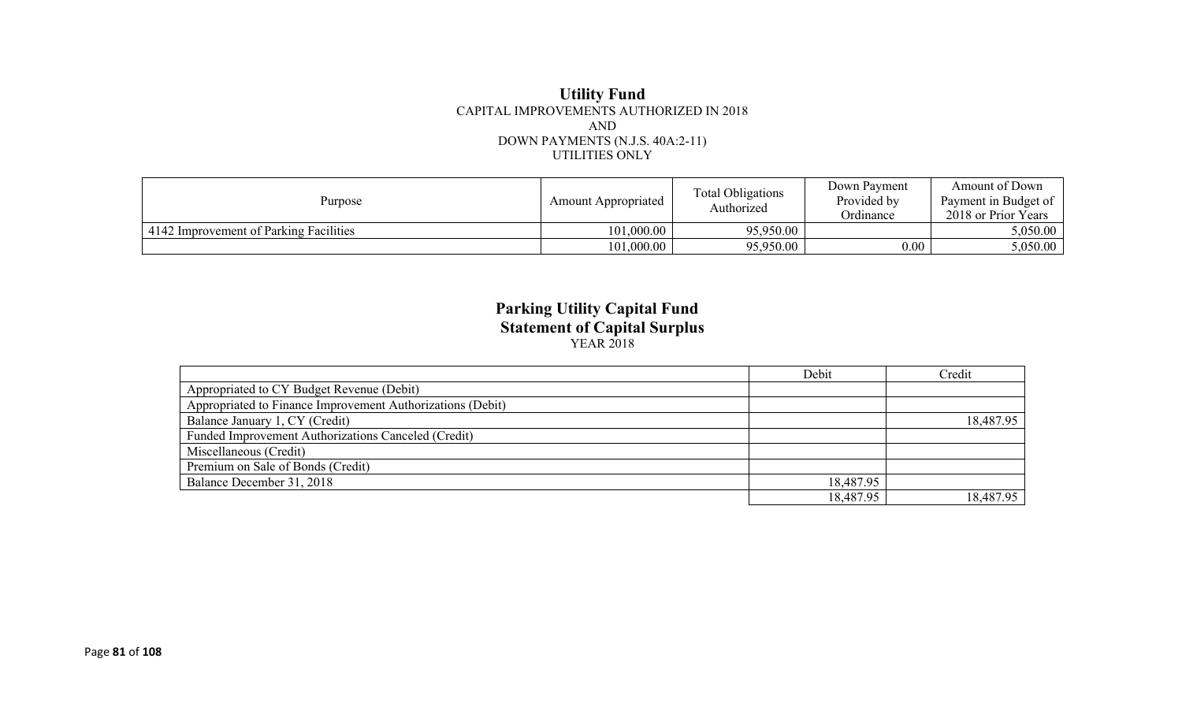## Utility Fund

CAPITAL IMPROVEMENTS AUTHORIZED IN 2018
AND
DOWN PAYMENTS (N.J.S. 40A:2-11)
UTILITIES ONLY

| Purpose | Amount Appropriated | Total Obligations Authorized | Down Payment Provided by Ordinance | Amount of Down Payment in Budget of 2018 or Prior Years |
|---|---|---|---|---|
| 4142 Improvement of Parking Facilities | 101,000.00 | 95,950.00 | | 5,050.00 |
| | 101,000.00 | 95,950.00 | 0.00 | 5,050.00 |

## Parking Utility Capital Fund
## Statement of Capital Surplus

YEAR 2018

| | Debit | Credit |
|---|---|---|
| Appropriated to CY Budget Revenue (Debit) | | |
| Appropriated to Finance Improvement Authorizations (Debit) | | |
| Balance January 1, CY (Credit) | | 18,487.95 |
| Funded Improvement Authorizations Canceled (Credit) | | |
| Miscellaneous (Credit) | | |
| Premium on Sale of Bonds (Credit) | | |
| Balance December 31, 2018 | 18,487.95 | |
| | 18,487.95 | 18,487.95 |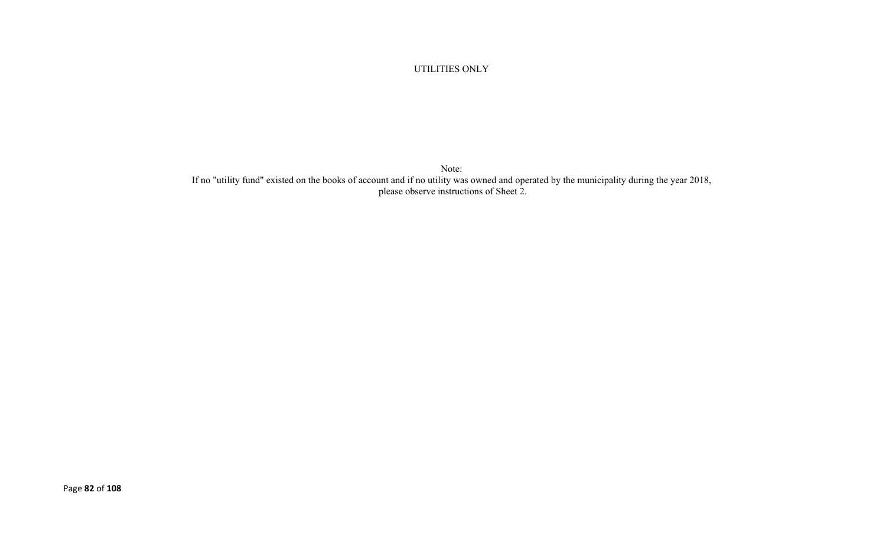UTILITIES ONLY

Note:
If no "utility fund" existed on the books of account and if no utility was owned and operated by the municipality during the year 2018, please observe instructions of Sheet 2.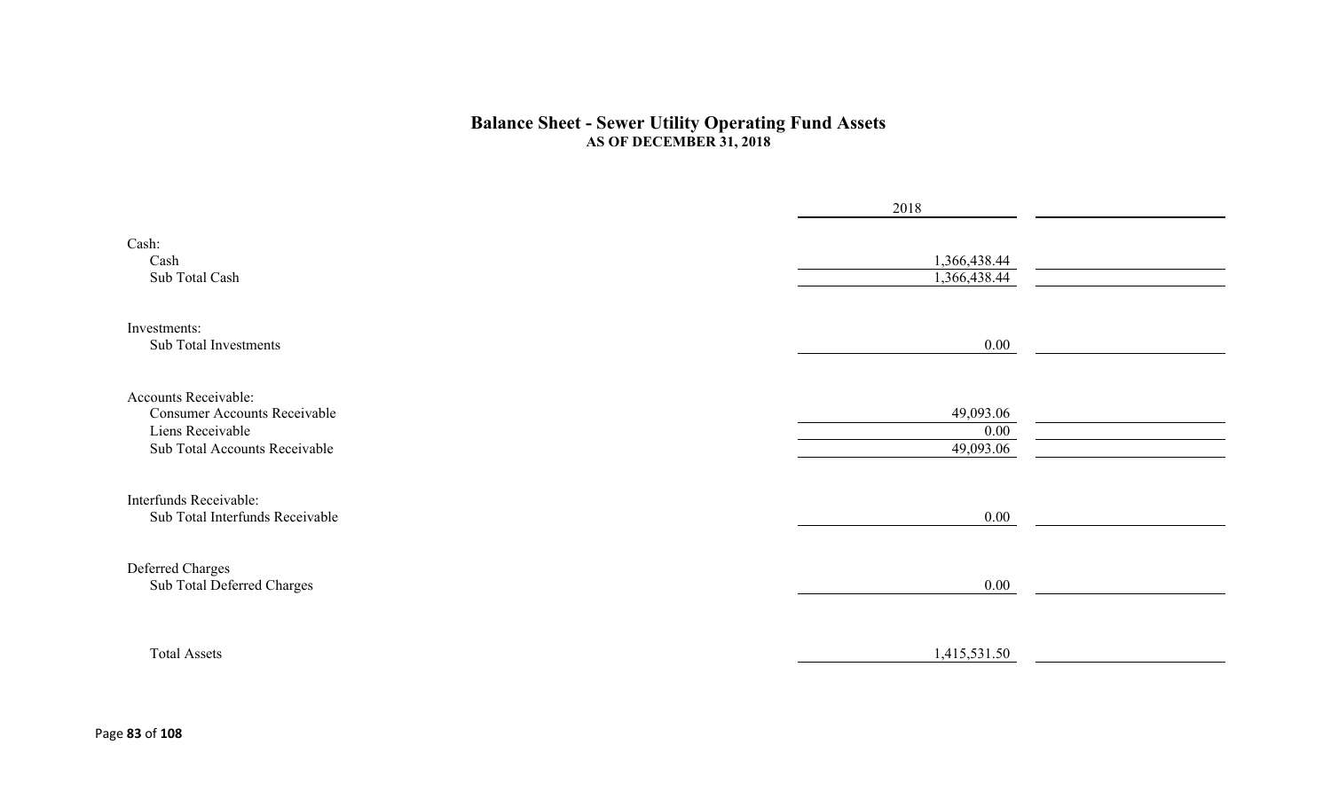## Balance Sheet - Sewer Utility Operating Fund Assets

**AS OF DECEMBER 31, 2018**

| | 2018 | |
|---|---|---|
| Cash: | | |
| Cash | 1,366,438.44 | |
| Sub Total Cash | 1,366,438.44 | |
| Investments: | | |
| Sub Total Investments | 0.00 | |
| Accounts Receivable: | | |
| Consumer Accounts Receivable | 49,093.06 | |
| Liens Receivable | 0.00 | |
| Sub Total Accounts Receivable | 49,093.06 | |
| Interfunds Receivable: | | |
| Sub Total Interfunds Receivable | 0.00 | |
| Deferred Charges | | |
| Sub Total Deferred Charges | 0.00 | |
| Total Assets | 1,415,531.50 | |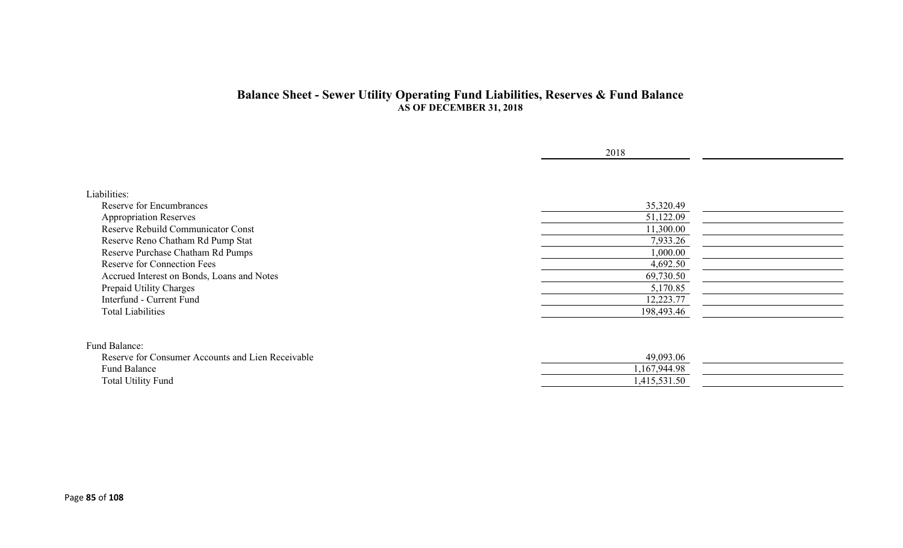## Balance Sheet - Sewer Utility Operating Fund Liabilities, Reserves & Fund Balance

**AS OF DECEMBER 31, 2018**

| | 2018 | |
|---|---|---|
| Liabilities: | | |
| Reserve for Encumbrances | 35,320.49 | |
| Appropriation Reserves | 51,122.09 | |
| Reserve Rebuild Communicator Const | 11,300.00 | |
| Reserve Reno Chatham Rd Pump Stat | 7,933.26 | |
| Reserve Purchase Chatham Rd Pumps | 1,000.00 | |
| Reserve for Connection Fees | 4,692.50 | |
| Accrued Interest on Bonds, Loans and Notes | 69,730.50 | |
| Prepaid Utility Charges | 5,170.85 | |
| Interfund - Current Fund | 12,223.77 | |
| Total Liabilities | 198,493.46 | |
| | | |
| Fund Balance: | | |
| Reserve for Consumer Accounts and Lien Receivable | 49,093.06 | |
| Fund Balance | 1,167,944.98 | |
| Total Utility Fund | 1,415,531.50 | |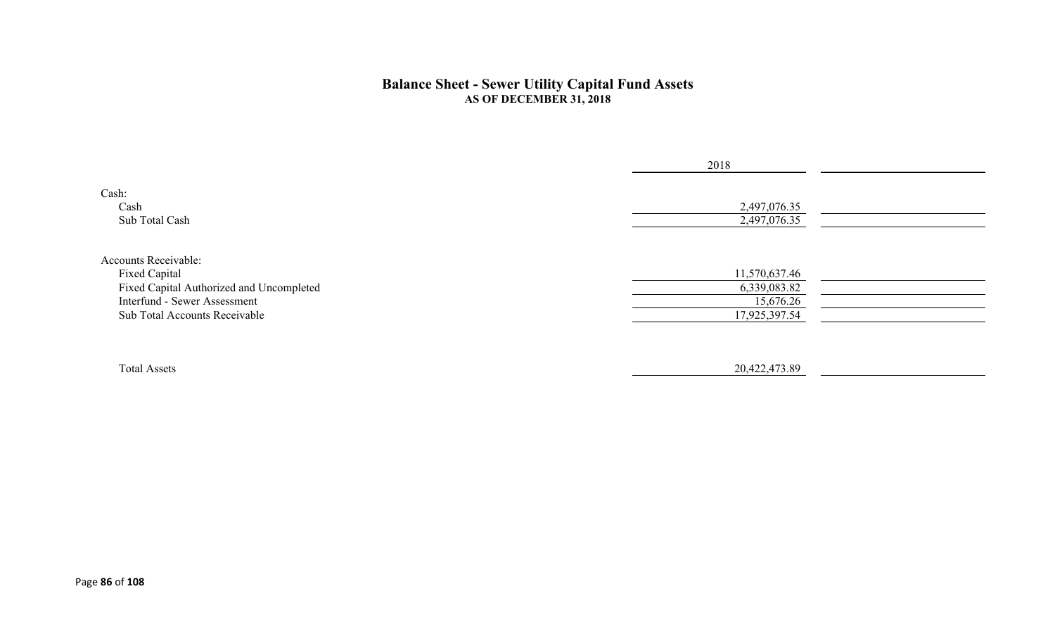# Balance Sheet - Sewer Utility Capital Fund Assets
### AS OF DECEMBER 31, 2018

| | 2018 | |
|---|---|---|
| Cash: | | |
| Cash | 2,497,076.35 | |
| Sub Total Cash | 2,497,076.35 | |
| | | |
| Accounts Receivable: | | |
| Fixed Capital | 11,570,637.46 | |
| Fixed Capital Authorized and Uncompleted | 6,339,083.82 | |
| Interfund - Sewer Assessment | 15,676.26 | |
| Sub Total Accounts Receivable | 17,925,397.54 | |
| | | |
| Total Assets | 20,422,473.89 | |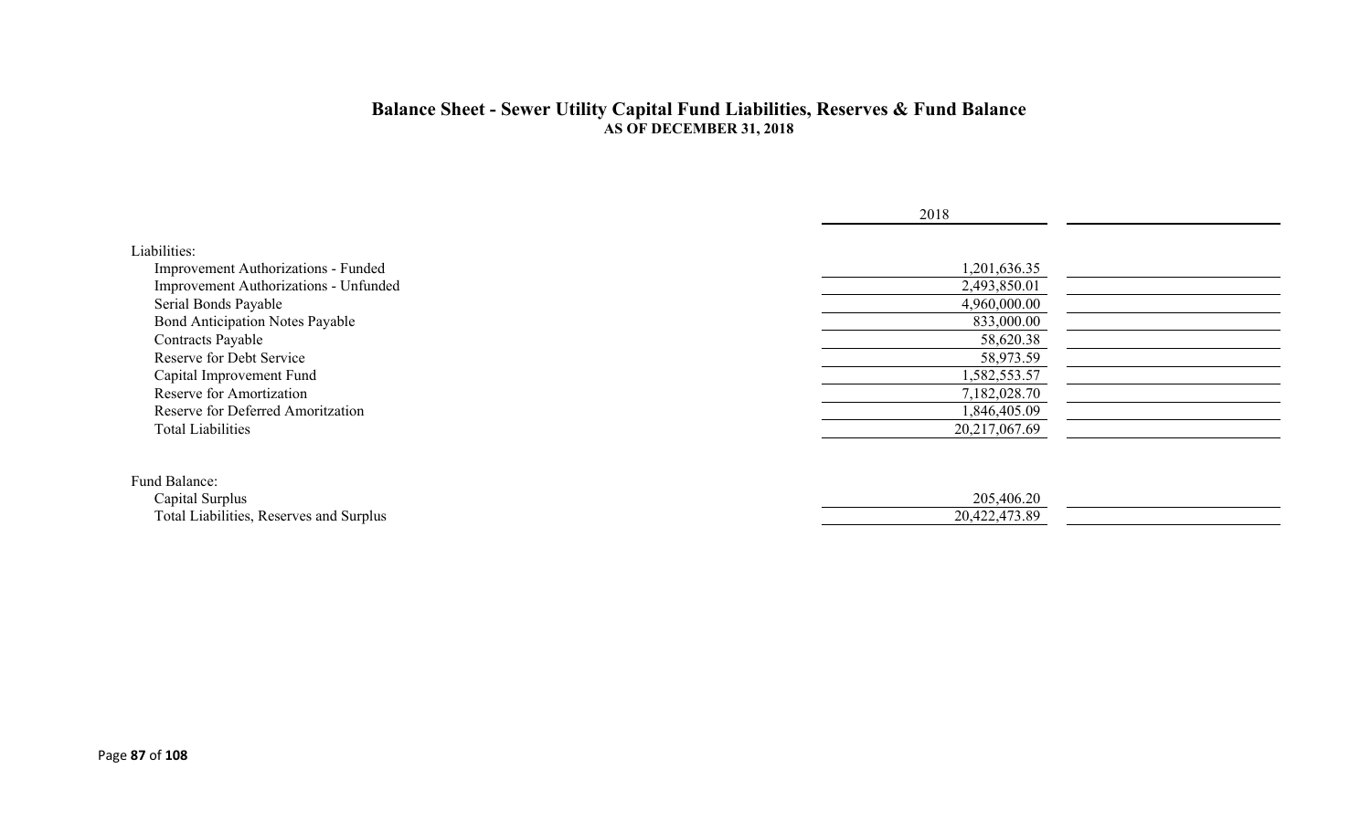## Balance Sheet - Sewer Utility Capital Fund Liabilities, Reserves & Fund Balance

**AS OF DECEMBER 31, 2018**

| | 2018 | |
|---|---|---|
| Liabilities: | | |
| Improvement Authorizations - Funded | 1,201,636.35 | |
| Improvement Authorizations - Unfunded | 2,493,850.01 | |
| Serial Bonds Payable | 4,960,000.00 | |
| Bond Anticipation Notes Payable | 833,000.00 | |
| Contracts Payable | 58,620.38 | |
| Reserve for Debt Service | 58,973.59 | |
| Capital Improvement Fund | 1,582,553.57 | |
| Reserve for Amortization | 7,182,028.70 | |
| Reserve for Deferred Amoritzation | 1,846,405.09 | |
| Total Liabilities | 20,217,067.69 | |
| | | |
| Fund Balance: | | |
| Capital Surplus | 205,406.20 | |
| Total Liabilities, Reserves and Surplus | 20,422,473.89 | |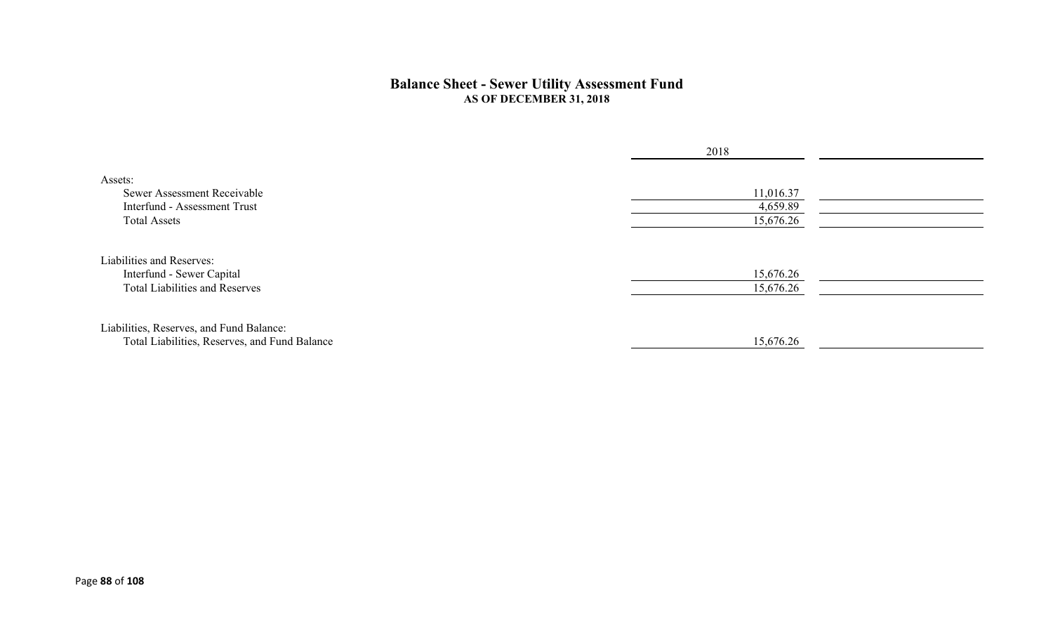## Balance Sheet - Sewer Utility Assessment Fund
### AS OF DECEMBER 31, 2018

| | 2018 | |
|---|---|---|
| Assets: | | |
| Sewer Assessment Receivable | 11,016.37 | |
| Interfund - Assessment Trust | 4,659.89 | |
| Total Assets | 15,676.26 | |
| | | |
| Liabilities and Reserves: | | |
| Interfund - Sewer Capital | 15,676.26 | |
| Total Liabilities and Reserves | 15,676.26 | |
| | | |
| Liabilities, Reserves, and Fund Balance: | | |
| Total Liabilities, Reserves, and Fund Balance | 15,676.26 | |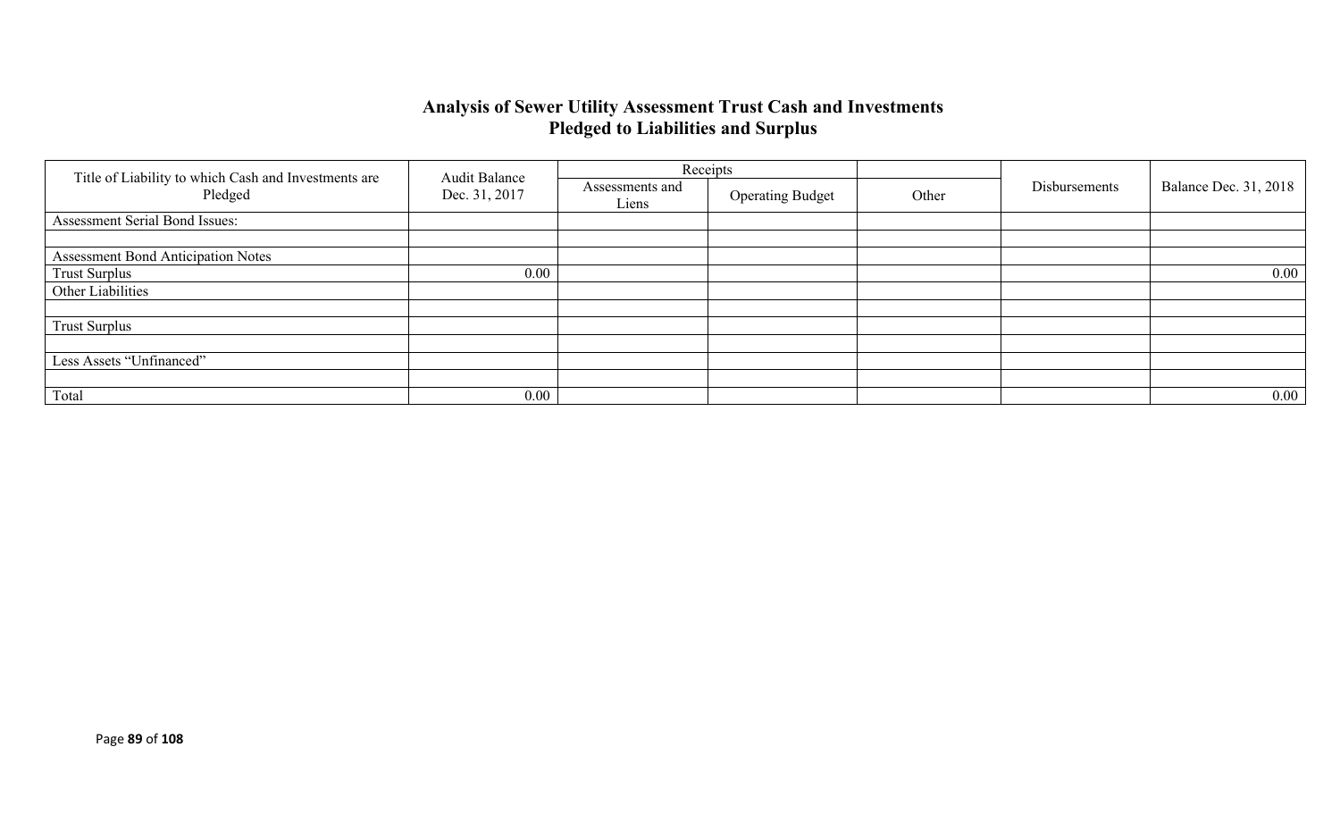## Analysis of Sewer Utility Assessment Trust Cash and Investments Pledged to Liabilities and Surplus

| Title of Liability to which Cash and Investments are Pledged | Audit Balance Dec. 31, 2017 | Receipts | | | Disbursements | Balance Dec. 31, 2018 |
|---|---|---|---|---|---|---|
| | | Assessments and Liens | Operating Budget | Other | | |
| Assessment Serial Bond Issues: | | | | | | |
| | | | | | | |
| Assessment Bond Anticipation Notes | | | | | | |
| Trust Surplus | 0.00 | | | | | 0.00 |
| Other Liabilities | | | | | | |
| | | | | | | |
| Trust Surplus | | | | | | |
| | | | | | | |
| Less Assets “Unfinanced” | | | | | | |
| | | | | | | |
| Total | 0.00 | | | | | 0.00 |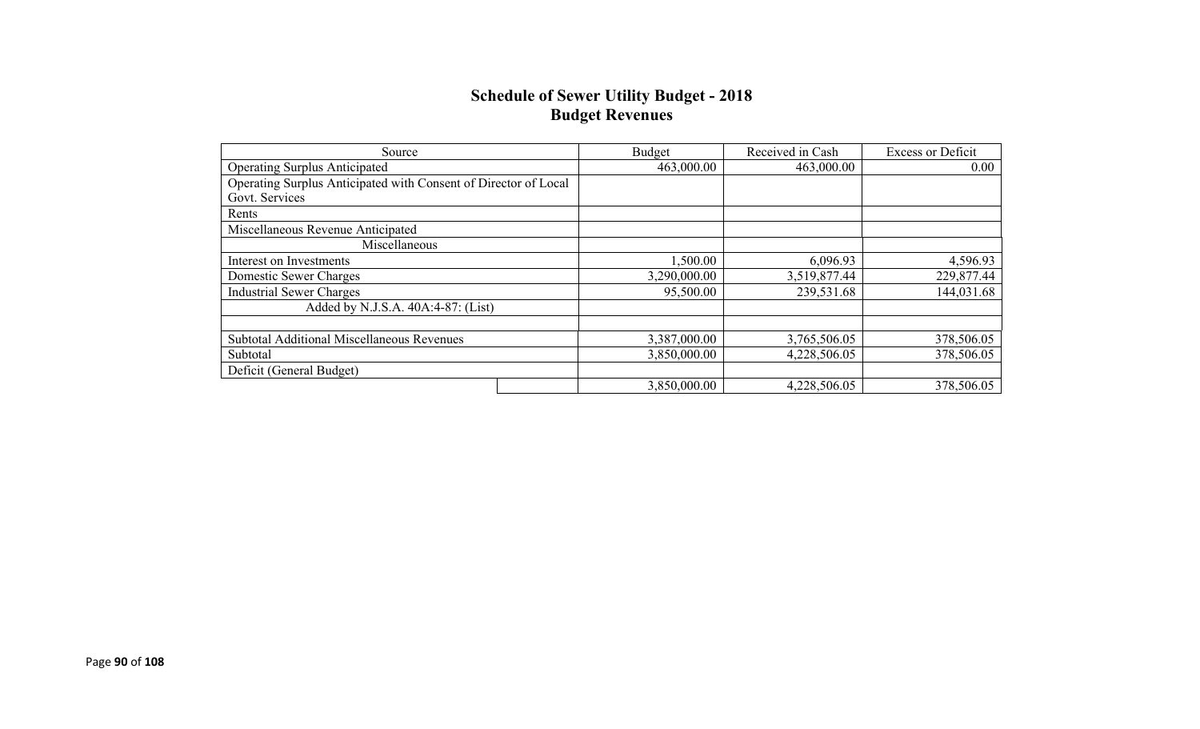## Schedule of Sewer Utility Budget - 2018
## Budget Revenues

| Source | Budget | Received in Cash | Excess or Deficit |
|---|---|---|---|
| Operating Surplus Anticipated | 463,000.00 | 463,000.00 | 0.00 |
| Operating Surplus Anticipated with Consent of Director of Local Govt. Services | | | |
| Rents | | | |
| Miscellaneous Revenue Anticipated | | | |
| Miscellaneous | | | |
| Interest on Investments | 1,500.00 | 6,096.93 | 4,596.93 |
| Domestic Sewer Charges | 3,290,000.00 | 3,519,877.44 | 229,877.44 |
| Industrial Sewer Charges | 95,500.00 | 239,531.68 | 144,031.68 |
| Added by N.J.S.A. 40A:4-87: (List) | | | |
| | | | |
| Subtotal Additional Miscellaneous Revenues | 3,387,000.00 | 3,765,506.05 | 378,506.05 |
| Subtotal | 3,850,000.00 | 4,228,506.05 | 378,506.05 |
| Deficit (General Budget) | | | |
| | 3,850,000.00 | 4,228,506.05 | 378,506.05 |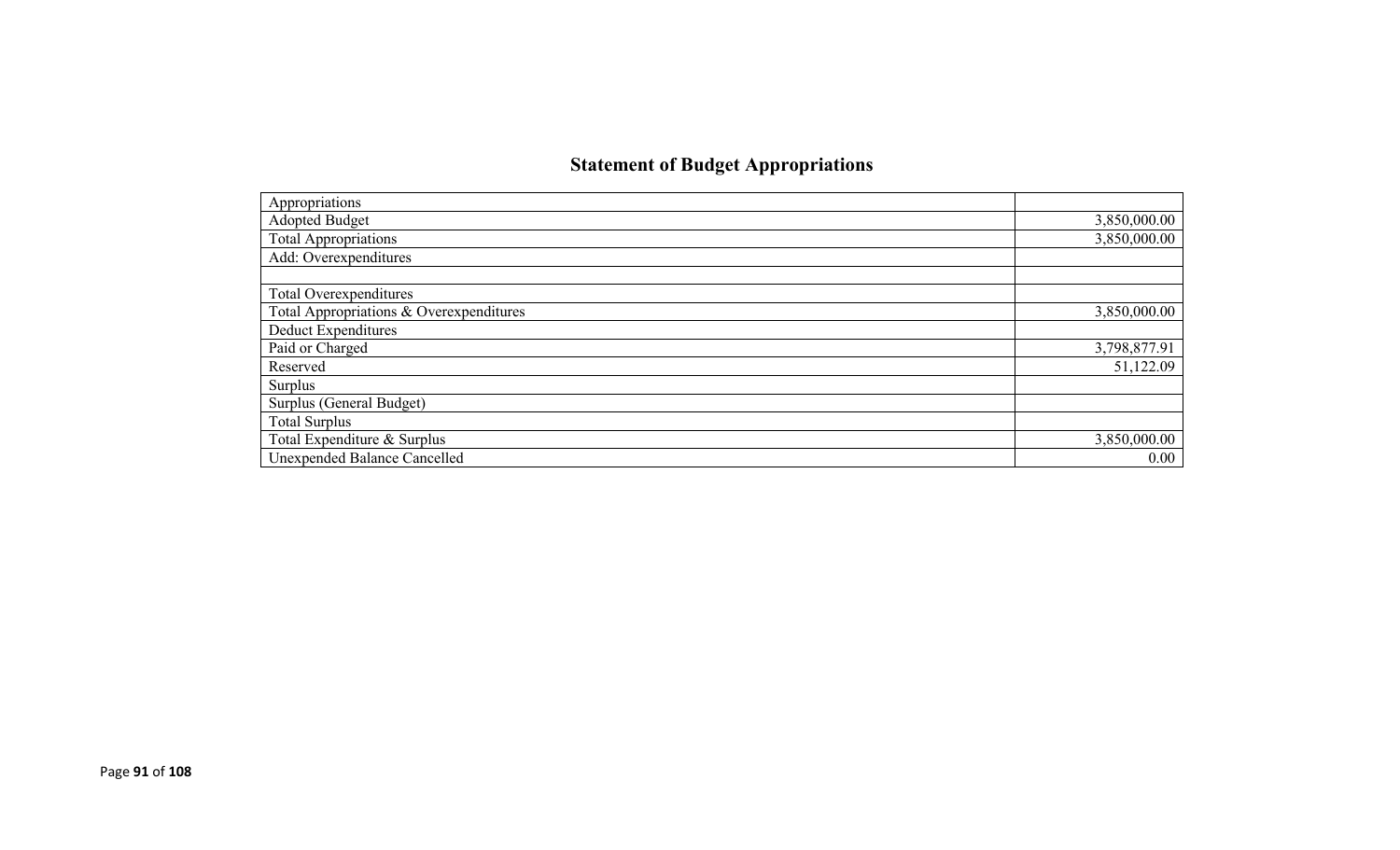## Statement of Budget Appropriations

| | |
|---|---|
| Appropriations | |
| Adopted Budget | 3,850,000.00 |
| Total Appropriations | 3,850,000.00 |
| Add: Overexpenditures | |
| | |
| Total Overexpenditures | |
| Total Appropriations & Overexpenditures | 3,850,000.00 |
| Deduct Expenditures | |
| Paid or Charged | 3,798,877.91 |
| Reserved | 51,122.09 |
| Surplus | |
| Surplus (General Budget) | |
| Total Surplus | |
| Total Expenditure & Surplus | 3,850,000.00 |
| Unexpended Balance Cancelled | 0.00 |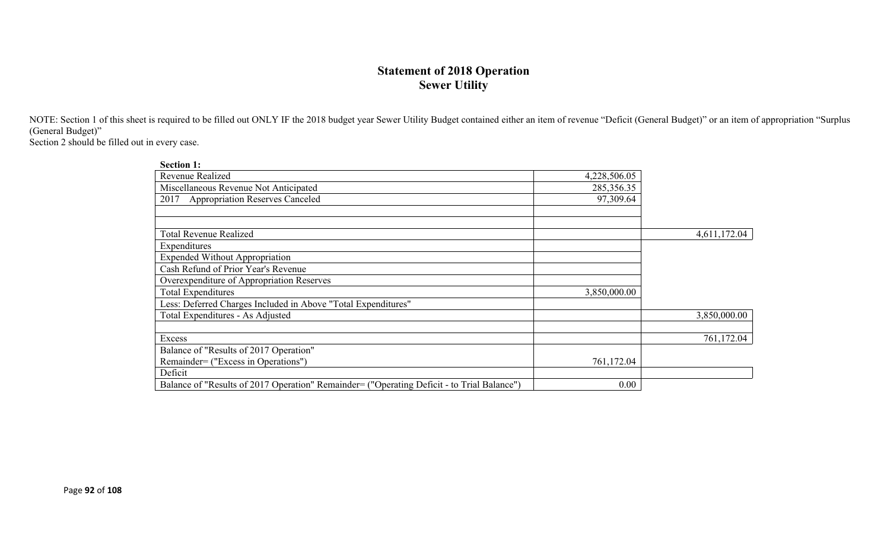# Statement of 2018 Operation
## Sewer Utility

NOTE: Section 1 of this sheet is required to be filled out ONLY IF the 2018 budget year Sewer Utility Budget contained either an item of revenue "Deficit (General Budget)" or an item of appropriation "Surplus (General Budget)"
Section 2 should be filled out in every case.

**Section 1:**

| | | |
|---|---|---|
| Revenue Realized | 4,228,506.05 | |
| Miscellaneous Revenue Not Anticipated | 285,356.35 | |
| 2017 Appropriation Reserves Canceled | 97,309.64 | |
| | | |
| | | |
| Total Revenue Realized | | 4,611,172.04 |
| Expenditures | | |
| Expended Without Appropriation | | |
| Cash Refund of Prior Year's Revenue | | |
| Overexpenditure of Appropriation Reserves | | |
| Total Expenditures | 3,850,000.00 | |
| Less: Deferred Charges Included in Above "Total Expenditures" | | |
| Total Expenditures - As Adjusted | | 3,850,000.00 |
| | | |
| Excess | | 761,172.04 |
| Balance of "Results of 2017 Operation" Remainder= ("Excess in Operations") | 761,172.04 | |
| Deficit | | |
| Balance of "Results of 2017 Operation" Remainder= ("Operating Deficit - to Trial Balance") | 0.00 | |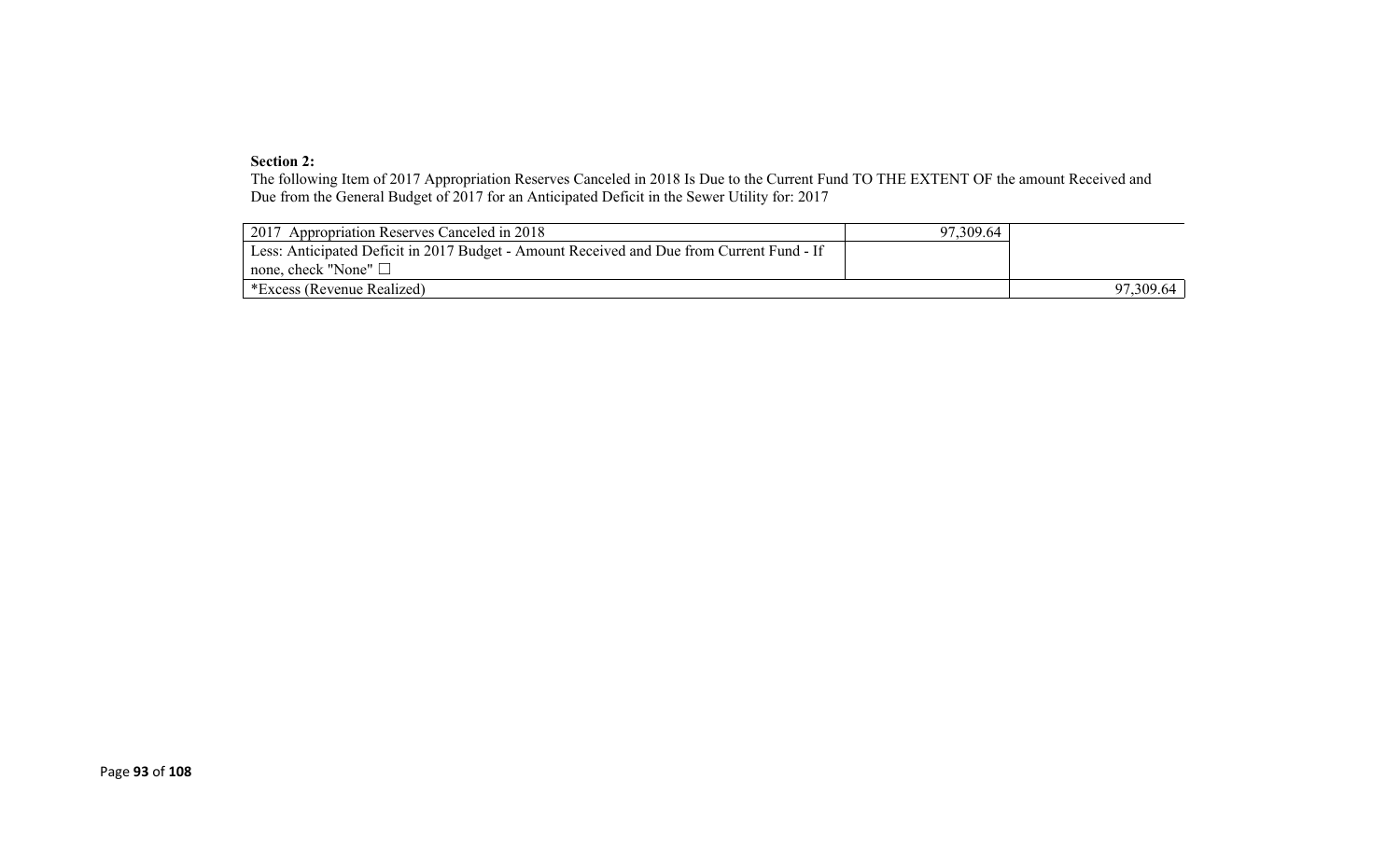**Section 2:**

The following Item of 2017 Appropriation Reserves Canceled in 2018 Is Due to the Current Fund TO THE EXTENT OF the amount Received and Due from the General Budget of 2017 for an Anticipated Deficit in the Sewer Utility for: 2017

| | | |
|---|---|---|
| 2017 Appropriation Reserves Canceled in 2018 | 97,309.64 | |
| Less: Anticipated Deficit in 2017 Budget - Amount Received and Due from Current Fund - If none, check "None" ☐ | | |
| *Excess (Revenue Realized) | | 97,309.64 |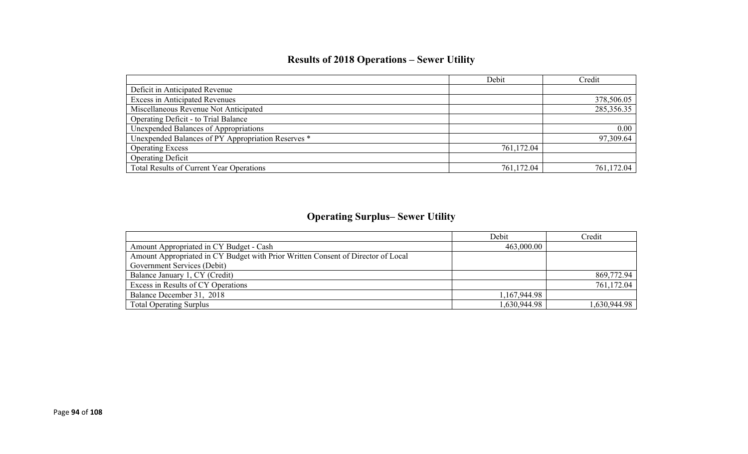## Results of 2018 Operations – Sewer Utility

| | Debit | Credit |
|---|---|---|
| Deficit in Anticipated Revenue | | |
| Excess in Anticipated Revenues | | 378,506.05 |
| Miscellaneous Revenue Not Anticipated | | 285,356.35 |
| Operating Deficit - to Trial Balance | | |
| Unexpended Balances of Appropriations | | 0.00 |
| Unexpended Balances of PY Appropriation Reserves * | | 97,309.64 |
| Operating Excess | 761,172.04 | |
| Operating Deficit | | |
| Total Results of Current Year Operations | 761,172.04 | 761,172.04 |

## Operating Surplus– Sewer Utility

| | Debit | Credit |
|---|---|---|
| Amount Appropriated in CY Budget - Cash | 463,000.00 | |
| Amount Appropriated in CY Budget with Prior Written Consent of Director of Local Government Services (Debit) | | |
| Balance January 1, CY (Credit) | | 869,772.94 |
| Excess in Results of CY Operations | | 761,172.04 |
| Balance December 31, 2018 | 1,167,944.98 | |
| Total Operating Surplus | 1,630,944.98 | 1,630,944.98 |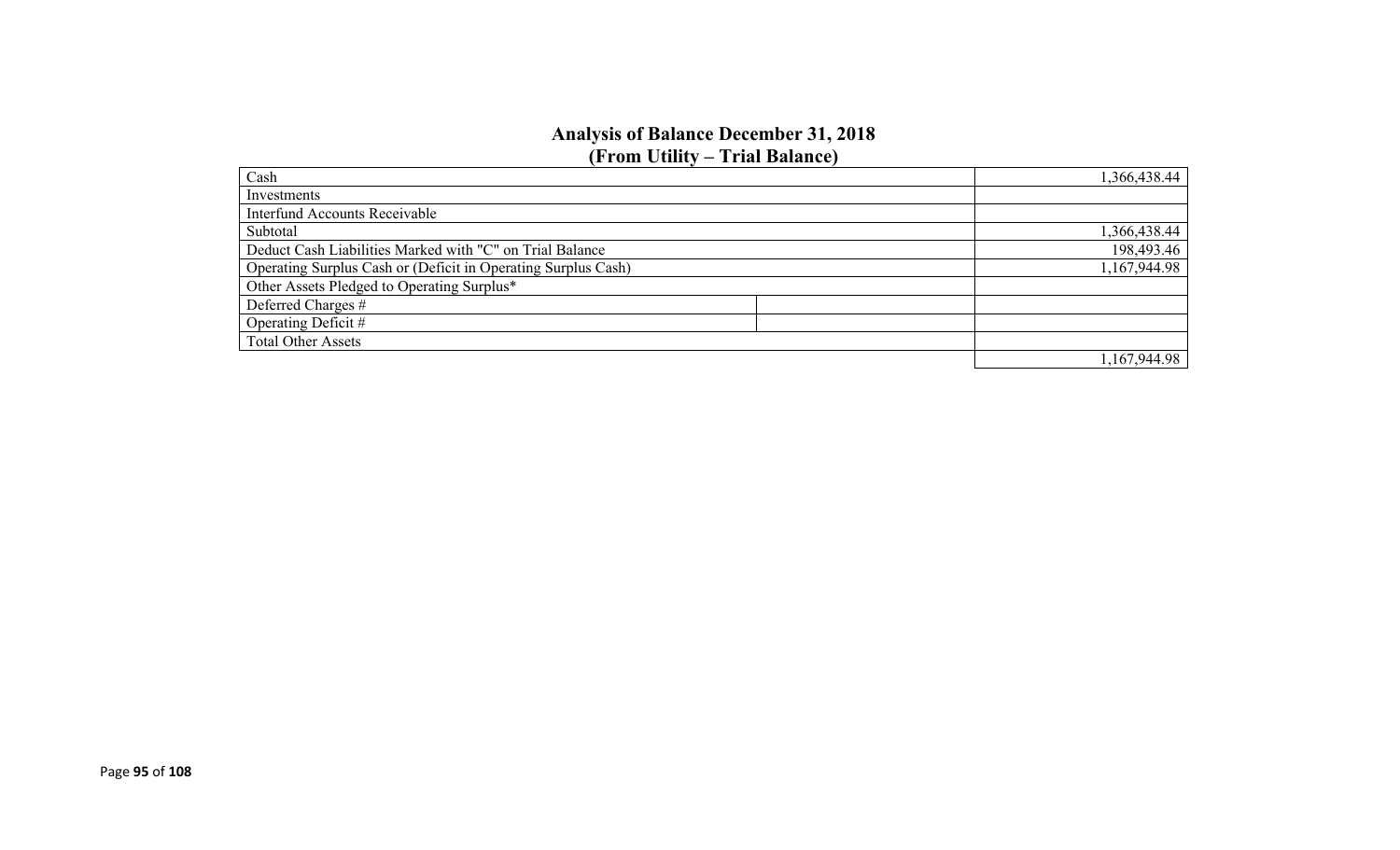## Analysis of Balance December 31, 2018
## (From Utility – Trial Balance)

| | | |
|---|---|---|
| Cash | | 1,366,438.44 |
| Investments | | |
| Interfund Accounts Receivable | | |
| Subtotal | | 1,366,438.44 |
| Deduct Cash Liabilities Marked with "C" on Trial Balance | | 198,493.46 |
| Operating Surplus Cash or (Deficit in Operating Surplus Cash) | | 1,167,944.98 |
| Other Assets Pledged to Operating Surplus* | | |
| Deferred Charges # | | |
| Operating Deficit # | | |
| Total Other Assets | | |
| | | 1,167,944.98 |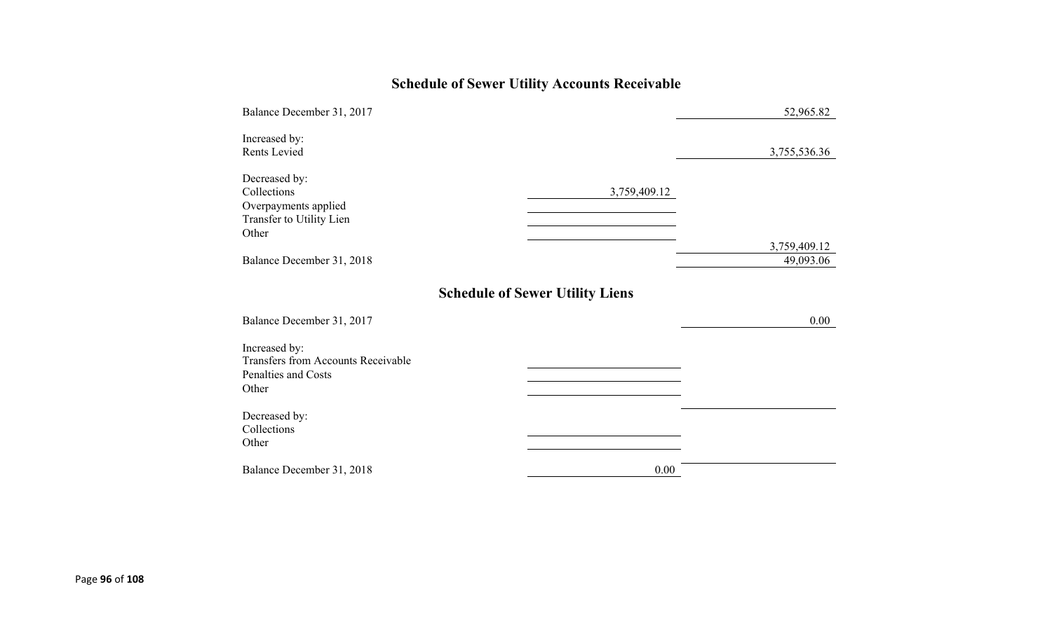## Schedule of Sewer Utility Accounts Receivable

| | | |
|---|---|---|
| Balance December 31, 2017 | | 52,965.82 |
| Increased by: | | |
| Rents Levied | | 3,755,536.36 |
| Decreased by: | | |
| Collections | 3,759,409.12 | |
| Overpayments applied | | |
| Transfer to Utility Lien | | |
| Other | | |
| | | 3,759,409.12 |
| Balance December 31, 2018 | | 49,093.06 |

## Schedule of Sewer Utility Liens

| | | |
|---|---|---|
| Balance December 31, 2017 | | 0.00 |
| Increased by: | | |
| Transfers from Accounts Receivable | | |
| Penalties and Costs | | |
| Other | | |
| Decreased by: | | |
| Collections | | |
| Other | | |
| Balance December 31, 2018 | 0.00 | |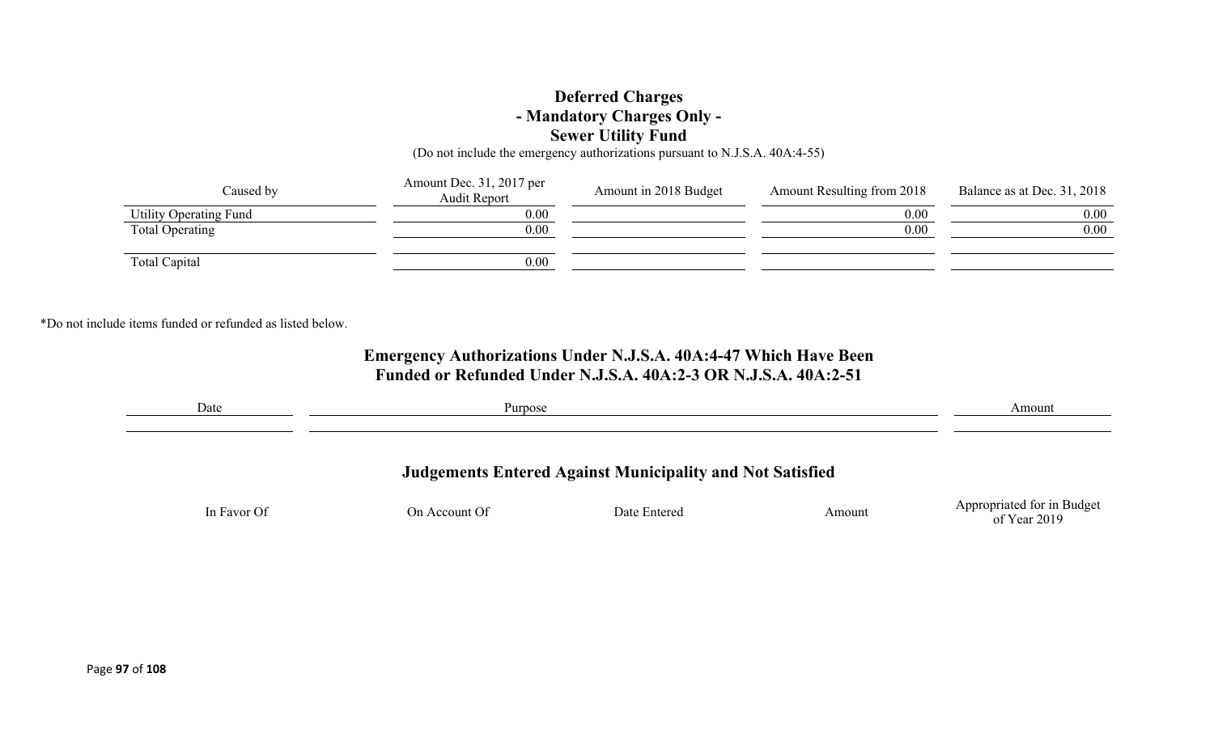## Deferred Charges
### - Mandatory Charges Only -
### Sewer Utility Fund

(Do not include the emergency authorizations pursuant to N.J.S.A. 40A:4-55)

| Caused by | Amount Dec. 31, 2017 per Audit Report | Amount in 2018 Budget | Amount Resulting from 2018 | Balance as at Dec. 31, 2018 |
|---|---|---|---|---|
| Utility Operating Fund | 0.00 | | 0.00 | 0.00 |
| Total Operating | 0.00 | | 0.00 | 0.00 |
| | | | | |
| Total Capital | 0.00 | | | |

*Do not include items funded or refunded as listed below.

## Emergency Authorizations Under N.J.S.A. 40A:4-47 Which Have Been Funded or Refunded Under N.J.S.A. 40A:2-3 OR N.J.S.A. 40A:2-51

| Date | Purpose | Amount |
|---|---|---|
| | | |

## Judgements Entered Against Municipality and Not Satisfied

| In Favor Of | On Account Of | Date Entered | Amount | Appropriated for in Budget of Year 2019 |
|---|---|---|---|---|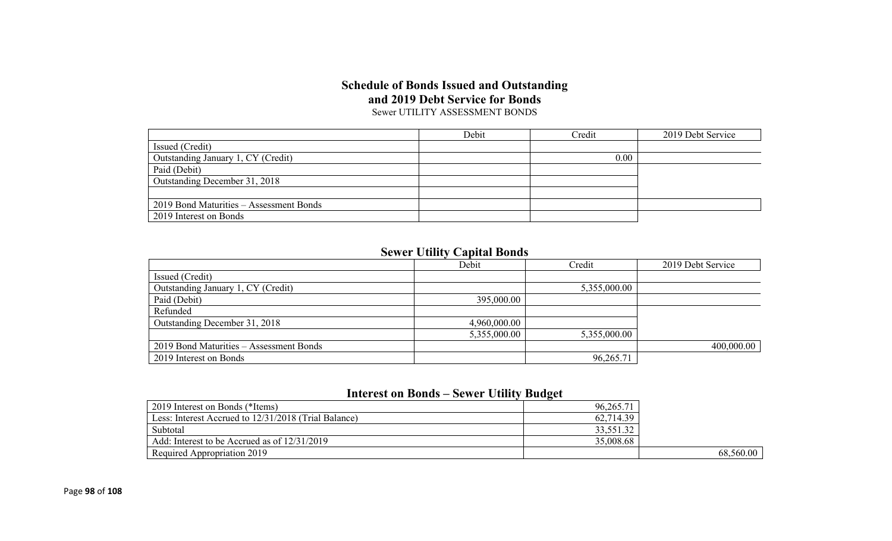## Schedule of Bonds Issued and Outstanding and 2019 Debt Service for Bonds

Sewer UTILITY ASSESSMENT BONDS

| | Debit | Credit | 2019 Debt Service |
|---|---|---|---|
| Issued (Credit) | | | |
| Outstanding January 1, CY (Credit) | | 0.00 | |
| Paid (Debit) | | | |
| Outstanding December 31, 2018 | | | |
| | | | |
| 2019 Bond Maturities – Assessment Bonds | | | |
| 2019 Interest on Bonds | | | |

## Sewer Utility Capital Bonds

| | Debit | Credit | 2019 Debt Service |
|---|---|---|---|
| Issued (Credit) | | | |
| Outstanding January 1, CY (Credit) | | 5,355,000.00 | |
| Paid (Debit) | 395,000.00 | | |
| Refunded | | | |
| Outstanding December 31, 2018 | 4,960,000.00 | | |
| | 5,355,000.00 | 5,355,000.00 | |
| 2019 Bond Maturities – Assessment Bonds | | | 400,000.00 |
| 2019 Interest on Bonds | | 96,265.71 | |

## Interest on Bonds – Sewer Utility Budget

| | | |
|---|---|---|
| 2019 Interest on Bonds (*Items) | 96,265.71 | |
| Less: Interest Accrued to 12/31/2018 (Trial Balance) | 62,714.39 | |
| Subtotal | 33,551.32 | |
| Add: Interest to be Accrued as of 12/31/2019 | 35,008.68 | |
| Required Appropriation 2019 | | 68,560.00 |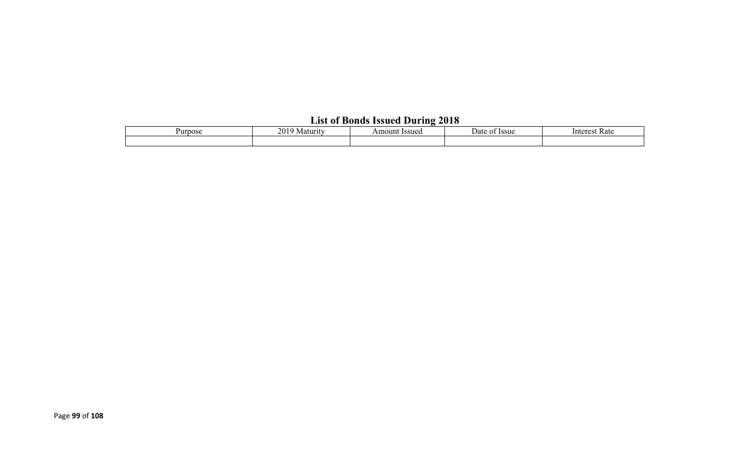## List of Bonds Issued During 2018

| Purpose | 2019 Maturity | Amount Issued | Date of Issue | Interest Rate |
|---|---|---|---|---|
| | | | | |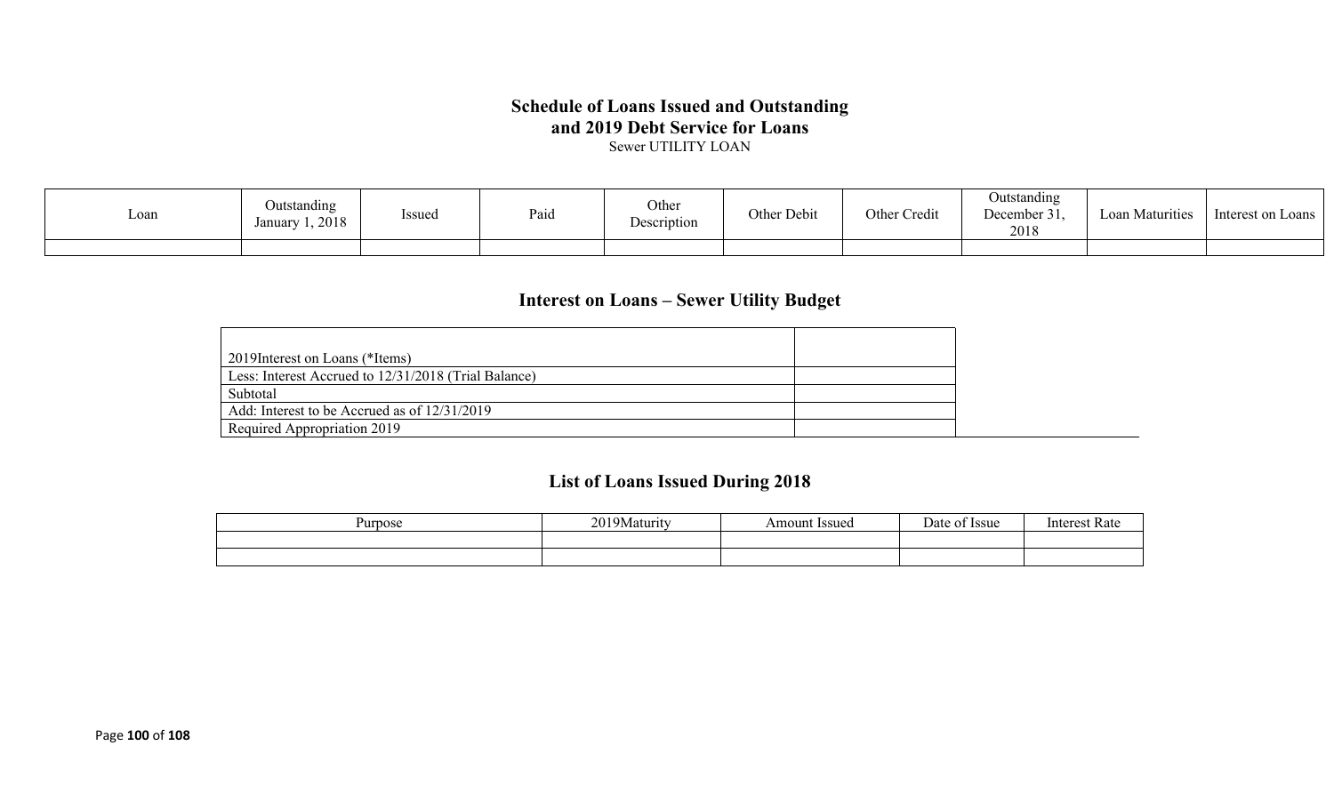## Schedule of Loans Issued and Outstanding and 2019 Debt Service for Loans

Sewer UTILITY LOAN

| Loan | Outstanding January 1, 2018 | Issued | Paid | Other Description | Other Debit | Other Credit | Outstanding December 31, 2018 | Loan Maturities | Interest on Loans |
|---|---|---|---|---|---|---|---|---|---|
| | | | | | | | | | |

## Interest on Loans – Sewer Utility Budget

| | |
|---|---|
| 2019Interest on Loans (*Items) | |
| Less: Interest Accrued to 12/31/2018 (Trial Balance) | |
| Subtotal | |
| Add: Interest to be Accrued as of 12/31/2019 | |
| Required Appropriation 2019 | |

## List of Loans Issued During 2018

| Purpose | 2019Maturity | Amount Issued | Date of Issue | Interest Rate |
|---|---|---|---|---|
| | | | | |
| | | | | |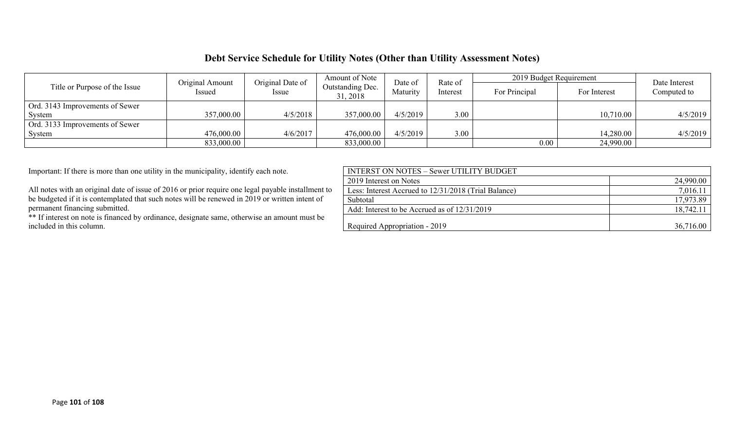## Debt Service Schedule for Utility Notes (Other than Utility Assessment Notes)

| Title or Purpose of the Issue | Original Amount Issued | Original Date of Issue | Amount of Note Outstanding Dec. 31, 2018 | Date of Maturity | Rate of Interest | 2019 Budget Requirement | | Date Interest Computed to |
|---|---|---|---|---|---|---|---|---|
| | | | | | | For Principal | For Interest | |
| Ord. 3143 Improvements of Sewer System | 357,000.00 | 4/5/2018 | 357,000.00 | 4/5/2019 | 3.00 | | 10,710.00 | 4/5/2019 |
| Ord. 3133 Improvements of Sewer System | 476,000.00 | 4/6/2017 | 476,000.00 | 4/5/2019 | 3.00 | | 14,280.00 | 4/5/2019 |
| | 833,000.00 | | 833,000.00 | | | 0.00 | 24,990.00 | |

Important: If there is more than one utility in the municipality, identify each note.

All notes with an original date of issue of 2016 or prior require one legal payable installment to be budgeted if it is contemplated that such notes will be renewed in 2019 or written intent of permanent financing submitted.

** If interest on note is financed by ordinance, designate same, otherwise an amount must be included in this column.

| INTERST ON NOTES – Sewer UTILITY BUDGET | |
|---|---|
| 2019 Interest on Notes | 24,990.00 |
| Less: Interest Accrued to 12/31/2018 (Trial Balance) | 7,016.11 |
| Subtotal | 17,973.89 |
| Add: Interest to be Accrued as of 12/31/2019 | 18,742.11 |
| Required Appropriation - 2019 | 36,716.00 |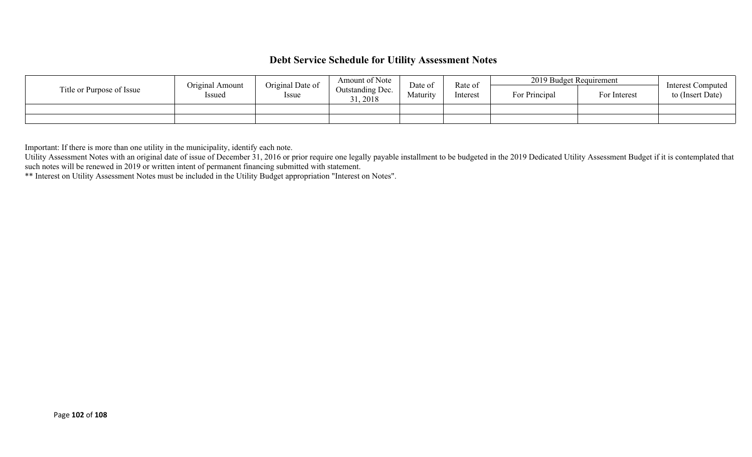# Debt Service Schedule for Utility Assessment Notes

| Title or Purpose of Issue | Original Amount Issued | Original Date of Issue | Amount of Note Outstanding Dec. 31, 2018 | Date of Maturity | Rate of Interest | 2019 Budget Requirement | | Interest Computed to (Insert Date) |
|---|---|---|---|---|---|---|---|---|
| | | | | | | For Principal | For Interest | |
| | | | | | | | | |
| | | | | | | | | |

Important: If there is more than one utility in the municipality, identify each note.

Utility Assessment Notes with an original date of issue of December 31, 2016 or prior require one legally payable installment to be budgeted in the 2019 Dedicated Utility Assessment Budget if it is contemplated that such notes will be renewed in 2019 or written intent of permanent financing submitted with statement.

** Interest on Utility Assessment Notes must be included in the Utility Budget appropriation "Interest on Notes".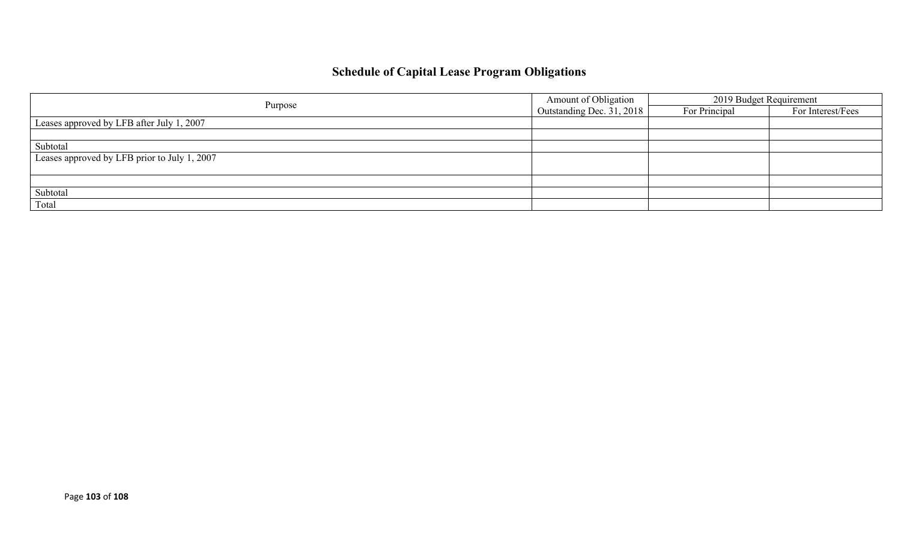## Schedule of Capital Lease Program Obligations

| Purpose | Amount of Obligation Outstanding Dec. 31, 2018 | 2019 Budget Requirement | |
|---|---|---|---|
| | | For Principal | For Interest/Fees |
| Leases approved by LFB after July 1, 2007 | | | |
| | | | |
| Subtotal | | | |
| Leases approved by LFB prior to July 1, 2007 | | | |
| | | | |
| Subtotal | | | |
| Total | | | |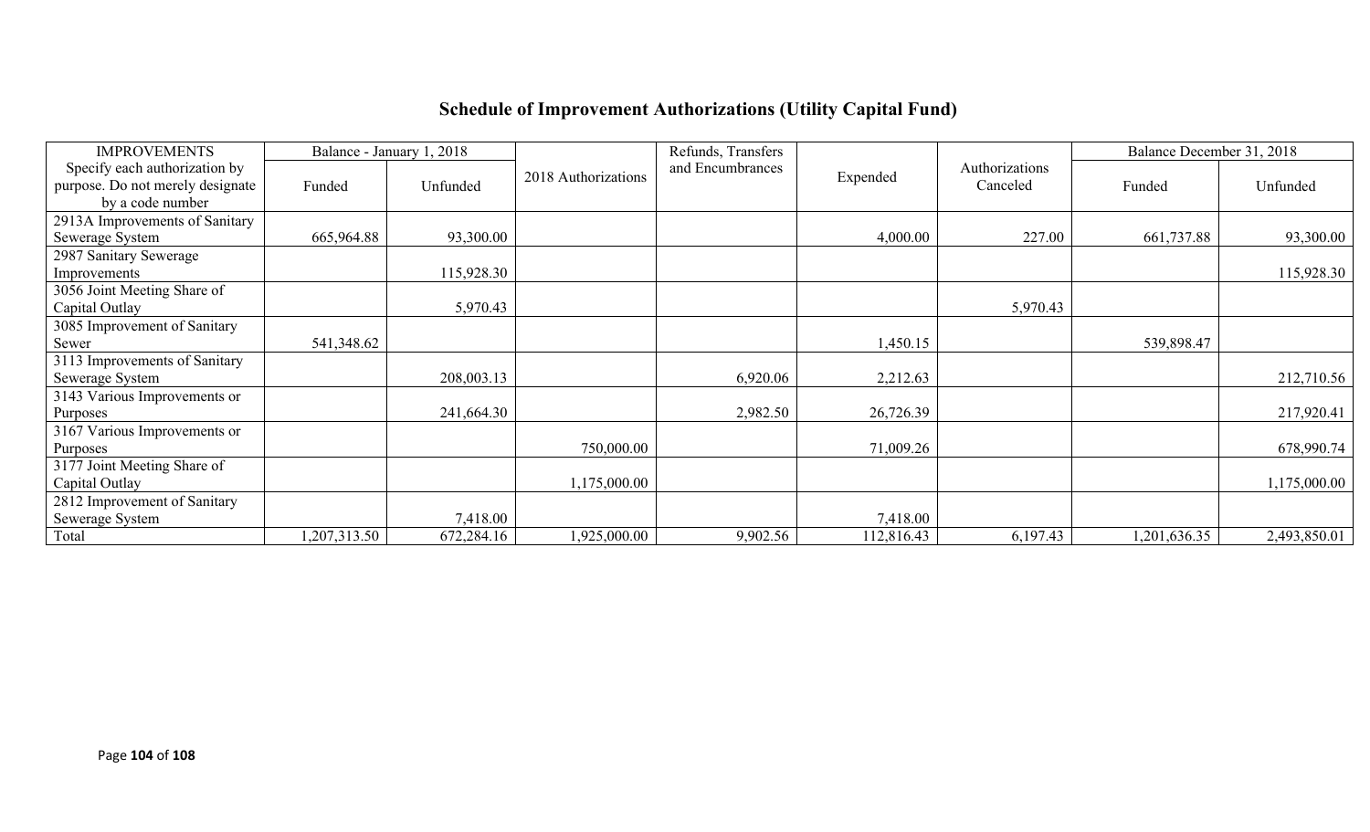# Schedule of Improvement Authorizations (Utility Capital Fund)

| IMPROVEMENTS | Balance - January 1, 2018 | | 2018 Authorizations | Refunds, Transfers and Encumbrances | Expended | Authorizations Canceled | Balance December 31, 2018 | |
|---|---|---|---|---|---|---|---|---|
| Specify each authorization by purpose. Do not merely designate by a code number | Funded | Unfunded | | | | | Funded | Unfunded |
| 2913A Improvements of Sanitary Sewerage System | 665,964.88 | 93,300.00 | | | 4,000.00 | 227.00 | 661,737.88 | 93,300.00 |
| 2987 Sanitary Sewerage Improvements | | 115,928.30 | | | | | | 115,928.30 |
| 3056 Joint Meeting Share of Capital Outlay | | 5,970.43 | | | | 5,970.43 | | |
| 3085 Improvement of Sanitary Sewer | 541,348.62 | | | | 1,450.15 | | 539,898.47 | |
| 3113 Improvements of Sanitary Sewerage System | | 208,003.13 | | 6,920.06 | 2,212.63 | | | 212,710.56 |
| 3143 Various Improvements or Purposes | | 241,664.30 | | 2,982.50 | 26,726.39 | | | 217,920.41 |
| 3167 Various Improvements or Purposes | | | 750,000.00 | | 71,009.26 | | | 678,990.74 |
| 3177 Joint Meeting Share of Capital Outlay | | | 1,175,000.00 | | | | | 1,175,000.00 |
| 2812 Improvement of Sanitary Sewerage System | | 7,418.00 | | | 7,418.00 | | | |
| Total | 1,207,313.50 | 672,284.16 | 1,925,000.00 | 9,902.56 | 112,816.43 | 6,197.43 | 1,201,636.35 | 2,493,850.01 |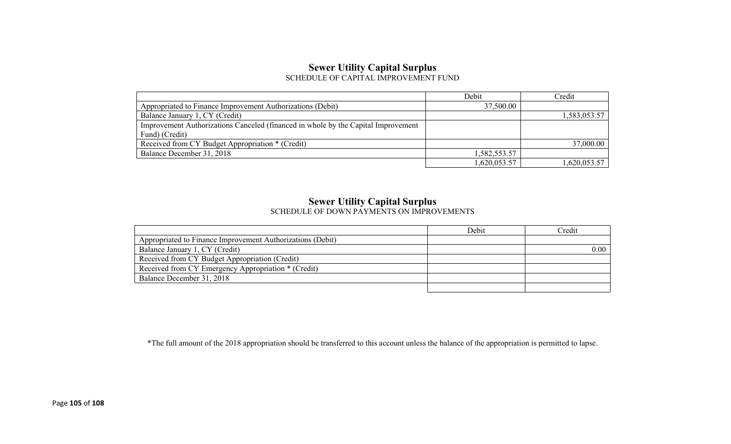## Sewer Utility Capital Surplus

SCHEDULE OF CAPITAL IMPROVEMENT FUND

| | Debit | Credit |
|---|---|---|
| Appropriated to Finance Improvement Authorizations (Debit) | 37,500.00 | |
| Balance January 1, CY (Credit) | | 1,583,053.57 |
| Improvement Authorizations Canceled (financed in whole by the Capital Improvement Fund) (Credit) | | |
| Received from CY Budget Appropriation * (Credit) | | 37,000.00 |
| Balance December 31, 2018 | 1,582,553.57 | |
| | 1,620,053.57 | 1,620,053.57 |

## Sewer Utility Capital Surplus

SCHEDULE OF DOWN PAYMENTS ON IMPROVEMENTS

| | Debit | Credit |
|---|---|---|
| Appropriated to Finance Improvement Authorizations (Debit) | | |
| Balance January 1, CY (Credit) | | 0.00 |
| Received from CY Budget Appropriation (Credit) | | |
| Received from CY Emergency Appropriation * (Credit) | | |
| Balance December 31, 2018 | | |
| | | |

*The full amount of the 2018 appropriation should be transferred to this account unless the balance of the appropriation is permitted to lapse.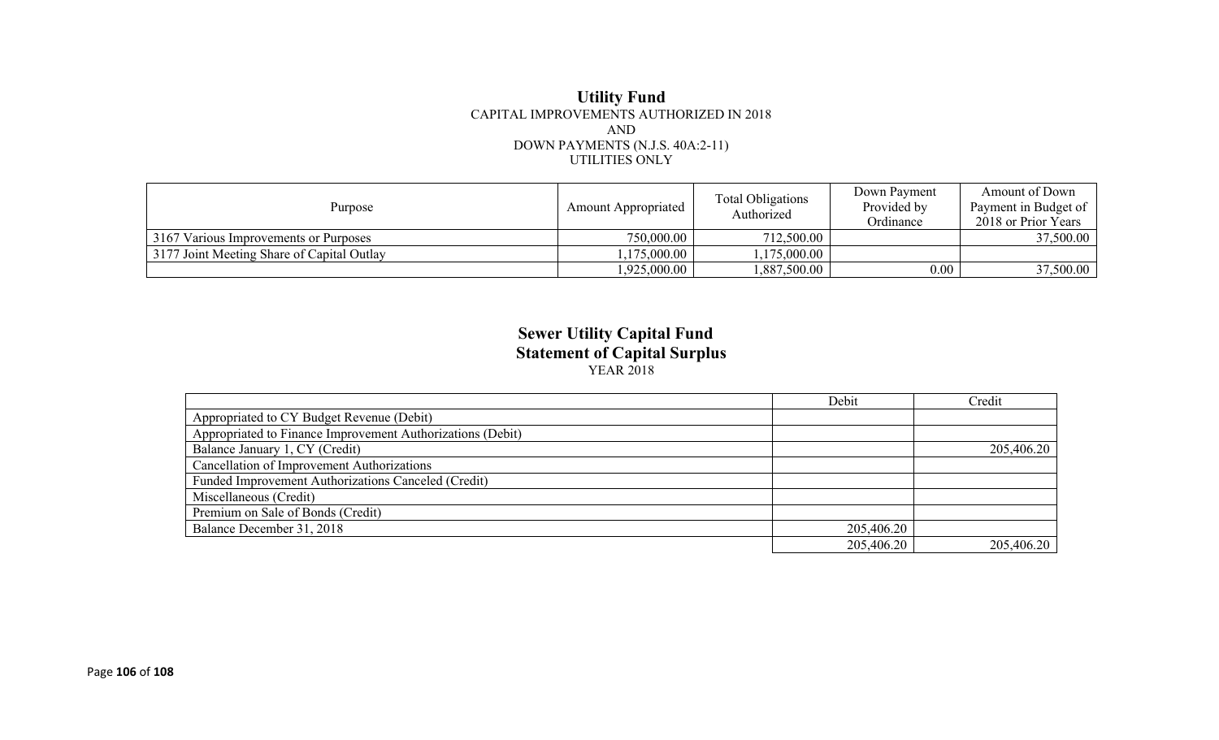## Utility Fund

CAPITAL IMPROVEMENTS AUTHORIZED IN 2018
AND
DOWN PAYMENTS (N.J.S. 40A:2-11)
UTILITIES ONLY

| Purpose | Amount Appropriated | Total Obligations Authorized | Down Payment Provided by Ordinance | Amount of Down Payment in Budget of 2018 or Prior Years |
|---|---|---|---|---|
| 3167 Various Improvements or Purposes | 750,000.00 | 712,500.00 | | 37,500.00 |
| 3177 Joint Meeting Share of Capital Outlay | 1,175,000.00 | 1,175,000.00 | | |
| | 1,925,000.00 | 1,887,500.00 | 0.00 | 37,500.00 |

## Sewer Utility Capital Fund
### Statement of Capital Surplus

YEAR 2018

| | Debit | Credit |
|---|---|---|
| Appropriated to CY Budget Revenue (Debit) | | |
| Appropriated to Finance Improvement Authorizations (Debit) | | |
| Balance January 1, CY (Credit) | | 205,406.20 |
| Cancellation of Improvement Authorizations | | |
| Funded Improvement Authorizations Canceled (Credit) | | |
| Miscellaneous (Credit) | | |
| Premium on Sale of Bonds (Credit) | | |
| Balance December 31, 2018 | 205,406.20 | |
| | 205,406.20 | 205,406.20 |